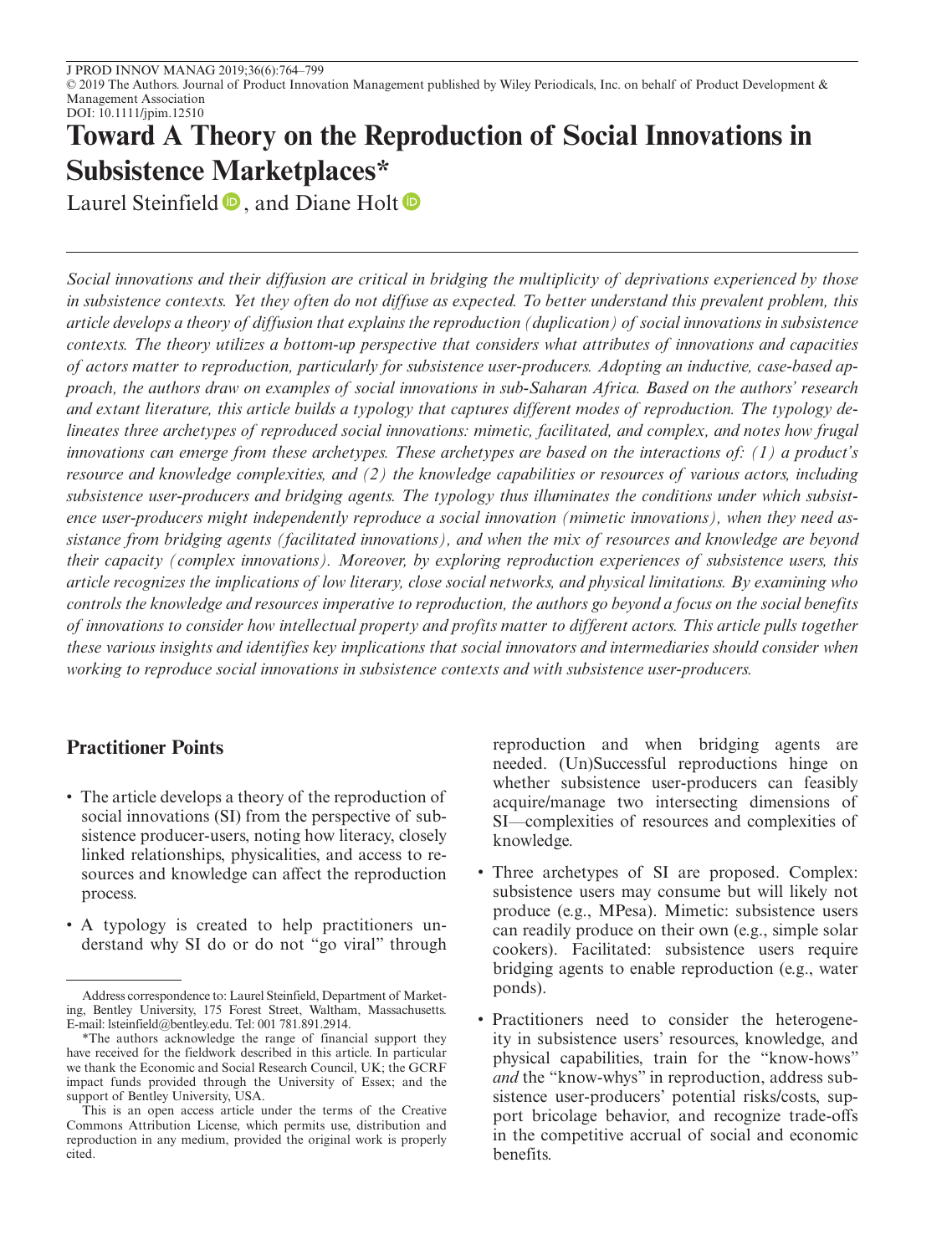# Toward A Theory on the Reproduction of Social Innovations in Subsistence Marketplaces*

Laurel Steinfield, and Diane Holt

*Social innovations and their diffusion are critical in bridging the multiplicity of deprivations experienced by those in subsistence contexts. Yet they often do not diffuse as expected. To better understand this prevalent problem, this article develops a theory of diffusion that explains the reproduction (duplication) of social innovations in subsistence contexts. The theory utilizes a bottom-up perspective that considers what attributes of innovations and capacities of actors matter to reproduction, particularly for subsistence user-producers. Adopting an inductive, case-based approach, the authors draw on examples of social innovations in sub-Saharan Africa. Based on the authors' research and extant literature, this article builds a typology that captures different modes of reproduction. The typology delineates three archetypes of reproduced social innovations: mimetic, facilitated, and complex, and notes how frugal innovations can emerge from these archetypes. These archetypes are based on the interactions of: (1) a product's resource and knowledge complexities, and (2) the knowledge capabilities or resources of various actors, including subsistence user-producers and bridging agents. The typology thus illuminates the conditions under which subsistence user-producers might independently reproduce a social innovation (mimetic innovations), when they need assistance from bridging agents (facilitated innovations), and when the mix of resources and knowledge are beyond their capacity (complex innovations). Moreover, by exploring reproduction experiences of subsistence users, this article recognizes the implications of low literary, close social networks, and physical limitations. By examining who controls the knowledge and resources imperative to reproduction, the authors go beyond a focus on the social benefits of innovations to consider how intellectual property and profits matter to different actors. This article pulls together these various insights and identifies key implications that social innovators and intermediaries should consider when working to reproduce social innovations in subsistence contexts and with subsistence user-producers.*

## Practitioner Points

- The article develops a theory of the reproduction of social innovations (SI) from the perspective of subsistence producer-users, noting how literacy, closely linked relationships, physicalities, and access to resources and knowledge can affect the reproduction process.
- A typology is created to help practitioners understand why SI do or do not "go viral" through reproduction and when bridging agents are needed. (Un)Successful reproductions hinge on whether subsistence user-producers can feasibly acquire/manage two intersecting dimensions of SI—complexities of resources and complexities of knowledge.
- Three archetypes of SI are proposed. Complex: subsistence users may consume but will likely not produce (e.g., MPesa). Mimetic: subsistence users can readily produce on their own (e.g., simple solar cookers). Facilitated: subsistence users require bridging agents to enable reproduction (e.g., water ponds).
- Practitioners need to consider the heterogeneity in subsistence users' resources, knowledge, and physical capabilities, train for the "know-hows" *and* the "know-whys" in reproduction, address subsistence user-producers' potential risks/costs, support bricolage behavior, and recognize trade-offs in the competitive accrual of social and economic benefits.

---

Address correspondence to: Laurel Steinfield, Department of Marketing, Bentley University, 175 Forest Street, Waltham, Massachusetts. E-mail: lsteinfield@bentley.edu. Tel: 001 781.891.2914.

*The authors acknowledge the range of financial support they have received for the fieldwork described in this article. In particular we thank the Economic and Social Research Council, UK; the GCRF impact funds provided through the University of Essex; and the support of Bentley University, USA.

This is an open access article under the terms of the Creative Commons Attribution License, which permits use, distribution and reproduction in any medium, provided the original work is properly cited.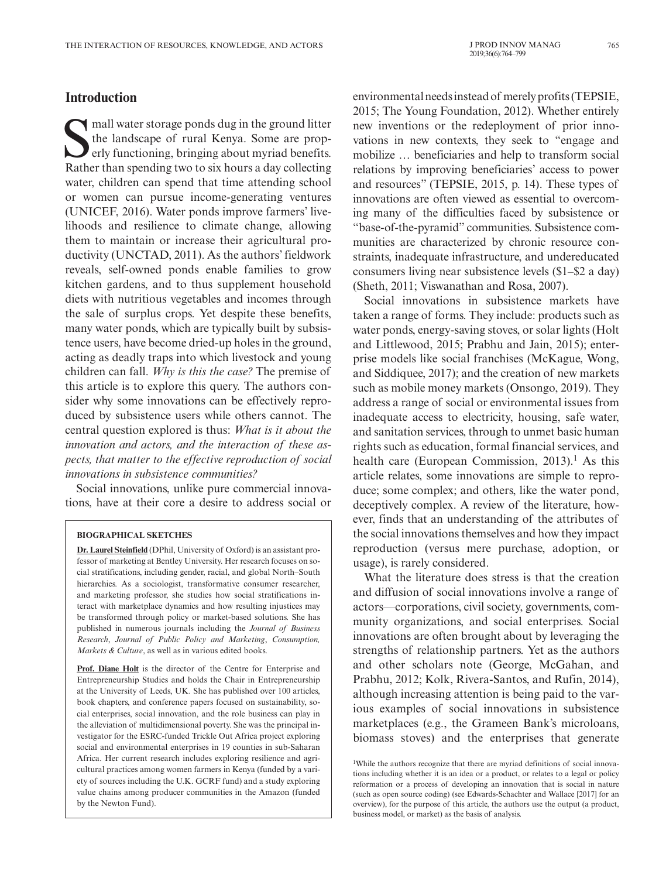## Introduction

Small water storage ponds dug in the ground litter the landscape of rural Kenya. Some are properly functioning, bringing about myriad benefits. Rather than spending two to six hours a day collecting water, children can spend that time attending school or women can pursue income-generating ventures (UNICEF, 2016). Water ponds improve farmers' livelihoods and resilience to climate change, allowing them to maintain or increase their agricultural productivity (UNCTAD, 2011). As the authors' fieldwork reveals, self-owned ponds enable families to grow kitchen gardens, and to thus supplement household diets with nutritious vegetables and incomes through the sale of surplus crops. Yet despite these benefits, many water ponds, which are typically built by subsistence users, have become dried-up holes in the ground, acting as deadly traps into which livestock and young children can fall. *Why is this the case?* The premise of this article is to explore this query. The authors consider why some innovations can be effectively reproduced by subsistence users while others cannot. The central question explored is thus: *What is it about the innovation and actors, and the interaction of these aspects, that matter to the effective reproduction of social innovations in subsistence communities?*

Social innovations, unlike pure commercial innovations, have at their core a desire to address social or environmental needs instead of merely profits (TEPSIE, 2015; The Young Foundation, 2012). Whether entirely new inventions or the redeployment of prior innovations in new contexts, they seek to "engage and mobilize … beneficiaries and help to transform social relations by improving beneficiaries' access to power and resources" (TEPSIE, 2015, p. 14). These types of innovations are often viewed as essential to overcoming many of the difficulties faced by subsistence or "base-of-the-pyramid" communities. Subsistence communities are characterized by chronic resource constraints, inadequate infrastructure, and undereducated consumers living near subsistence levels ($1–$2 a day) (Sheth, 2011; Viswanathan and Rosa, 2007).

Social innovations in subsistence markets have taken a range of forms. They include: products such as water ponds, energy-saving stoves, or solar lights (Holt and Littlewood, 2015; Prabhu and Jain, 2015); enterprise models like social franchises (McKague, Wong, and Siddiquee, 2017); and the creation of new markets such as mobile money markets (Onsongo, 2019). They address a range of social or environmental issues from inadequate access to electricity, housing, safe water, and sanitation services, through to unmet basic human rights such as education, formal financial services, and health care (European Commission, 2013).[1] As this article relates, some innovations are simple to reproduce; some complex; and others, like the water pond, deceptively complex. A review of the literature, however, finds that an understanding of the attributes of the social innovations themselves and how they impact reproduction (versus mere purchase, adoption, or usage), is rarely considered.

What the literature does stress is that the creation and diffusion of social innovations involve a range of actors—corporations, civil society, governments, community organizations, and social enterprises. Social innovations are often brought about by leveraging the strengths of relationship partners. Yet as the authors and other scholars note (George, McGahan, and Prabhu, 2012; Kolk, Rivera-Santos, and Rufin, 2014), although increasing attention is being paid to the various examples of social innovations in subsistence marketplaces (e.g., the Grameen Bank's microloans, biomass stoves) and the enterprises that generate

[1]While the authors recognize that there are myriad definitions of social innovations including whether it is an idea or a product, or relates to a legal or policy reformation or a process of developing an innovation that is social in nature (such as open source coding) (see Edwards-Schachter and Wallace [2017] for an overview), for the purpose of this article, the authors use the output (a product, business model, or market) as the basis of analysis.

**BIOGRAPHICAL SKETCHES**

**Dr. Laurel Steinfield** (DPhil, University of Oxford) is an assistant professor of marketing at Bentley University. Her research focuses on social stratifications, including gender, racial, and global North–South hierarchies. As a sociologist, transformative consumer researcher, and marketing professor, she studies how social stratifications interact with marketplace dynamics and how resulting injustices may be transformed through policy or market-based solutions. She has published in numerous journals including the *Journal of Business Research*, *Journal of Public Policy and Marketing*, *Consumption, Markets & Culture*, as well as in various edited books.

**Prof. Diane Holt** is the director of the Centre for Enterprise and Entrepreneurship Studies and holds the Chair in Entrepreneurship at the University of Leeds, UK. She has published over 100 articles, book chapters, and conference papers focused on sustainability, social enterprises, social innovation, and the role business can play in the alleviation of multidimensional poverty. She was the principal investigator for the ESRC-funded Trickle Out Africa project exploring social and environmental enterprises in 19 counties in sub-Saharan Africa. Her current research includes exploring resilience and agricultural practices among women farmers in Kenya (funded by a variety of sources including the U.K. GCRF fund) and a study exploring value chains among producer communities in the Amazon (funded by the Newton Fund).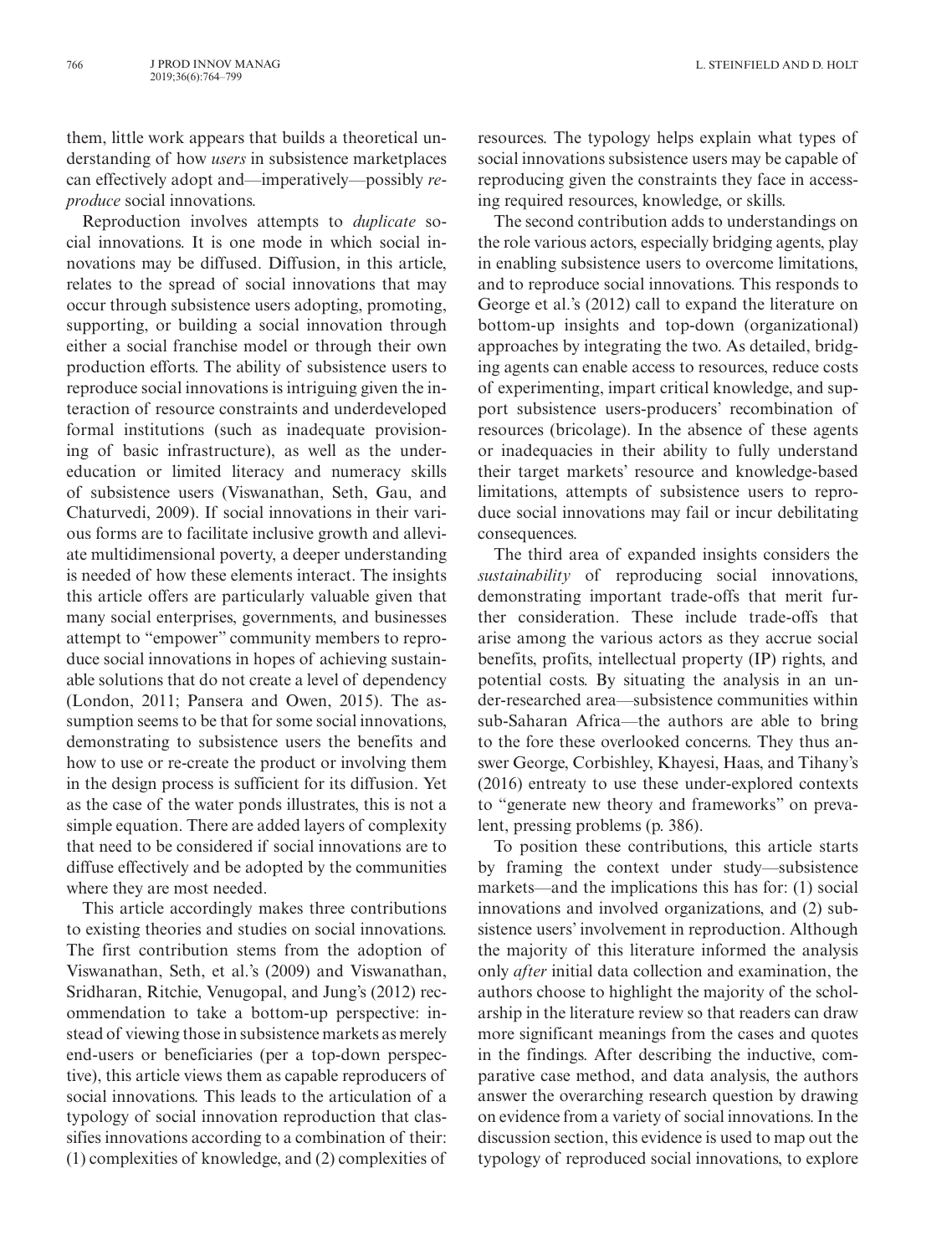them, little work appears that builds a theoretical understanding of how *users* in subsistence marketplaces can effectively adopt and—imperatively—possibly *reproduce* social innovations.

Reproduction involves attempts to *duplicate* social innovations. It is one mode in which social innovations may be diffused. Diffusion, in this article, relates to the spread of social innovations that may occur through subsistence users adopting, promoting, supporting, or building a social innovation through either a social franchise model or through their own production efforts. The ability of subsistence users to reproduce social innovations is intriguing given the interaction of resource constraints and underdeveloped formal institutions (such as inadequate provisioning of basic infrastructure), as well as the under-education or limited literacy and numeracy skills of subsistence users (Viswanathan, Seth, Gau, and Chaturvedi, 2009). If social innovations in their various forms are to facilitate inclusive growth and alleviate multidimensional poverty, a deeper understanding is needed of how these elements interact. The insights this article offers are particularly valuable given that many social enterprises, governments, and businesses attempt to "empower" community members to reproduce social innovations in hopes of achieving sustainable solutions that do not create a level of dependency (London, 2011; Pansera and Owen, 2015). The assumption seems to be that for some social innovations, demonstrating to subsistence users the benefits and how to use or re-create the product or involving them in the design process is sufficient for its diffusion. Yet as the case of the water ponds illustrates, this is not a simple equation. There are added layers of complexity that need to be considered if social innovations are to diffuse effectively and be adopted by the communities where they are most needed.

This article accordingly makes three contributions to existing theories and studies on social innovations. The first contribution stems from the adoption of Viswanathan, Seth, et al.'s (2009) and Viswanathan, Sridharan, Ritchie, Venugopal, and Jung's (2012) recommendation to take a bottom-up perspective: instead of viewing those in subsistence markets as merely end-users or beneficiaries (per a top-down perspective), this article views them as capable reproducers of social innovations. This leads to the articulation of a typology of social innovation reproduction that classifies innovations according to a combination of their: (1) complexities of knowledge, and (2) complexities of resources. The typology helps explain what types of social innovations subsistence users may be capable of reproducing given the constraints they face in accessing required resources, knowledge, or skills.

The second contribution adds to understandings on the role various actors, especially bridging agents, play in enabling subsistence users to overcome limitations, and to reproduce social innovations. This responds to George et al.'s (2012) call to expand the literature on bottom-up insights and top-down (organizational) approaches by integrating the two. As detailed, bridging agents can enable access to resources, reduce costs of experimenting, impart critical knowledge, and support subsistence users-producers' recombination of resources (bricolage). In the absence of these agents or inadequacies in their ability to fully understand their target markets' resource and knowledge-based limitations, attempts of subsistence users to reproduce social innovations may fail or incur debilitating consequences.

The third area of expanded insights considers the *sustainability* of reproducing social innovations, demonstrating important trade-offs that merit further consideration. These include trade-offs that arise among the various actors as they accrue social benefits, profits, intellectual property (IP) rights, and potential costs. By situating the analysis in an under-researched area—subsistence communities within sub-Saharan Africa—the authors are able to bring to the fore these overlooked concerns. They thus answer George, Corbishley, Khayesi, Haas, and Tihany's (2016) entreaty to use these under-explored contexts to "generate new theory and frameworks" on prevalent, pressing problems (p. 386).

To position these contributions, this article starts by framing the context under study—subsistence markets—and the implications this has for: (1) social innovations and involved organizations, and (2) subsistence users' involvement in reproduction. Although the majority of this literature informed the analysis only *after* initial data collection and examination, the authors choose to highlight the majority of the scholarship in the literature review so that readers can draw more significant meanings from the cases and quotes in the findings. After describing the inductive, comparative case method, and data analysis, the authors answer the overarching research question by drawing on evidence from a variety of social innovations. In the discussion section, this evidence is used to map out the typology of reproduced social innovations, to explore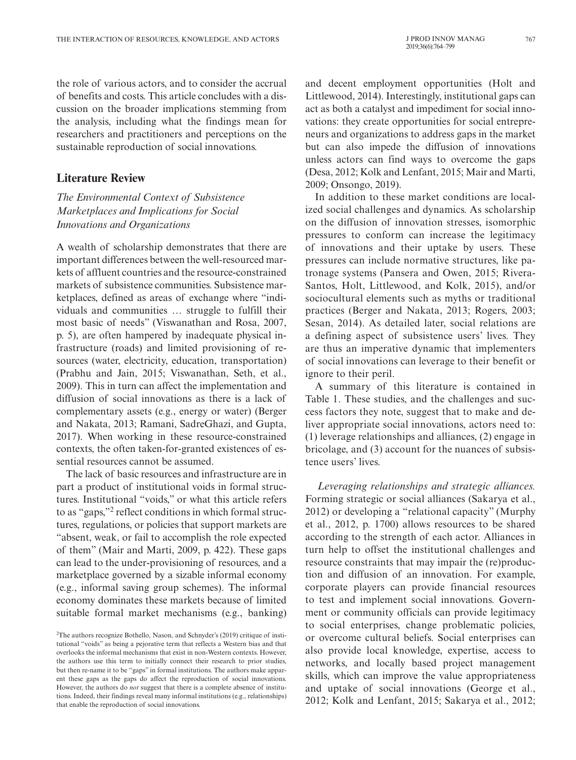the role of various actors, and to consider the accrual of benefits and costs. This article concludes with a discussion on the broader implications stemming from the analysis, including what the findings mean for researchers and practitioners and perceptions on the sustainable reproduction of social innovations.

## Literature Review

### *The Environmental Context of Subsistence Marketplaces and Implications for Social Innovations and Organizations*

A wealth of scholarship demonstrates that there are important differences between the well-resourced markets of affluent countries and the resource-constrained markets of subsistence communities. Subsistence marketplaces, defined as areas of exchange where "individuals and communities … struggle to fulfill their most basic of needs" (Viswanathan and Rosa, 2007, p. 5), are often hampered by inadequate physical infrastructure (roads) and limited provisioning of resources (water, electricity, education, transportation) (Prabhu and Jain, 2015; Viswanathan, Seth, et al., 2009). This in turn can affect the implementation and diffusion of social innovations as there is a lack of complementary assets (e.g., energy or water) (Berger and Nakata, 2013; Ramani, SadreGhazi, and Gupta, 2017). When working in these resource-constrained contexts, the often taken-for-granted existences of essential resources cannot be assumed.

The lack of basic resources and infrastructure are in part a product of institutional voids in formal structures. Institutional "voids," or what this article refers to as "gaps,"[2] reflect conditions in which formal structures, regulations, or policies that support markets are "absent, weak, or fail to accomplish the role expected of them" (Mair and Marti, 2009, p. 422). These gaps can lead to the under-provisioning of resources, and a marketplace governed by a sizable informal economy (e.g., informal saving group schemes). The informal economy dominates these markets because of limited suitable formal market mechanisms (e.g., banking) and decent employment opportunities (Holt and Littlewood, 2014). Interestingly, institutional gaps can act as both a catalyst and impediment for social innovations: they create opportunities for social entrepreneurs and organizations to address gaps in the market but can also impede the diffusion of innovations unless actors can find ways to overcome the gaps (Desa, 2012; Kolk and Lenfant, 2015; Mair and Marti, 2009; Onsongo, 2019).

In addition to these market conditions are localized social challenges and dynamics. As scholarship on the diffusion of innovation stresses, isomorphic pressures to conform can increase the legitimacy of innovations and their uptake by users. These pressures can include normative structures, like patronage systems (Pansera and Owen, 2015; Rivera-Santos, Holt, Littlewood, and Kolk, 2015), and/or sociocultural elements such as myths or traditional practices (Berger and Nakata, 2013; Rogers, 2003; Sesan, 2014). As detailed later, social relations are a defining aspect of subsistence users' lives. They are thus an imperative dynamic that implementers of social innovations can leverage to their benefit or ignore to their peril.

A summary of this literature is contained in Table 1. These studies, and the challenges and success factors they note, suggest that to make and deliver appropriate social innovations, actors need to: (1) leverage relationships and alliances, (2) engage in bricolage, and (3) account for the nuances of subsistence users' lives.

*Leveraging relationships and strategic alliances.* Forming strategic or social alliances (Sakarya et al., 2012) or developing a "relational capacity" (Murphy et al., 2012, p. 1700) allows resources to be shared according to the strength of each actor. Alliances in turn help to offset the institutional challenges and resource constraints that may impair the (re)production and diffusion of an innovation. For example, corporate players can provide financial resources to test and implement social innovations. Government or community officials can provide legitimacy to social enterprises, change problematic policies, or overcome cultural beliefs. Social enterprises can also provide local knowledge, expertise, access to networks, and locally based project management skills, which can improve the value appropriateness and uptake of social innovations (George et al., 2012; Kolk and Lenfant, 2015; Sakarya et al., 2012;

[2]The authors recognize Bothello, Nason, and Schnyder's (2019) critique of institutional "voids" as being a pejorative term that reflects a Western bias and that overlooks the informal mechanisms that exist in non-Western contexts. However, the authors use this term to initially connect their research to prior studies, but then re-name it to be "gaps" in formal institutions. The authors make apparent these gaps as the gaps do affect the reproduction of social innovations. However, the authors do *not* suggest that there is a complete absence of institutions. Indeed, their findings reveal many informal institutions (e.g., relationships) that enable the reproduction of social innovations.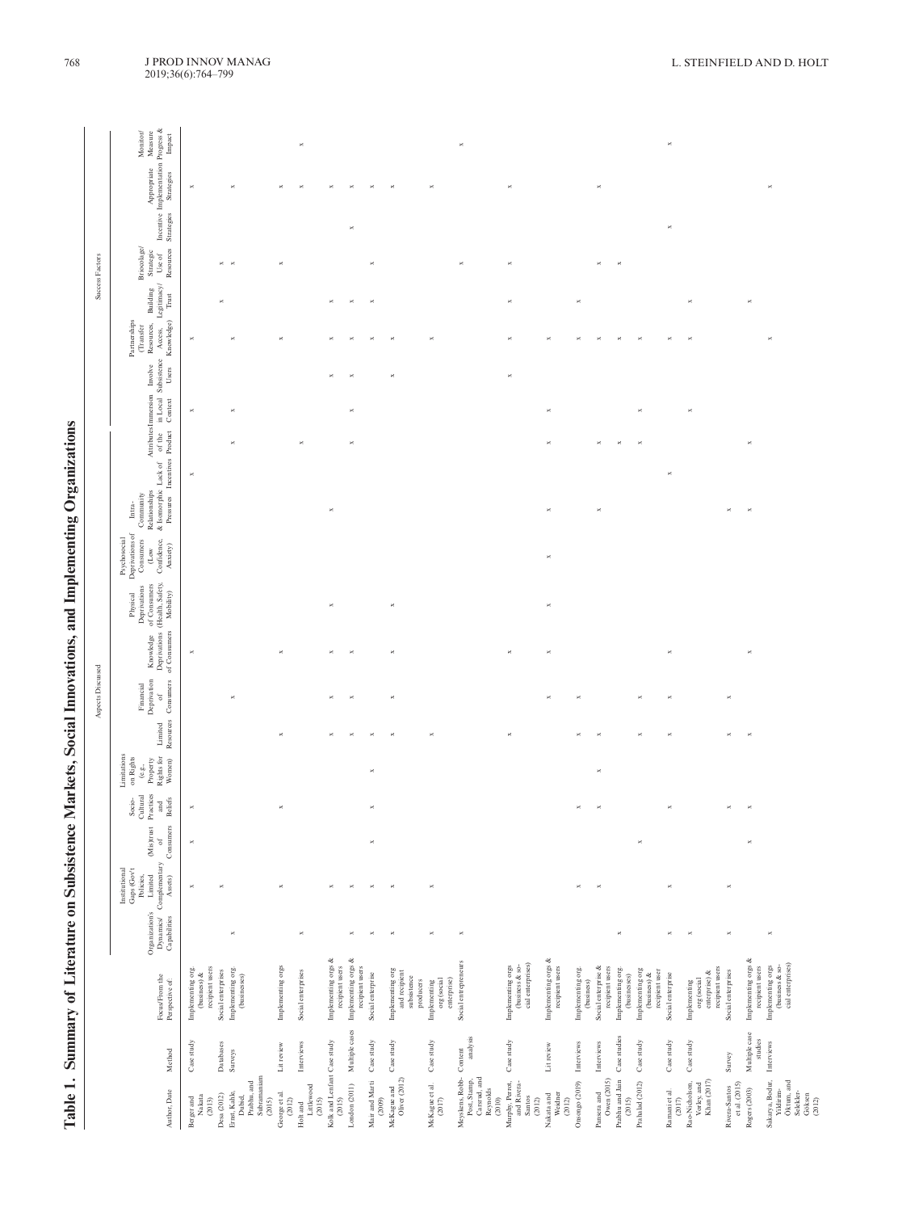# Table 1. Summary of Literature on Subsistence Markets, Social Innovations, and Implementing Organizations

| | | | Aspects Discussed | | | | | | | | | | | | | Success Factors | | | | | | | |
|---|---|---|---|---|---|---|---|---|---|---|---|---|---|---|---|---|---|---|---|---|---|---|---|
| Author, Date | Method | Focus/From the Perspective of | Organization's Dynamics/Capabilities | Institutional Gaps (Gov't Policies, Limited Complementary Assets) | (Mis)trust of Consumers | Socio-Cultural Practices and Beliefs | Limitations on Rights (e.g., Property Rights for Women) | Limited Resources | Financial Deprivation of Consumers | Knowledge Deprivations of Consumers | Physical Deprivations of Consumers (Health, Safety, Mobility) | Psychosocial Deprivations of Consumers (Low Confidence, Anxiety) | Intra-Community Relationships & Isomorphic Pressures | Lack of Incentives | Attributes of the Product | Immersion in Local Context | Involve Subsistence Users | Partnerships (Transfer Resources, Access, Knowledge) | Building Legitimacy/Trust | Bricolage/Strategic Use of Resources | Incentive Strategies | Appropriate Implementation Strategies | Monitor/Measure Progress & Impact |
| Berger and Nakata (2013) | Case study | Implementing org (business) & recipient users | | x | x | x | | | | x | | | | x | | x | | x | | | | x | |
| Desa (2012) | Databases | Social enterprises | | x | | | | | | | | | | | | | | | x | | | | |
| Ernst, Kahle, Dubiel, Prabhu, and Subramaniam (2015) | Surveys | Implementing org (businesses) | x | | | | | | x | | | | | | x | x | | x | | x | | x | |
| George et al. (2012) | Lit review | Implementing orgs | | x | | x | | x | | x | | | | | | | | x | | x | | x | |
| Holt and Littlewood (2015) | Interviews | Social enterprises | x | | | | | | | | | | | | x | | | | | | | x | x |
| Kolk and Lenfant (2015) | Case study | Implementing orgs & recipient users | | x | | | | x | x | x | x | | x | | | | x | x | x | | | x | |
| London (2011) | Multiple cases | Implementing orgs & recipient users | x | x | | | | x | x | x | | | | | x | x | x | x | x | | x | x | |
| Mair and Marti (2009) | Case study | Social enterprise | x | x | x | x | x | x | | | | | | | | | | x | x | x | | x | |
| McKague and Oliver (2012) | Case study | Implementing org and recipient subsistence producers | x | x | | | | x | x | x | x | | | | | | x | x | | | | x | |
| McKague et al. (2017) | Case study | Implementing org (social enterprise) | x | x | | | | x | | | | | | | | | | x | | | | x | |
| Meyskens, Robb-Post, Stamp, Carsrud, and Reynolds (2010) | Content analysis | Social entrepreneurs | x | | | | | | | | | | | | | | | | | x | | | x |
| Murphy, Perrot, and Rivera-Santos (2012) | Case study | Implementing orgs (business & social enterprises) | | | | | | x | | x | | | | | | | x | x | x | x | | x | |
| Nakata and Weidner (2012) | Lit review | Implementing orgs & recipient users | | | | | | | x | x | x | x | x | | x | x | | x | | | | | |
| Onsongo (2019) | Interviews | Implementing org (business) | | x | | x | | x | x | | | | | | | | | x | x | | | | |
| Pansera and Owen (2015) | Interviews | Social enterprise & recipient users | | x | | x | x | x | | | | | x | | x | | | x | | x | | x | |
| Prabhu and Jain (2015) | Case studies | Implementing org (businesses) | x | | | | | | | | | | | | x | | | x | | x | | | |
| Prahalad (2012) | Case study | Implementing org (business) & recipient user | | | x | | | x | x | | | | | | x | x | | x | | | | | |
| Ramani et al. (2017) | Case study | Social enterprise | x | x | | x | | x | x | x | | | | x | | | | x | | | x | | x |
| Ray-Nicholson, Vorley, and Khan (2017) | Case study | Implementing org (social enterprise) & recipient users | x | | | | | | | | | | | | | x | | x | x | | | | |
| Rivera-Santos et al. (2015) | Survey | Social enterprises | x | x | | x | | x | x | | | | x | | | | | | | | | | |
| Rogers (2003) | Multiple case studies | Implementing orgs & recipient users | | | x | x | | x | | x | | | x | | x | | | | x | | | | |
| Sakarya, Bodur, Yildirim-Öktem, and Selekler-Göksen (2012) | Interviews | Implementing orgs (business & social enterprises) | x | | | | | | | | | | | | | | | x | | | | x | |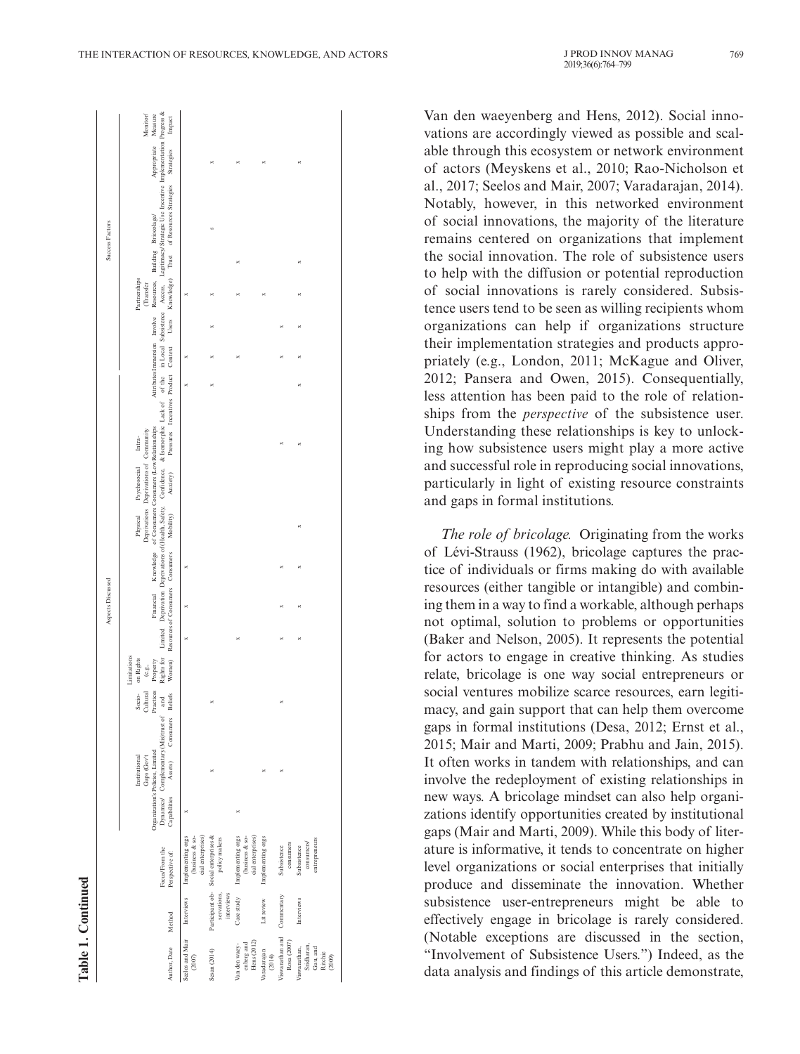**Table 1. Continued**

| Author, Date | Method | Focus/From the Perspective of | Aspects Discussed | | | | | | | | | | | | Success Factors | | | | | | | | |
|---|---|---|---|---|---|---|---|---|---|---|---|---|---|---|---|---|---|---|---|---|---|---|---|
| | | | Organization's Dynamics/ Capabilities | Institutional Gaps (Gov't Policies, Limited Complementary Assets) | (Mis)trust of Consumers | Socio-Cultural Practices and Beliefs | Limitations on Rights (e.g., Property Rights for Women) | Limited Resources of Consumers | Financial Deprivation of Consumers | Knowledge Deprivations of Consumers | Physical Deprivations of Consumers (Health, Safety, Mobility) | Psychosocial Deprivations of Consumers (Low Confidence, Anxiety) | Intra-Community Relationships & Isomorphic Pressures | Lack of Incentives | Attributes of the Product | Immersion in Local Context | Involve Subsistence Users | Partnerships (Transfer Resources, Access, Knowledge) | Building Legitimacy/ Trust | Bricolage/ Strategic Use of Resources | Incentive Strategies | Appropriate Implementation Strategies | Monitor/ Measure Progress & Impact |
| Seelos and Mair (2007) | Interviews | Implementing orgs (business & social enterprises) | x | | | | | x | x | x | | | | | x | x | | x | | | | | |
| Sesan (2014) | Participant observations, interviews | Social enterprises & policy makers | | x | | x | | | | | | | | | x | x | x | x | | s | | x | |
| Van den waeyenberg and Hens (2012) | Case study | Implementing orgs (business & social enterprises) | x | | | | | x | | | | | | | | x | | x | x | | | x | |
| Varadarajan (2014) | Lit review | Implementing orgs | | x | | | | | | | | | | | | | | x | | | | x | |
| Viswanathan and Rosa (2007) | Commentary | Subsistence consumers | | x | | x | | x | x | x | | | x | | | x | x | | | | | | |
| Viswanathan, Sridharan, Gau, and Ritchie (2009) | Interviews | Subsistence consumers/ entrepreneurs | | | | | | x | x | x | x | | x | | x | x | x | x | x | | | x | |

Van den waeyenberg and Hens, 2012). Social innovations are accordingly viewed as possible and scalable through this ecosystem or network environment of actors (Meyskens et al., 2010; Rao-Nicholson et al., 2017; Seelos and Mair, 2007; Varadarajan, 2014). Notably, however, in this networked environment of social innovations, the majority of the literature remains centered on organizations that implement the social innovation. The role of subsistence users to help with the diffusion or potential reproduction of social innovations is rarely considered. Subsistence users tend to be seen as willing recipients whom organizations can help if organizations structure their implementation strategies and products appropriately (e.g., London, 2011; McKague and Oliver, 2012; Pansera and Owen, 2015). Consequentially, less attention has been paid to the role of relationships from the *perspective* of the subsistence user. Understanding these relationships is key to unlocking how subsistence users might play a more active and successful role in reproducing social innovations, particularly in light of existing resource constraints and gaps in formal institutions.

*The role of bricolage.* Originating from the works of Lévi-Strauss (1962), bricolage captures the practice of individuals or firms making do with available resources (either tangible or intangible) and combining them in a way to find a workable, although perhaps not optimal, solution to problems or opportunities (Baker and Nelson, 2005). It represents the potential for actors to engage in creative thinking. As studies relate, bricolage is one way social entrepreneurs or social ventures mobilize scarce resources, earn legitimacy, and gain support that can help them overcome gaps in formal institutions (Desa, 2012; Ernst et al., 2015; Mair and Marti, 2009; Prabhu and Jain, 2015). It often works in tandem with relationships, and can involve the redeployment of existing relationships in new ways. A bricolage mindset can also help organizations identify opportunities created by institutional gaps (Mair and Marti, 2009). While this body of literature is informative, it tends to concentrate on higher level organizations or social enterprises that initially produce and disseminate the innovation. Whether subsistence user-entrepreneurs might be able to effectively engage in bricolage is rarely considered. (Notable exceptions are discussed in the section, "Involvement of Subsistence Users.") Indeed, as the data analysis and findings of this article demonstrate,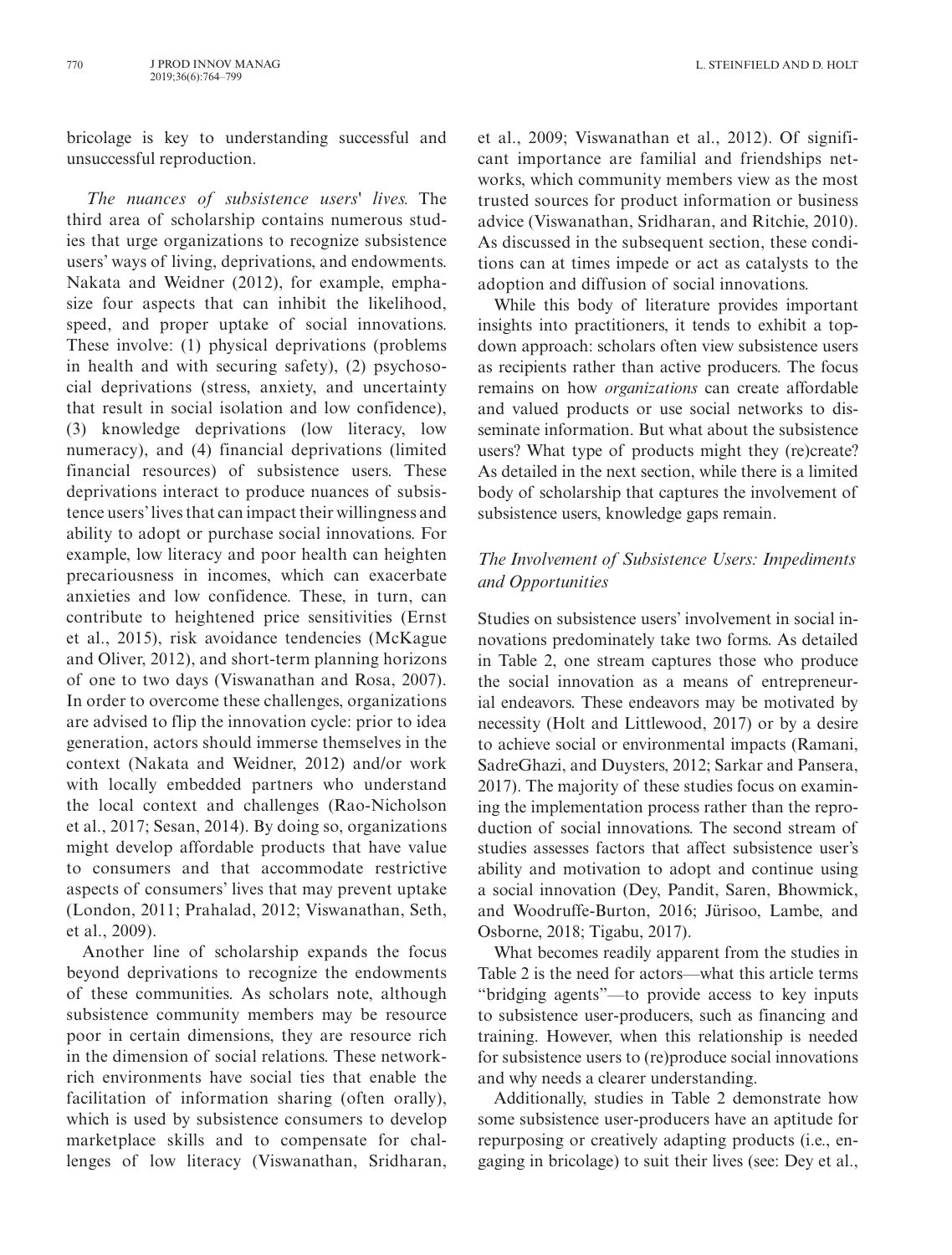bricolage is key to understanding successful and unsuccessful reproduction.

*The nuances of subsistence users' lives.* The third area of scholarship contains numerous studies that urge organizations to recognize subsistence users' ways of living, deprivations, and endowments. Nakata and Weidner (2012), for example, emphasize four aspects that can inhibit the likelihood, speed, and proper uptake of social innovations. These involve: (1) physical deprivations (problems in health and with securing safety), (2) psychosocial deprivations (stress, anxiety, and uncertainty that result in social isolation and low confidence), (3) knowledge deprivations (low literacy, low numeracy), and (4) financial deprivations (limited financial resources) of subsistence users. These deprivations interact to produce nuances of subsistence users' lives that can impact their willingness and ability to adopt or purchase social innovations. For example, low literacy and poor health can heighten precariousness in incomes, which can exacerbate anxieties and low confidence. These, in turn, can contribute to heightened price sensitivities (Ernst et al., 2015), risk avoidance tendencies (McKague and Oliver, 2012), and short-term planning horizons of one to two days (Viswanathan and Rosa, 2007). In order to overcome these challenges, organizations are advised to flip the innovation cycle: prior to idea generation, actors should immerse themselves in the context (Nakata and Weidner, 2012) and/or work with locally embedded partners who understand the local context and challenges (Rao-Nicholson et al., 2017; Sesan, 2014). By doing so, organizations might develop affordable products that have value to consumers and that accommodate restrictive aspects of consumers' lives that may prevent uptake (London, 2011; Prahalad, 2012; Viswanathan, Seth, et al., 2009).

Another line of scholarship expands the focus beyond deprivations to recognize the endowments of these communities. As scholars note, although subsistence community members may be resource poor in certain dimensions, they are resource rich in the dimension of social relations. These network-rich environments have social ties that enable the facilitation of information sharing (often orally), which is used by subsistence consumers to develop marketplace skills and to compensate for challenges of low literacy (Viswanathan, Sridharan, et al., 2009; Viswanathan et al., 2012). Of significant importance are familial and friendships networks, which community members view as the most trusted sources for product information or business advice (Viswanathan, Sridharan, and Ritchie, 2010). As discussed in the subsequent section, these conditions can at times impede or act as catalysts to the adoption and diffusion of social innovations.

While this body of literature provides important insights into practitioners, it tends to exhibit a top-down approach: scholars often view subsistence users as recipients rather than active producers. The focus remains on how *organizations* can create affordable and valued products or use social networks to disseminate information. But what about the subsistence users? What type of products might they (re)create? As detailed in the next section, while there is a limited body of scholarship that captures the involvement of subsistence users, knowledge gaps remain.

### *The Involvement of Subsistence Users: Impediments and Opportunities*

Studies on subsistence users' involvement in social innovations predominately take two forms. As detailed in Table 2, one stream captures those who produce the social innovation as a means of entrepreneurial endeavors. These endeavors may be motivated by necessity (Holt and Littlewood, 2017) or by a desire to achieve social or environmental impacts (Ramani, SadreGhazi, and Duysters, 2012; Sarkar and Pansera, 2017). The majority of these studies focus on examining the implementation process rather than the reproduction of social innovations. The second stream of studies assesses factors that affect subsistence user's ability and motivation to adopt and continue using a social innovation (Dey, Pandit, Saren, Bhowmick, and Woodruffe-Burton, 2016; Jürisoo, Lambe, and Osborne, 2018; Tigabu, 2017).

What becomes readily apparent from the studies in Table 2 is the need for actors—what this article terms "bridging agents"—to provide access to key inputs to subsistence user-producers, such as financing and training. However, when this relationship is needed for subsistence users to (re)produce social innovations and why needs a clearer understanding.

Additionally, studies in Table 2 demonstrate how some subsistence user-producers have an aptitude for repurposing or creatively adapting products (i.e., engaging in bricolage) to suit their lives (see: Dey et al.,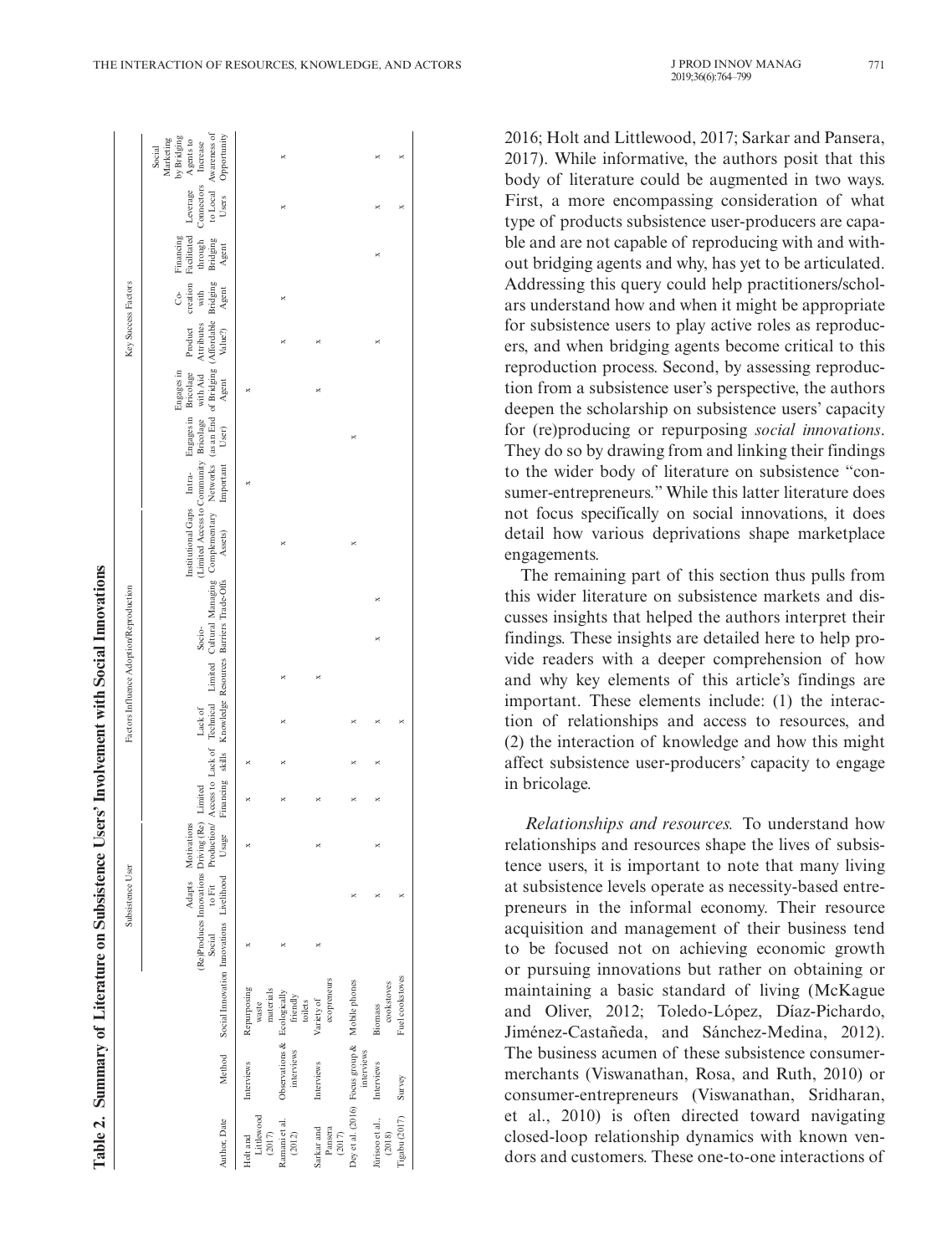**Table 2. Summary of Literature on Subsistence Users' Involvement with Social Innovations**

| Author, Date | Method | Social Innovation | Subsistence User | | | Factors Influence Adoption/Reproduction | | | | | | | | Key Success Factors | | | | | | |
|---|---|---|---|---|---|---|---|---|---|---|---|---|---|---|---|---|---|---|---|---|
| | | | (Re)Produces Social Innovations | Adapts to Fit Livelihood | Motivations Driving (Re) Production/Usage | Limited Access to Financing | Lack of skills | Lack of Technical Knowledge | Limited Resources | Socio-Cultural Barriers | Managing Trade-Offs | Institutional Gaps (Limited Access to Complementary Assets) | Intra-Community Networks Important | Engages in Bricolage (as an End User) | Engages in Bricolage with Aid of Bridging Agent | Product Attributes (Affordable Value?) | Co-creation with Bridging Agent | Financing Facilitated through Bridging Agent | Leverage Connectors to Local Users | Social Marketing by Bridging Agents to Increase Awareness of Opportunity |
| Holt and Littlewood (2017) | Interviews | Repurposing waste materials | x | | x | x | x | | | | | | x | | x | | | | | |
| Ramani et al. (2012) | Observations & interviews | Ecologically friendly toilets | x | | | x | x | x | x | | | x | | | | x | x | | x | x |
| Sarkar and Pansera (2017) | Interviews | Variety of ecopreneurs | x | | x | x | | | x | | | | | | x | x | x | | | |
| Dey et al. (2016) | Focus group & interviews | Mobile phones | | x | | x | x | x | | | | x | | x | | | | | | |
| Jürisoo et al. (2018) | Interviews | Biomass cookstoves | | x | x | x | x | x | | x | x | | | | | x | | x | x | x |
| Tigabu (2017) | Survey | Fuel cookstoves | | x | | | | x | | | | | | | | | | | x | x |

2016; Holt and Littlewood, 2017; Sarkar and Pansera, 2017). While informative, the authors posit that this body of literature could be augmented in two ways. First, a more encompassing consideration of what type of products subsistence user-producers are capable and are not capable of reproducing with and without bridging agents and why, has yet to be articulated. Addressing this query could help practitioners/scholars understand how and when it might be appropriate for subsistence users to play active roles as reproducers, and when bridging agents become critical to this reproduction process. Second, by assessing reproduction from a subsistence user's perspective, the authors deepen the scholarship on subsistence users' capacity for (re)producing or repurposing *social innovations*. They do so by drawing from and linking their findings to the wider body of literature on subsistence "consumer-entrepreneurs." While this latter literature does not focus specifically on social innovations, it does detail how various deprivations shape marketplace engagements.

The remaining part of this section thus pulls from this wider literature on subsistence markets and discusses insights that helped the authors interpret their findings. These insights are detailed here to help provide readers with a deeper comprehension of how and why key elements of this article's findings are important. These elements include: (1) the interaction of relationships and access to resources, and (2) the interaction of knowledge and how this might affect subsistence user-producers' capacity to engage in bricolage.

*Relationships and resources.* To understand how relationships and resources shape the lives of subsistence users, it is important to note that many living at subsistence levels operate as necessity-based entrepreneurs in the informal economy. Their resource acquisition and management of their business tend to be focused not on achieving economic growth or pursuing innovations but rather on obtaining or maintaining a basic standard of living (McKague and Oliver, 2012; Toledo-López, Díaz-Pichardo, Jiménez-Castañeda, and Sánchez-Medina, 2012). The business acumen of these subsistence consumer-merchants (Viswanathan, Rosa, and Ruth, 2010) or consumer-entrepreneurs (Viswanathan, Sridharan, et al., 2010) is often directed toward navigating closed-loop relationship dynamics with known vendors and customers. These one-to-one interactions of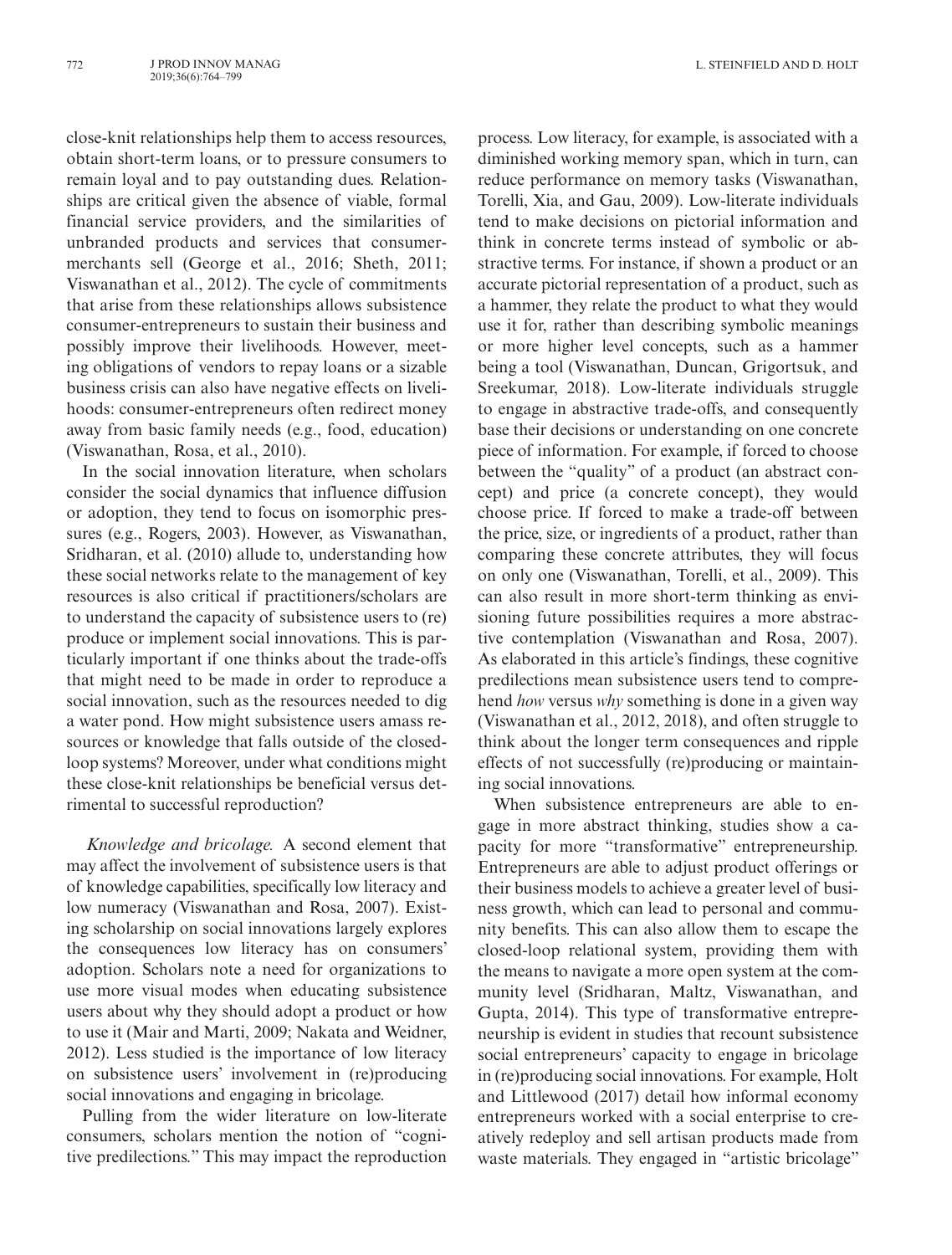close-knit relationships help them to access resources, obtain short-term loans, or to pressure consumers to remain loyal and to pay outstanding dues. Relationships are critical given the absence of viable, formal financial service providers, and the similarities of unbranded products and services that consumer-merchants sell (George et al., 2016; Sheth, 2011; Viswanathan et al., 2012). The cycle of commitments that arise from these relationships allows subsistence consumer-entrepreneurs to sustain their business and possibly improve their livelihoods. However, meeting obligations of vendors to repay loans or a sizable business crisis can also have negative effects on livelihoods: consumer-entrepreneurs often redirect money away from basic family needs (e.g., food, education) (Viswanathan, Rosa, et al., 2010).

In the social innovation literature, when scholars consider the social dynamics that influence diffusion or adoption, they tend to focus on isomorphic pressures (e.g., Rogers, 2003). However, as Viswanathan, Sridharan, et al. (2010) allude to, understanding how these social networks relate to the management of key resources is also critical if practitioners/scholars are to understand the capacity of subsistence users to (re)produce or implement social innovations. This is particularly important if one thinks about the trade-offs that might need to be made in order to reproduce a social innovation, such as the resources needed to dig a water pond. How might subsistence users amass resources or knowledge that falls outside of the closed-loop systems? Moreover, under what conditions might these close-knit relationships be beneficial versus detrimental to successful reproduction?

*Knowledge and bricolage.* A second element that may affect the involvement of subsistence users is that of knowledge capabilities, specifically low literacy and low numeracy (Viswanathan and Rosa, 2007). Existing scholarship on social innovations largely explores the consequences low literacy has on consumers' adoption. Scholars note a need for organizations to use more visual modes when educating subsistence users about why they should adopt a product or how to use it (Mair and Marti, 2009; Nakata and Weidner, 2012). Less studied is the importance of low literacy on subsistence users' involvement in (re)producing social innovations and engaging in bricolage.

Pulling from the wider literature on low-literate consumers, scholars mention the notion of "cognitive predilections." This may impact the reproduction process. Low literacy, for example, is associated with a diminished working memory span, which in turn, can reduce performance on memory tasks (Viswanathan, Torelli, Xia, and Gau, 2009). Low-literate individuals tend to make decisions on pictorial information and think in concrete terms instead of symbolic or abstractive terms. For instance, if shown a product or an accurate pictorial representation of a product, such as a hammer, they relate the product to what they would use it for, rather than describing symbolic meanings or more higher level concepts, such as a hammer being a tool (Viswanathan, Duncan, Grigortsuk, and Sreekumar, 2018). Low-literate individuals struggle to engage in abstractive trade-offs, and consequently base their decisions or understanding on one concrete piece of information. For example, if forced to choose between the "quality" of a product (an abstract concept) and price (a concrete concept), they would choose price. If forced to make a trade-off between the price, size, or ingredients of a product, rather than comparing these concrete attributes, they will focus on only one (Viswanathan, Torelli, et al., 2009). This can also result in more short-term thinking as envisioning future possibilities requires a more abstractive contemplation (Viswanathan and Rosa, 2007). As elaborated in this article's findings, these cognitive predilections mean subsistence users tend to comprehend *how* versus *why* something is done in a given way (Viswanathan et al., 2012, 2018), and often struggle to think about the longer term consequences and ripple effects of not successfully (re)producing or maintaining social innovations.

When subsistence entrepreneurs are able to engage in more abstract thinking, studies show a capacity for more "transformative" entrepreneurship. Entrepreneurs are able to adjust product offerings or their business models to achieve a greater level of business growth, which can lead to personal and community benefits. This can also allow them to escape the closed-loop relational system, providing them with the means to navigate a more open system at the community level (Sridharan, Maltz, Viswanathan, and Gupta, 2014). This type of transformative entrepreneurship is evident in studies that recount subsistence social entrepreneurs' capacity to engage in bricolage in (re)producing social innovations. For example, Holt and Littlewood (2017) detail how informal economy entrepreneurs worked with a social enterprise to creatively redeploy and sell artisan products made from waste materials. They engaged in "artistic bricolage"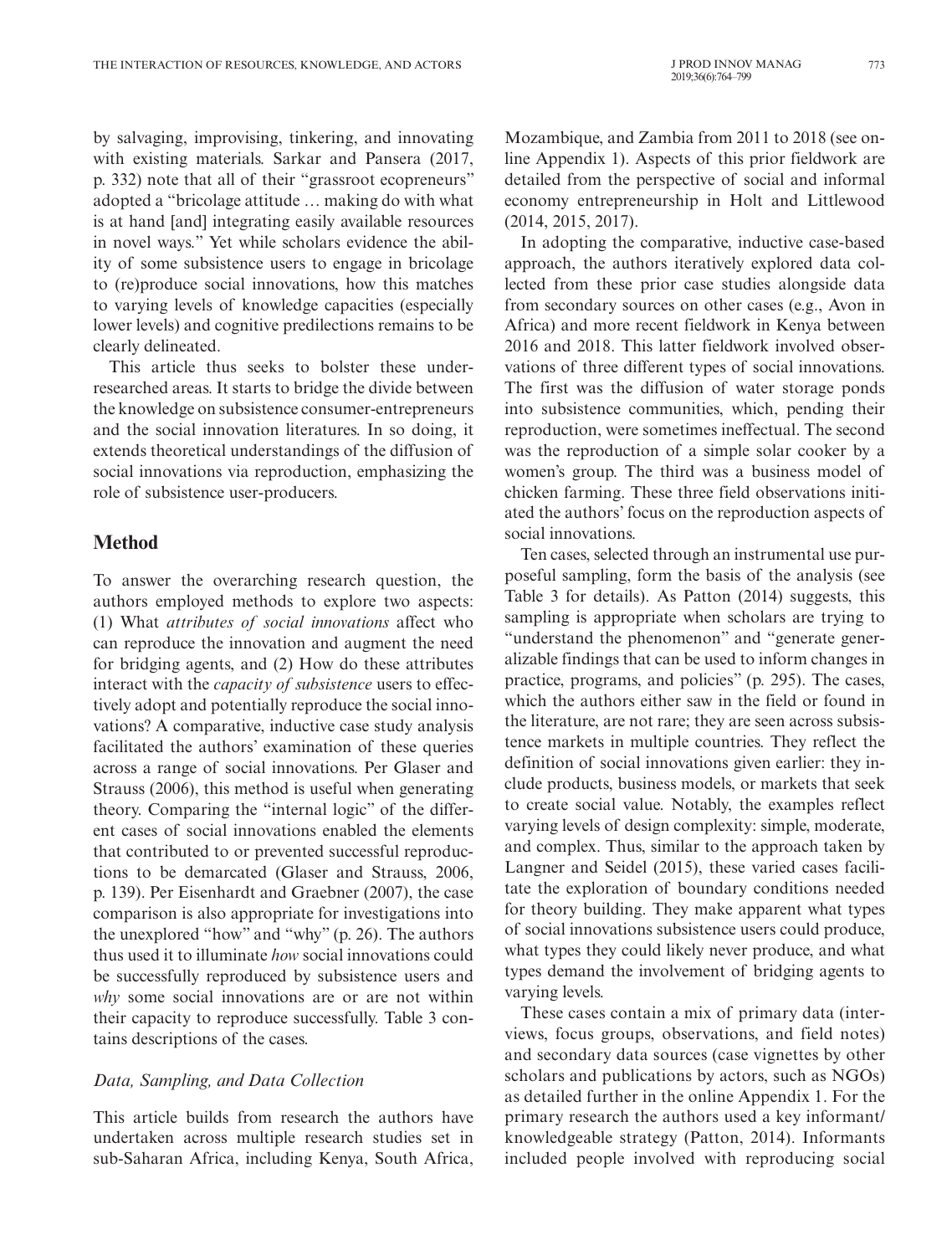by salvaging, improvising, tinkering, and innovating with existing materials. Sarkar and Pansera (2017, p. 332) note that all of their "grassroot ecopreneurs" adopted a "bricolage attitude … making do with what is at hand [and] integrating easily available resources in novel ways." Yet while scholars evidence the ability of some subsistence users to engage in bricolage to (re)produce social innovations, how this matches to varying levels of knowledge capacities (especially lower levels) and cognitive predilections remains to be clearly delineated.

This article thus seeks to bolster these under-researched areas. It starts to bridge the divide between the knowledge on subsistence consumer-entrepreneurs and the social innovation literatures. In so doing, it extends theoretical understandings of the diffusion of social innovations via reproduction, emphasizing the role of subsistence user-producers.

## Method

To answer the overarching research question, the authors employed methods to explore two aspects: (1) What *attributes of social innovations* affect who can reproduce the innovation and augment the need for bridging agents, and (2) How do these attributes interact with the *capacity of subsistence* users to effectively adopt and potentially reproduce the social innovations? A comparative, inductive case study analysis facilitated the authors' examination of these queries across a range of social innovations. Per Glaser and Strauss (2006), this method is useful when generating theory. Comparing the "internal logic" of the different cases of social innovations enabled the elements that contributed to or prevented successful reproductions to be demarcated (Glaser and Strauss, 2006, p. 139). Per Eisenhardt and Graebner (2007), the case comparison is also appropriate for investigations into the unexplored "how" and "why" (p. 26). The authors thus used it to illuminate *how* social innovations could be successfully reproduced by subsistence users and *why* some social innovations are or are not within their capacity to reproduce successfully. Table 3 contains descriptions of the cases.

### Data, Sampling, and Data Collection

This article builds from research the authors have undertaken across multiple research studies set in sub-Saharan Africa, including Kenya, South Africa, Mozambique, and Zambia from 2011 to 2018 (see online Appendix 1). Aspects of this prior fieldwork are detailed from the perspective of social and informal economy entrepreneurship in Holt and Littlewood (2014, 2015, 2017).

In adopting the comparative, inductive case-based approach, the authors iteratively explored data collected from these prior case studies alongside data from secondary sources on other cases (e.g., Avon in Africa) and more recent fieldwork in Kenya between 2016 and 2018. This latter fieldwork involved observations of three different types of social innovations. The first was the diffusion of water storage ponds into subsistence communities, which, pending their reproduction, were sometimes ineffectual. The second was the reproduction of a simple solar cooker by a women's group. The third was a business model of chicken farming. These three field observations initiated the authors' focus on the reproduction aspects of social innovations.

Ten cases, selected through an instrumental use purposeful sampling, form the basis of the analysis (see Table 3 for details). As Patton (2014) suggests, this sampling is appropriate when scholars are trying to "understand the phenomenon" and "generate generalizable findings that can be used to inform changes in practice, programs, and policies" (p. 295). The cases, which the authors either saw in the field or found in the literature, are not rare; they are seen across subsistence markets in multiple countries. They reflect the definition of social innovations given earlier: they include products, business models, or markets that seek to create social value. Notably, the examples reflect varying levels of design complexity: simple, moderate, and complex. Thus, similar to the approach taken by Langner and Seidel (2015), these varied cases facilitate the exploration of boundary conditions needed for theory building. They make apparent what types of social innovations subsistence users could produce, what types they could likely never produce, and what types demand the involvement of bridging agents to varying levels.

These cases contain a mix of primary data (interviews, focus groups, observations, and field notes) and secondary data sources (case vignettes by other scholars and publications by actors, such as NGOs) as detailed further in the online Appendix 1. For the primary research the authors used a key informant/knowledgeable strategy (Patton, 2014). Informants included people involved with reproducing social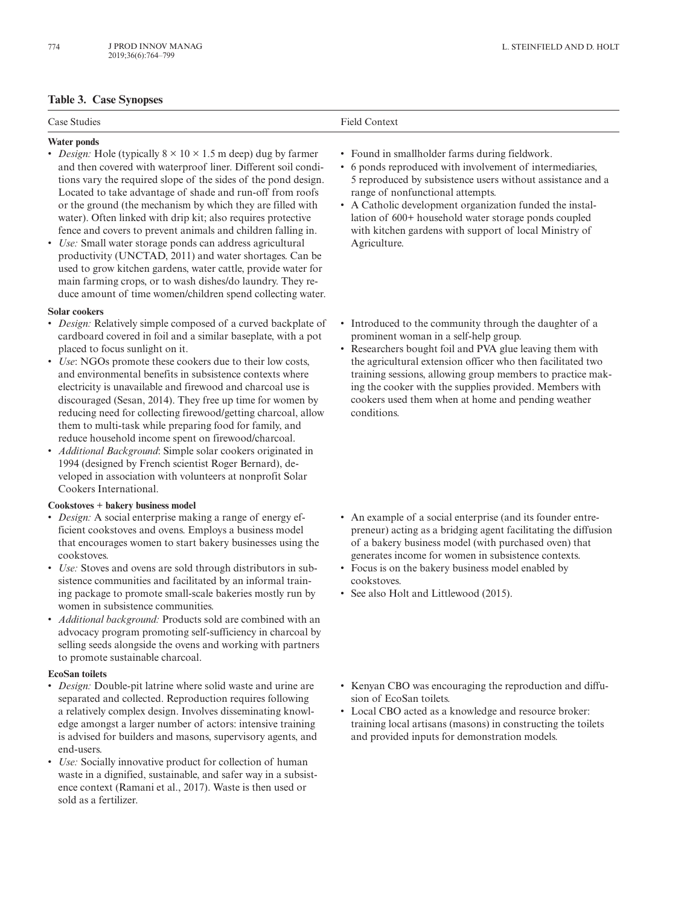**Table 3. Case Synopses**

| Case Studies | Field Context |
|---|---|
| **Water ponds**<br>• *Design:* Hole (typically 8 × 10 × 1.5 m deep) dug by farmer and then covered with waterproof liner. Different soil conditions vary the required slope of the sides of the pond design. Located to take advantage of shade and run-off from roofs or the ground (the mechanism by which they are filled with water). Often linked with drip kit; also requires protective fence and covers to prevent animals and children falling in.<br>• *Use:* Small water storage ponds can address agricultural productivity (UNCTAD, 2011) and water shortages. Can be used to grow kitchen gardens, water cattle, provide water for main farming crops, or to wash dishes/do laundry. They reduce amount of time women/children spend collecting water. | • Found in smallholder farms during fieldwork.<br>• 6 ponds reproduced with involvement of intermediaries, 5 reproduced by subsistence users without assistance and a range of nonfunctional attempts.<br>• A Catholic development organization funded the installation of 600+ household water storage ponds coupled with kitchen gardens with support of local Ministry of Agriculture. |
| **Solar cookers**<br>• *Design:* Relatively simple composed of a curved backplate of cardboard covered in foil and a similar baseplate, with a pot placed to focus sunlight on it.<br>• *Use*: NGOs promote these cookers due to their low costs, and environmental benefits in subsistence contexts where electricity is unavailable and firewood and charcoal use is discouraged (Sesan, 2014). They free up time for women by reducing need for collecting firewood/getting charcoal, allow them to multi-task while preparing food for family, and reduce household income spent on firewood/charcoal.<br>• *Additional Background*: Simple solar cookers originated in 1994 (designed by French scientist Roger Bernard), developed in association with volunteers at nonprofit Solar Cookers International. | • Introduced to the community through the daughter of a prominent woman in a self-help group.<br>• Researchers bought foil and PVA glue leaving them with the agricultural extension officer who then facilitated two training sessions, allowing group members to practice making the cooker with the supplies provided. Members with cookers used them when at home and pending weather conditions. |
| **Cookstoves + bakery business model**<br>• *Design:* A social enterprise making a range of energy efficient cookstoves and ovens. Employs a business model that encourages women to start bakery businesses using the cookstoves.<br>• *Use:* Stoves and ovens are sold through distributors in subsistence communities and facilitated by an informal training package to promote small-scale bakeries mostly run by women in subsistence communities.<br>• *Additional background:* Products sold are combined with an advocacy program promoting self-sufficiency in charcoal by selling seeds alongside the ovens and working with partners to promote sustainable charcoal. | • An example of a social enterprise (and its founder entrepreneur) acting as a bridging agent facilitating the diffusion of a bakery business model (with purchased oven) that generates income for women in subsistence contexts.<br>• Focus is on the bakery business model enabled by cookstoves.<br>• See also Holt and Littlewood (2015). |
| **EcoSan toilets**<br>• *Design:* Double-pit latrine where solid waste and urine are separated and collected. Reproduction requires following a relatively complex design. Involves disseminating knowledge amongst a larger number of actors: intensive training is advised for builders and masons, supervisory agents, and end-users.<br>• *Use:* Socially innovative product for collection of human waste in a dignified, sustainable, and safer way in a subsistence context (Ramani et al., 2017). Waste is then used or sold as a fertilizer. | • Kenyan CBO was encouraging the reproduction and diffusion of EcoSan toilets.<br>• Local CBO acted as a knowledge and resource broker: training local artisans (masons) in constructing the toilets and provided inputs for demonstration models. |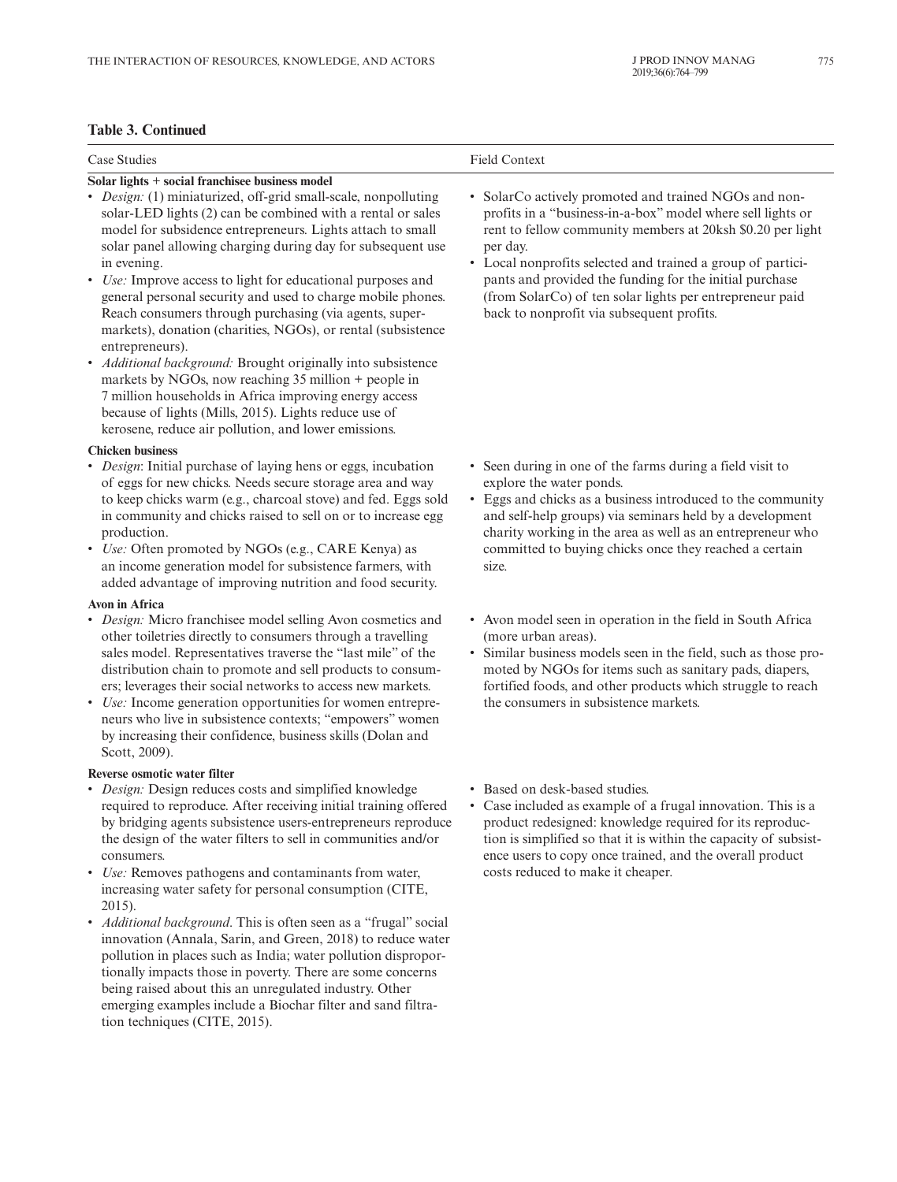**Table 3. Continued**

| Case Studies | Field Context |
|---|---|
| **Solar lights + social franchisee business model**<br>• *Design:* (1) miniaturized, off-grid small-scale, nonpolluting solar-LED lights (2) can be combined with a rental or sales model for subsidence entrepreneurs. Lights attach to small solar panel allowing charging during day for subsequent use in evening.<br>• *Use:* Improve access to light for educational purposes and general personal security and used to charge mobile phones. Reach consumers through purchasing (via agents, supermarkets), donation (charities, NGOs), or rental (subsistence entrepreneurs).<br>• *Additional background:* Brought originally into subsistence markets by NGOs, now reaching 35 million + people in 7 million households in Africa improving energy access because of lights (Mills, 2015). Lights reduce use of kerosene, reduce air pollution, and lower emissions. | • SolarCo actively promoted and trained NGOs and nonprofits in a "business-in-a-box" model where sell lights or rent to fellow community members at 20ksh $0.20 per light per day.<br>• Local nonprofits selected and trained a group of participants and provided the funding for the initial purchase (from SolarCo) of ten solar lights per entrepreneur paid back to nonprofit via subsequent profits. |
| **Chicken business**<br>• *Design*: Initial purchase of laying hens or eggs, incubation of eggs for new chicks. Needs secure storage area and way to keep chicks warm (e.g., charcoal stove) and fed. Eggs sold in community and chicks raised to sell on or to increase egg production.<br>• *Use:* Often promoted by NGOs (e.g., CARE Kenya) as an income generation model for subsistence farmers, with added advantage of improving nutrition and food security. | • Seen during in one of the farms during a field visit to explore the water ponds.<br>• Eggs and chicks as a business introduced to the community and self-help groups) via seminars held by a development charity working in the area as well as an entrepreneur who committed to buying chicks once they reached a certain size. |
| **Avon in Africa**<br>• *Design:* Micro franchisee model selling Avon cosmetics and other toiletries directly to consumers through a travelling sales model. Representatives traverse the "last mile" of the distribution chain to promote and sell products to consumers; leverages their social networks to access new markets.<br>• *Use:* Income generation opportunities for women entrepreneurs who live in subsistence contexts; "empowers" women by increasing their confidence, business skills (Dolan and Scott, 2009). | • Avon model seen in operation in the field in South Africa (more urban areas).<br>• Similar business models seen in the field, such as those promoted by NGOs for items such as sanitary pads, diapers, fortified foods, and other products which struggle to reach the consumers in subsistence markets. |
| **Reverse osmotic water filter**<br>• *Design:* Design reduces costs and simplified knowledge required to reproduce. After receiving initial training offered by bridging agents subsistence users-entrepreneurs reproduce the design of the water filters to sell in communities and/or consumers.<br>• *Use:* Removes pathogens and contaminants from water, increasing water safety for personal consumption (CITE, 2015).<br>• *Additional background*. This is often seen as a "frugal" social innovation (Annala, Sarin, and Green, 2018) to reduce water pollution in places such as India; water pollution disproportionally impacts those in poverty. There are some concerns being raised about this an unregulated industry. Other emerging examples include a Biochar filter and sand filtration techniques (CITE, 2015). | • Based on desk-based studies.<br>• Case included as example of a frugal innovation. This is a product redesigned: knowledge required for its reproduction is simplified so that it is within the capacity of subsistence users to copy once trained, and the overall product costs reduced to make it cheaper. |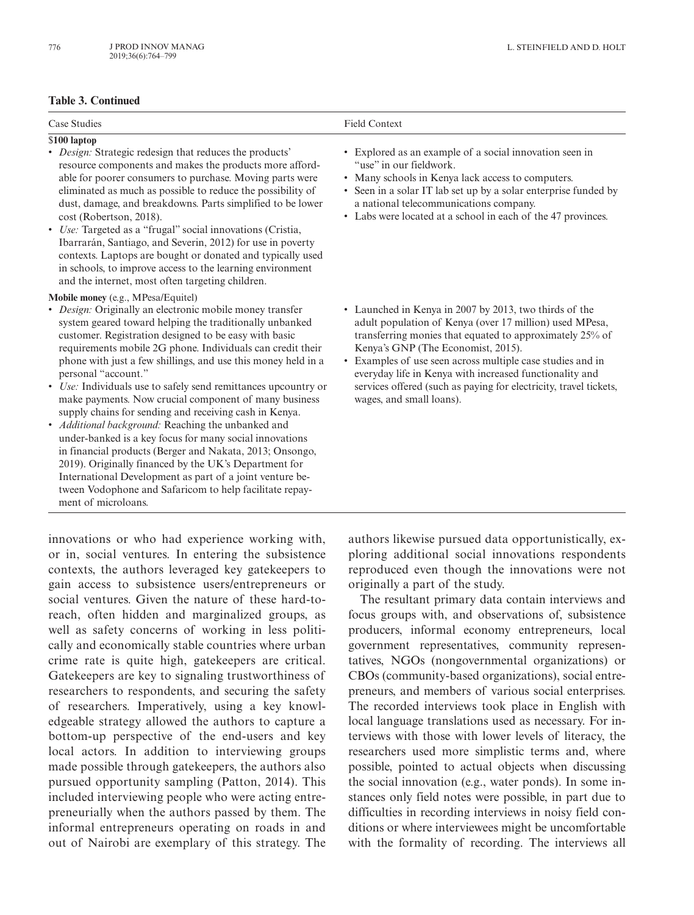**Table 3. Continued**

| Case Studies | Field Context |
|---|---|
| **$100 laptop**<br>• *Design:* Strategic redesign that reduces the products' resource components and makes the products more affordable for poorer consumers to purchase. Moving parts were eliminated as much as possible to reduce the possibility of dust, damage, and breakdowns. Parts simplified to be lower cost (Robertson, 2018).<br>• *Use:* Targeted as a "frugal" social innovations (Cristia, Ibarrarán, Santiago, and Severin, 2012) for use in poverty contexts. Laptops are bought or donated and typically used in schools, to improve access to the learning environment and the internet, most often targeting children. | • Explored as an example of a social innovation seen in "use" in our fieldwork.<br>• Many schools in Kenya lack access to computers.<br>• Seen in a solar IT lab set up by a solar enterprise funded by a national telecommunications company.<br>• Labs were located at a school in each of the 47 provinces. |
| **Mobile money** (e.g., MPesa/Equitel)<br>• *Design:* Originally an electronic mobile money transfer system geared toward helping the traditionally unbanked customer. Registration designed to be easy with basic requirements mobile 2G phone. Individuals can credit their phone with just a few shillings, and use this money held in a personal "account."<br>• *Use:* Individuals use to safely send remittances upcountry or make payments. Now crucial component of many business supply chains for sending and receiving cash in Kenya.<br>• *Additional background:* Reaching the unbanked and under-banked is a key focus for many social innovations in financial products (Berger and Nakata, 2013; Onsongo, 2019). Originally financed by the UK's Department for International Development as part of a joint venture between Vodophone and Safaricom to help facilitate repayment of microloans. | • Launched in Kenya in 2007 by 2013, two thirds of the adult population of Kenya (over 17 million) used MPesa, transferring monies that equated to approximately 25% of Kenya's GNP (The Economist, 2015).<br>• Examples of use seen across multiple case studies and in everyday life in Kenya with increased functionality and services offered (such as paying for electricity, travel tickets, wages, and small loans). |

innovations or who had experience working with, or in, social ventures. In entering the subsistence contexts, the authors leveraged key gatekeepers to gain access to subsistence users/entrepreneurs or social ventures. Given the nature of these hard-to-reach, often hidden and marginalized groups, as well as safety concerns of working in less politically and economically stable countries where urban crime rate is quite high, gatekeepers are critical. Gatekeepers are key to signaling trustworthiness of researchers to respondents, and securing the safety of researchers. Imperatively, using a key knowledgeable strategy allowed the authors to capture a bottom-up perspective of the end-users and key local actors. In addition to interviewing groups made possible through gatekeepers, the authors also pursued opportunity sampling (Patton, 2014). This included interviewing people who were acting entrepreneurially when the authors passed by them. The informal entrepreneurs operating on roads in and out of Nairobi are exemplary of this strategy. The authors likewise pursued data opportunistically, exploring additional social innovations respondents reproduced even though the innovations were not originally a part of the study.

The resultant primary data contain interviews and focus groups with, and observations of, subsistence producers, informal economy entrepreneurs, local government representatives, community representatives, NGOs (nongovernmental organizations) or CBOs (community-based organizations), social entrepreneurs, and members of various social enterprises. The recorded interviews took place in English with local language translations used as necessary. For interviews with those with lower levels of literacy, the researchers used more simplistic terms and, where possible, pointed to actual objects when discussing the social innovation (e.g., water ponds). In some instances only field notes were possible, in part due to difficulties in recording interviews in noisy field conditions or where interviewees might be uncomfortable with the formality of recording. The interviews all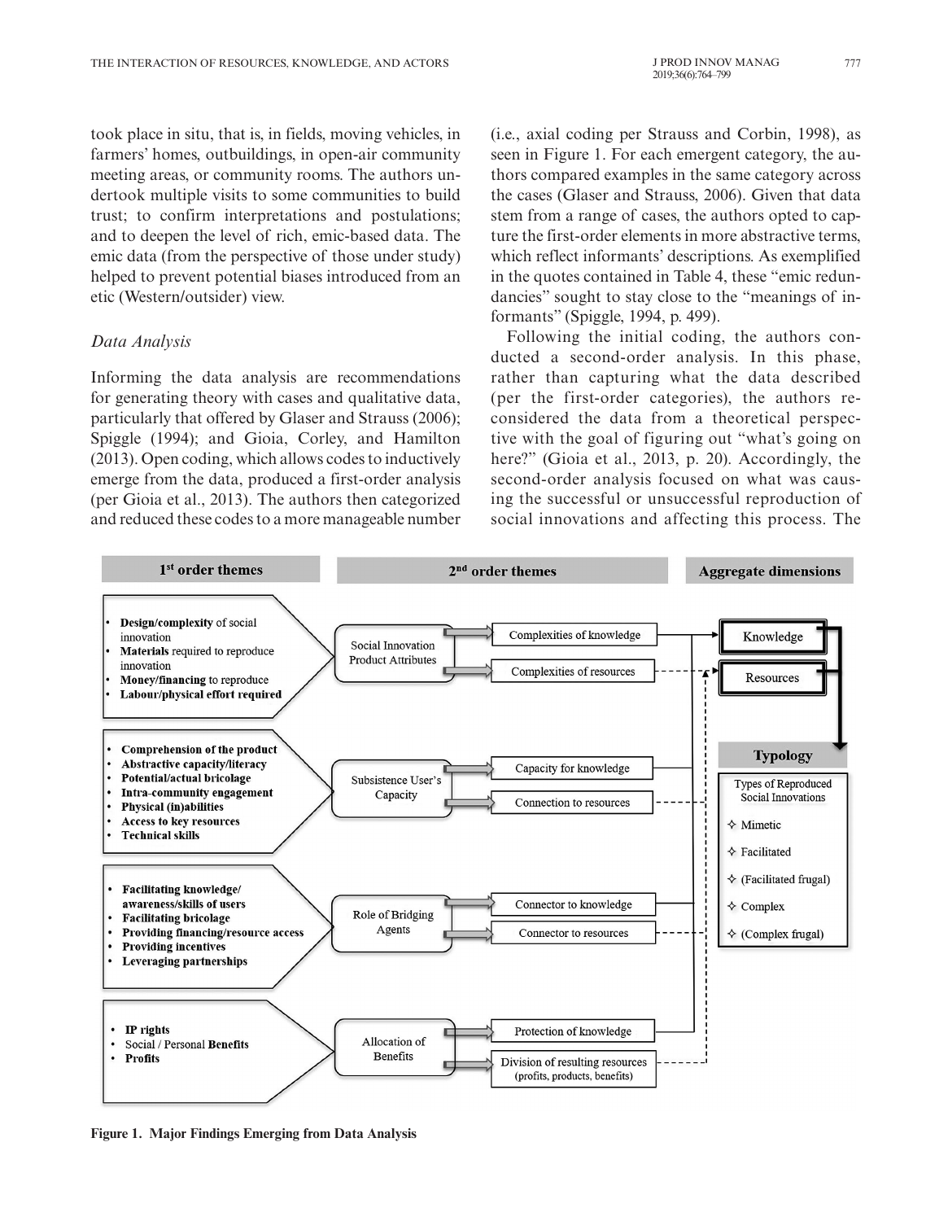took place in situ, that is, in fields, moving vehicles, in farmers' homes, outbuildings, in open-air community meeting areas, or community rooms. The authors undertook multiple visits to some communities to build trust; to confirm interpretations and postulations; and to deepen the level of rich, emic-based data. The emic data (from the perspective of those under study) helped to prevent potential biases introduced from an etic (Western/outsider) view.

### *Data Analysis*

Informing the data analysis are recommendations for generating theory with cases and qualitative data, particularly that offered by Glaser and Strauss (2006); Spiggle (1994); and Gioia, Corley, and Hamilton (2013). Open coding, which allows codes to inductively emerge from the data, produced a first-order analysis (per Gioia et al., 2013). The authors then categorized and reduced these codes to a more manageable number (i.e., axial coding per Strauss and Corbin, 1998), as seen in Figure 1. For each emergent category, the authors compared examples in the same category across the cases (Glaser and Strauss, 2006). Given that data stem from a range of cases, the authors opted to capture the first-order elements in more abstractive terms, which reflect informants' descriptions. As exemplified in the quotes contained in Table 4, these "emic redundancies" sought to stay close to the "meanings of informants" (Spiggle, 1994, p. 499).

Following the initial coding, the authors conducted a second-order analysis. In this phase, rather than capturing what the data described (per the first-order categories), the authors reconsidered the data from a theoretical perspective with the goal of figuring out "what's going on here?" (Gioia et al., 2013, p. 20). Accordingly, the second-order analysis focused on what was causing the successful or unsuccessful reproduction of social innovations and affecting this process. The

| 1st order themes | 2nd order themes | | Aggregate dimensions |
|---|---|---|---|
| • **Design/complexity** of social innovation<br>• **Materials** required to reproduce innovation<br>• **Money/financing** to reproduce<br>• **Labour/physical effort required** | Social Innovation Product Attributes | Complexities of knowledge<br>Complexities of resources | Knowledge<br>Resources |
| • **Comprehension of the product**<br>• **Abstractive capacity/literacy**<br>• **Potential/actual bricolage**<br>• **Intra-community engagement**<br>• **Physical (in)abilities**<br>• **Access to key resources**<br>• **Technical skills** | Subsistence User's Capacity | Capacity for knowledge<br>Connection to resources | **Typology**<br>Types of Reproduced Social Innovations<br>✧ Mimetic<br>✧ Facilitated<br>✧ (Facilitated frugal)<br>✧ Complex<br>✧ (Complex frugal) |
| • **Facilitating knowledge/awareness/skills of users**<br>• **Facilitating bricolage**<br>• **Providing financing/resource access**<br>• **Providing incentives**<br>• **Leveraging partnerships** | Role of Bridging Agents | Connector to knowledge<br>Connector to resources | |
| • **IP rights**<br>• Social / Personal **Benefits**<br>• **Profits** | Allocation of Benefits | Protection of knowledge<br>Division of resulting resources (profits, products, benefits) | |

**Figure 1. Major Findings Emerging from Data Analysis**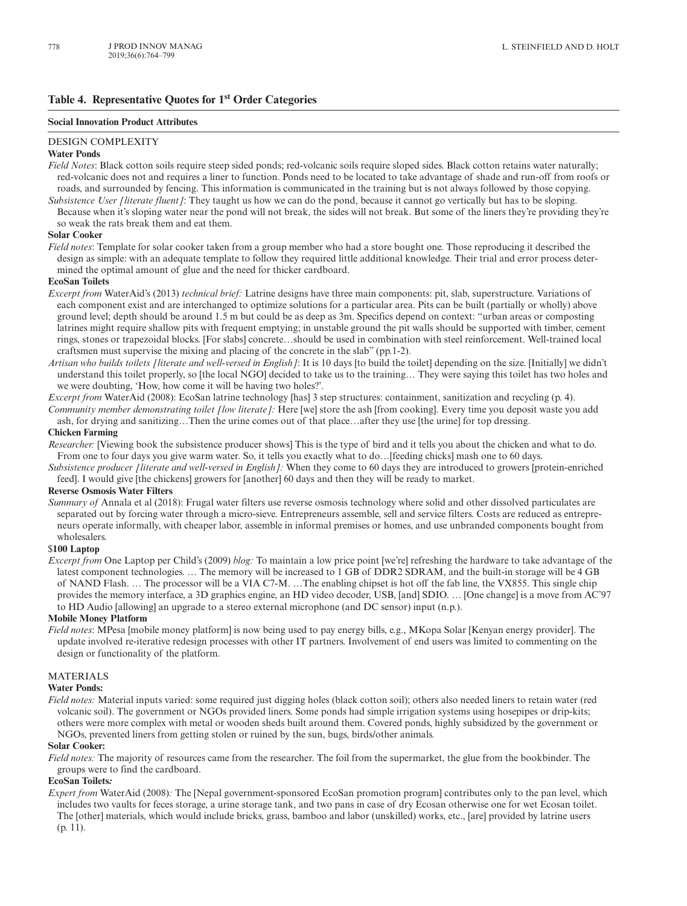## Table 4. Representative Quotes for 1st Order Categories

**Social Innovation Product Attributes**

DESIGN COMPLEXITY

**Water Ponds**

*Field Notes*: Black cotton soils require steep sided ponds; red-volcanic soils require sloped sides. Black cotton retains water naturally; red-volcanic does not and requires a liner to function. Ponds need to be located to take advantage of shade and run-off from roofs or roads, and surrounded by fencing. This information is communicated in the training but is not always followed by those copying.

*Subsistence User [literate fluent]*: They taught us how we can do the pond, because it cannot go vertically but has to be sloping. Because when it's sloping water near the pond will not break, the sides will not break. But some of the liners they're providing they're so weak the rats break them and eat them.

**Solar Cooker**

*Field notes*: Template for solar cooker taken from a group member who had a store bought one. Those reproducing it described the design as simple: with an adequate template to follow they required little additional knowledge. Their trial and error process determined the optimal amount of glue and the need for thicker cardboard.

**EcoSan Toilets**

*Excerpt from* WaterAid's (2013) *technical brief:* Latrine designs have three main components: pit, slab, superstructure. Variations of each component exist and are interchanged to optimize solutions for a particular area. Pits can be built (partially or wholly) above ground level; depth should be around 1.5 m but could be as deep as 3m. Specifics depend on context: "urban areas or composting latrines might require shallow pits with frequent emptying; in unstable ground the pit walls should be supported with timber, cement rings, stones or trapezoidal blocks. [For slabs] concrete…should be used in combination with steel reinforcement. Well-trained local craftsmen must supervise the mixing and placing of the concrete in the slab" (pp.1-2).

*Artisan who builds toilets [literate and well-versed in English]*: It is 10 days [to build the toilet] depending on the size. [Initially] we didn't understand this toilet properly, so [the local NGO] decided to take us to the training… They were saying this toilet has two holes and we were doubting, 'How, how come it will be having two holes?'.

*Excerpt from* WaterAid (2008): EcoSan latrine technology [has] 3 step structures: containment, sanitization and recycling (p. 4).

*Community member demonstrating toilet [low literate]:* Here [we] store the ash [from cooking]. Every time you deposit waste you add ash, for drying and sanitizing…Then the urine comes out of that place…after they use [the urine] for top dressing.

**Chicken Farming**

*Researcher:* [Viewing book the subsistence producer shows] This is the type of bird and it tells you about the chicken and what to do. From one to four days you give warm water. So, it tells you exactly what to do…[feeding chicks] mash one to 60 days.

*Subsistence producer [literate and well-versed in English]:* When they come to 60 days they are introduced to growers [protein-enriched feed]. I would give [the chickens] growers for [another] 60 days and then they will be ready to market.

**Reverse Osmosis Water Filters**

*Summary of* Annala et al (2018): Frugal water filters use reverse osmosis technology where solid and other dissolved particulates are separated out by forcing water through a micro-sieve. Entrepreneurs assemble, sell and service filters. Costs are reduced as entrepreneurs operate informally, with cheaper labor, assemble in informal premises or homes, and use unbranded components bought from wholesalers.

**$100 Laptop**

*Excerpt from* One Laptop per Child's (2009) *blog:* To maintain a low price point [we're] refreshing the hardware to take advantage of the latest component technologies. … The memory will be increased to 1 GB of DDR2 SDRAM, and the built-in storage will be 4 GB of NAND Flash. … The processor will be a VIA C7-M. …The enabling chipset is hot off the fab line, the VX855. This single chip provides the memory interface, a 3D graphics engine, an HD video decoder, USB, [and] SDIO. … [One change] is a move from AC'97 to HD Audio [allowing] an upgrade to a stereo external microphone (and DC sensor) input (n.p.).

**Mobile Money Platform**

*Field notes*: MPesa [mobile money platform] is now being used to pay energy bills, e.g., MKopa Solar [Kenyan energy provider]. The update involved re-iterative redesign processes with other IT partners. Involvement of end users was limited to commenting on the design or functionality of the platform.

MATERIALS

**Water Ponds:**

*Field notes:* Material inputs varied: some required just digging holes (black cotton soil); others also needed liners to retain water (red volcanic soil). The government or NGOs provided liners. Some ponds had simple irrigation systems using hosepipes or drip-kits; others were more complex with metal or wooden sheds built around them. Covered ponds, highly subsidized by the government or NGOs, prevented liners from getting stolen or ruined by the sun, bugs, birds/other animals.

**Solar Cooker:**

*Field notes:* The majority of resources came from the researcher. The foil from the supermarket, the glue from the bookbinder. The groups were to find the cardboard.

**EcoSan Toilets:**

*Expert from* WaterAid (2008)*:* The [Nepal government-sponsored EcoSan promotion program] contributes only to the pan level, which includes two vaults for feces storage, a urine storage tank, and two pans in case of dry Ecosan otherwise one for wet Ecosan toilet. The [other] materials, which would include bricks, grass, bamboo and labor (unskilled) works, etc., [are] provided by latrine users (p. 11).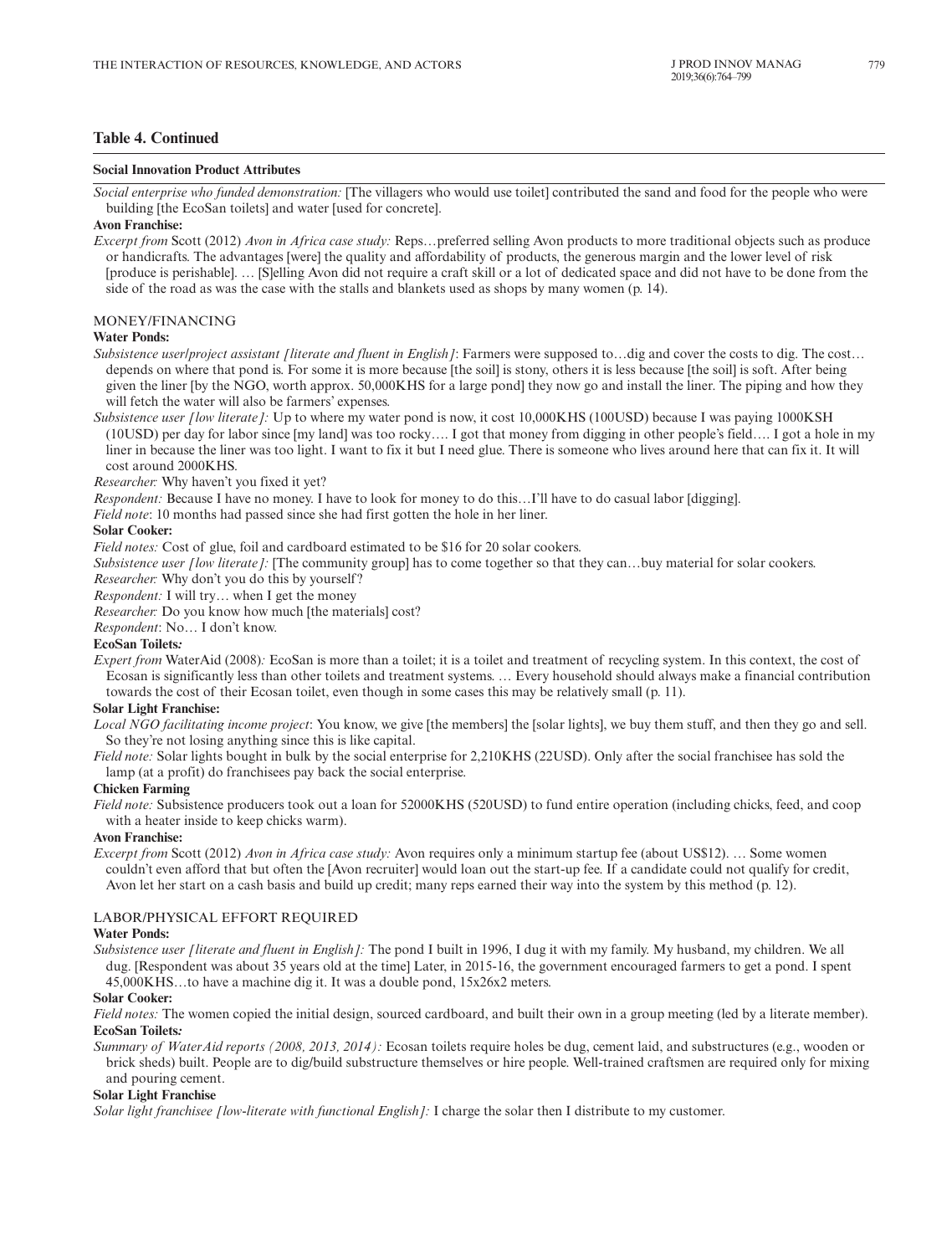## Table 4. Continued

**Social Innovation Product Attributes**

*Social enterprise who funded demonstration:* [The villagers who would use toilet] contributed the sand and food for the people who were building [the EcoSan toilets] and water [used for concrete].

**Avon Franchise:**

*Excerpt from* Scott (2012) *Avon in Africa case study:* Reps…preferred selling Avon products to more traditional objects such as produce or handicrafts. The advantages [were] the quality and affordability of products, the generous margin and the lower level of risk [produce is perishable]. … [S]elling Avon did not require a craft skill or a lot of dedicated space and did not have to be done from the side of the road as was the case with the stalls and blankets used as shops by many women (p. 14).

### MONEY/FINANCING

**Water Ponds:**

*Subsistence user/project assistant [literate and fluent in English]*: Farmers were supposed to…dig and cover the costs to dig. The cost… depends on where that pond is. For some it is more because [the soil] is stony, others it is less because [the soil] is soft. After being given the liner [by the NGO, worth approx. 50,000KHS for a large pond] they now go and install the liner. The piping and how they will fetch the water will also be farmers' expenses.

*Subsistence user [low literate]:* Up to where my water pond is now, it cost 10,000KHS (100USD) because I was paying 1000KSH (10USD) per day for labor since [my land] was too rocky…. I got that money from digging in other people's field…. I got a hole in my liner in because the liner was too light. I want to fix it but I need glue. There is someone who lives around here that can fix it. It will cost around 2000KHS.

*Researcher:* Why haven't you fixed it yet?

*Respondent:* Because I have no money. I have to look for money to do this…I'll have to do casual labor [digging].

*Field note*: 10 months had passed since she had first gotten the hole in her liner.

**Solar Cooker:**

*Field notes:* Cost of glue, foil and cardboard estimated to be $16 for 20 solar cookers.

*Subsistence user [low literate]:* [The community group] has to come together so that they can…buy material for solar cookers.

*Researcher:* Why don't you do this by yourself?

*Respondent:* I will try… when I get the money

*Researcher:* Do you know how much [the materials] cost?

*Respondent*: No… I don't know.

**EcoSan Toilets*:***

*Expert from* WaterAid (2008)*:* EcoSan is more than a toilet; it is a toilet and treatment of recycling system. In this context, the cost of Ecosan is significantly less than other toilets and treatment systems. … Every household should always make a financial contribution towards the cost of their Ecosan toilet, even though in some cases this may be relatively small (p. 11).

**Solar Light Franchise:**

*Local NGO facilitating income project*: You know, we give [the members] the [solar lights], we buy them stuff, and then they go and sell. So they're not losing anything since this is like capital.

*Field note:* Solar lights bought in bulk by the social enterprise for 2,210KHS (22USD). Only after the social franchisee has sold the lamp (at a profit) do franchisees pay back the social enterprise.

**Chicken Farming**

*Field note:* Subsistence producers took out a loan for 52000KHS (520USD) to fund entire operation (including chicks, feed, and coop with a heater inside to keep chicks warm).

**Avon Franchise:**

*Excerpt from* Scott (2012) *Avon in Africa case study:* Avon requires only a minimum startup fee (about US$12). … Some women couldn't even afford that but often the [Avon recruiter] would loan out the start-up fee. If a candidate could not qualify for credit, Avon let her start on a cash basis and build up credit; many reps earned their way into the system by this method (p. 12).

### LABOR/PHYSICAL EFFORT REQUIRED

**Water Ponds:**

*Subsistence user [literate and fluent in English]:* The pond I built in 1996, I dug it with my family. My husband, my children. We all dug. [Respondent was about 35 years old at the time] Later, in 2015-16, the government encouraged farmers to get a pond. I spent 45,000KHS…to have a machine dig it. It was a double pond, 15x26x2 meters.

**Solar Cooker:**

*Field notes:* The women copied the initial design, sourced cardboard, and built their own in a group meeting (led by a literate member).

**EcoSan Toilets*:***

*Summary of WaterAid reports (2008, 2013, 2014):* Ecosan toilets require holes be dug, cement laid, and substructures (e.g., wooden or brick sheds) built. People are to dig/build substructure themselves or hire people. Well-trained craftsmen are required only for mixing and pouring cement.

**Solar Light Franchise**

*Solar light franchisee [low-literate with functional English]:* I charge the solar then I distribute to my customer.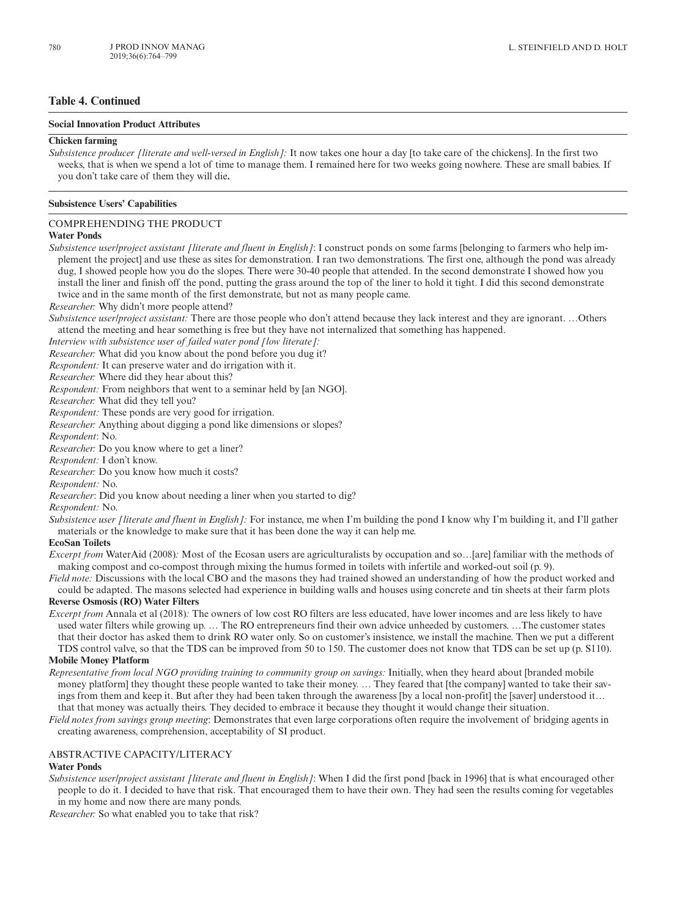**Table 4. Continued**

**Social Innovation Product Attributes**

**Chicken farming**

*Subsistence producer [literate and well-versed in English]:* It now takes one hour a day [to take care of the chickens]. In the first two weeks, that is when we spend a lot of time to manage them. I remained here for two weeks going nowhere. These are small babies. If you don't take care of them they will die**.**

**Subsistence Users' Capabilities**

COMPREHENDING THE PRODUCT

**Water Ponds**

*Subsistence user/project assistant [literate and fluent in English]*: I construct ponds on some farms [belonging to farmers who help implement the project] and use these as sites for demonstration. I ran two demonstrations. The first one, although the pond was already dug, I showed people how you do the slopes. There were 30-40 people that attended. In the second demonstrate I showed how you install the liner and finish off the pond, putting the grass around the top of the liner to hold it tight. I did this second demonstrate twice and in the same month of the first demonstrate, but not as many people came.

*Researcher:* Why didn't more people attend?

*Subsistence user/project assistant:* There are those people who don't attend because they lack interest and they are ignorant. …Others attend the meeting and hear something is free but they have not internalized that something has happened.

*Interview with subsistence user of failed water pond [low literate]:*

*Researcher:* What did you know about the pond before you dug it?

*Respondent:* It can preserve water and do irrigation with it.

*Researcher:* Where did they hear about this?

*Respondent:* From neighbors that went to a seminar held by [an NGO].

*Researcher:* What did they tell you?

*Respondent:* These ponds are very good for irrigation.

*Researcher:* Anything about digging a pond like dimensions or slopes?

*Respondent*: No.

*Researcher:* Do you know where to get a liner?

*Respondent:* I don't know.

*Researcher:* Do you know how much it costs?

*Respondent:* No.

*Researcher*: Did you know about needing a liner when you started to dig?

*Respondent:* No.

*Subsistence user [literate and fluent in English]:* For instance, me when I'm building the pond I know why I'm building it, and I'll gather materials or the knowledge to make sure that it has been done the way it can help me.

**EcoSan Toilets**

*Excerpt from* WaterAid (2008)*:* Most of the Ecosan users are agriculturalists by occupation and so…[are] familiar with the methods of making compost and co-compost through mixing the humus formed in toilets with infertile and worked-out soil (p. 9).

*Field note:* Discussions with the local CBO and the masons they had trained showed an understanding of how the product worked and could be adapted. The masons selected had experience in building walls and houses using concrete and tin sheets at their farm plots

**Reverse Osmosis (RO) Water Filters**

*Excerpt from* Annala et al (2018)*:* The owners of low cost RO filters are less educated, have lower incomes and are less likely to have used water filters while growing up. … The RO entrepreneurs find their own advice unheeded by customers. …The customer states that their doctor has asked them to drink RO water only. So on customer's insistence, we install the machine. Then we put a different TDS control valve, so that the TDS can be improved from 50 to 150. The customer does not know that TDS can be set up (p. S110).

**Mobile Money Platform**

*Representative from local NGO providing training to community group on savings:* Initially, when they heard about [branded mobile money platform] they thought these people wanted to take their money. … They feared that [the company] wanted to take their savings from them and keep it. But after they had been taken through the awareness [by a local non-profit] the [saver] understood it… that that money was actually theirs. They decided to embrace it because they thought it would change their situation.

*Field notes from savings group meeting*: Demonstrates that even large corporations often require the involvement of bridging agents in creating awareness, comprehension, acceptability of SI product.

ABSTRACTIVE CAPACITY/LITERACY

**Water Ponds**

*Subsistence user/project assistant [literate and fluent in English]*: When I did the first pond [back in 1996] that is what encouraged other people to do it. I decided to have that risk. That encouraged them to have their own. They had seen the results coming for vegetables in my home and now there are many ponds.

*Researcher:* So what enabled you to take that risk?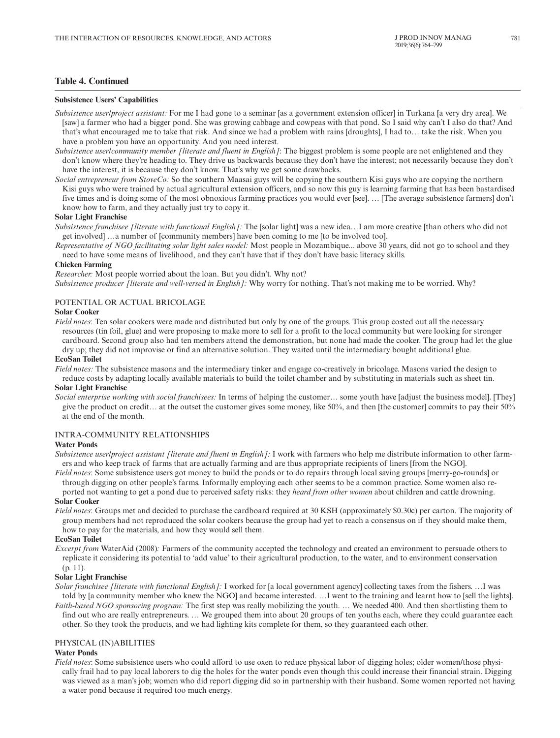**Table 4. Continued**

**Subsistence Users' Capabilities**

*Subsistence user/project assistant:* For me I had gone to a seminar [as a government extension officer] in Turkana [a very dry area]. We [saw] a farmer who had a bigger pond. She was growing cabbage and cowpeas with that pond. So I said why can't I also do that? And that's what encouraged me to take that risk. And since we had a problem with rains [droughts], I had to… take the risk. When you have a problem you have an opportunity. And you need interest.

*Subsistence user/community member [literate and fluent in English]*: The biggest problem is some people are not enlightened and they don't know where they're heading to. They drive us backwards because they don't have the interest; not necessarily because they don't have the interest, it is because they don't know. That's why we get some drawbacks.

*Social entrepreneur from StoveCo:* So the southern Maasai guys will be copying the southern Kisi guys who are copying the northern Kisi guys who were trained by actual agricultural extension officers, and so now this guy is learning farming that has been bastardised five times and is doing some of the most obnoxious farming practices you would ever [see]. … [The average subsistence farmers] don't know how to farm, and they actually just try to copy it.

**Solar Light Franchise**

*Subsistence franchisee [literate with functional English]:* The [solar light] was a new idea…I am more creative [than others who did not get involved] …a number of [community members] have been coming to me [to be involved too].

*Representative of NGO facilitating solar light sales model:* Most people in Mozambique... above 30 years, did not go to school and they need to have some means of livelihood, and they can't have that if they don't have basic literacy skills.

**Chicken Farming**

*Researcher:* Most people worried about the loan. But you didn't. Why not?

*Subsistence producer [literate and well-versed in English]:* Why worry for nothing. That's not making me to be worried. Why?

POTENTIAL OR ACTUAL BRICOLAGE

**Solar Cooker**

*Field notes*: Ten solar cookers were made and distributed but only by one of the groups. This group costed out all the necessary resources (tin foil, glue) and were proposing to make more to sell for a profit to the local community but were looking for stronger cardboard. Second group also had ten members attend the demonstration, but none had made the cooker. The group had let the glue dry up; they did not improvise or find an alternative solution. They waited until the intermediary bought additional glue.

**EcoSan Toilet**

*Field notes:* The subsistence masons and the intermediary tinker and engage co-creatively in bricolage. Masons varied the design to reduce costs by adapting locally available materials to build the toilet chamber and by substituting in materials such as sheet tin.

**Solar Light Franchise**

*Social enterprise working with social franchisees:* In terms of helping the customer… some youth have [adjust the business model]. [They] give the product on credit… at the outset the customer gives some money, like 50%, and then [the customer] commits to pay their 50% at the end of the month.

INTRA-COMMUNITY RELATIONSHIPS

**Water Ponds**

*Subsistence user/project assistant [literate and fluent in English]:* I work with farmers who help me distribute information to other farmers and who keep track of farms that are actually farming and are thus appropriate recipients of liners [from the NGO].

*Field notes*: Some subsistence users got money to build the ponds or to do repairs through local saving groups [merry-go-rounds] or through digging on other people's farms. Informally employing each other seems to be a common practice. Some women also reported not wanting to get a pond due to perceived safety risks: they *heard from other women* about children and cattle drowning.

**Solar Cooker**

*Field notes*: Groups met and decided to purchase the cardboard required at 30 KSH (approximately $0.30c) per carton. The majority of group members had not reproduced the solar cookers because the group had yet to reach a consensus on if they should make them, how to pay for the materials, and how they would sell them.

**EcoSan Toilet**

*Excerpt from* WaterAid (2008)*:* Farmers of the community accepted the technology and created an environment to persuade others to replicate it considering its potential to 'add value' to their agricultural production, to the water, and to environment conservation (p. 11).

**Solar Light Franchise**

*Solar franchisee [literate with functional English]:* I worked for [a local government agency] collecting taxes from the fishers. …I was told by [a community member who knew the NGO] and became interested. …I went to the training and learnt how to [sell the lights].

*Faith-based NGO sponsoring program:* The first step was really mobilizing the youth. … We needed 400. And then shortlisting them to find out who are really entrepreneurs. … We grouped them into about 20 groups of ten youths each, where they could guarantee each other. So they took the products, and we had lighting kits complete for them, so they guaranteed each other.

PHYSICAL (IN)ABILITIES

**Water Ponds**

*Field notes*: Some subsistence users who could afford to use oxen to reduce physical labor of digging holes; older women/those physically frail had to pay local laborers to dig the holes for the water ponds even though this could increase their financial strain. Digging was viewed as a man's job; women who did report digging did so in partnership with their husband. Some women reported not having a water pond because it required too much energy.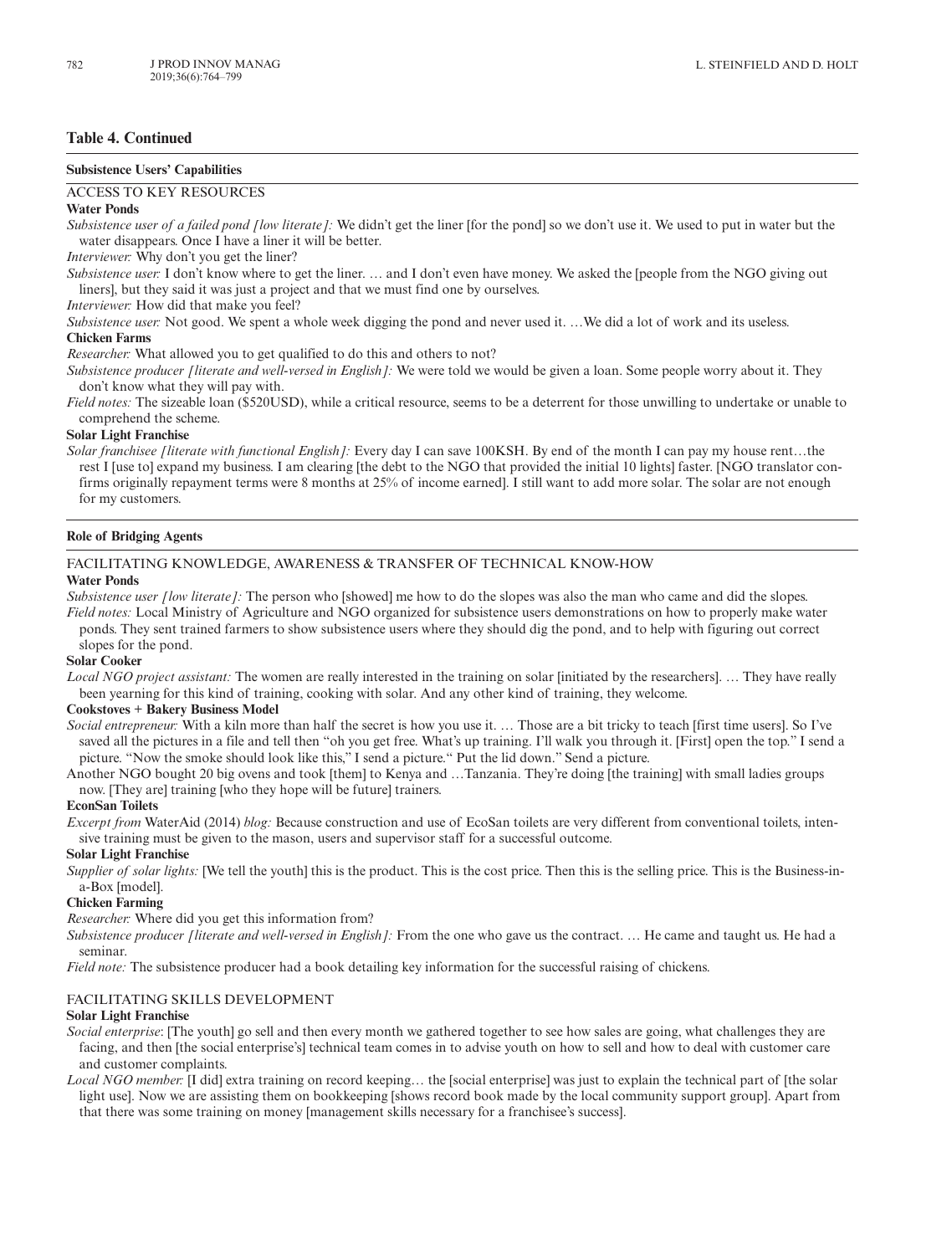**Table 4. Continued**

**Subsistence Users' Capabilities**

ACCESS TO KEY RESOURCES

**Water Ponds**

*Subsistence user of a failed pond [low literate]:* We didn't get the liner [for the pond] so we don't use it. We used to put in water but the water disappears. Once I have a liner it will be better.

*Interviewer:* Why don't you get the liner?

*Subsistence user:* I don't know where to get the liner. … and I don't even have money. We asked the [people from the NGO giving out liners], but they said it was just a project and that we must find one by ourselves.

*Interviewer:* How did that make you feel?

*Subsistence user:* Not good. We spent a whole week digging the pond and never used it. …We did a lot of work and its useless.

**Chicken Farms**

*Researcher:* What allowed you to get qualified to do this and others to not?

*Subsistence producer [literate and well-versed in English]:* We were told we would be given a loan. Some people worry about it. They don't know what they will pay with.

*Field notes:* The sizeable loan ($520USD), while a critical resource, seems to be a deterrent for those unwilling to undertake or unable to comprehend the scheme.

**Solar Light Franchise**

*Solar franchisee [literate with functional English]:* Every day I can save 100KSH. By end of the month I can pay my house rent…the rest I [use to] expand my business. I am clearing [the debt to the NGO that provided the initial 10 lights] faster. [NGO translator confirms originally repayment terms were 8 months at 25% of income earned]. I still want to add more solar. The solar are not enough for my customers.

**Role of Bridging Agents**

FACILITATING KNOWLEDGE, AWARENESS & TRANSFER OF TECHNICAL KNOW-HOW

**Water Ponds**

*Subsistence user [low literate]:* The person who [showed] me how to do the slopes was also the man who came and did the slopes.

*Field notes:* Local Ministry of Agriculture and NGO organized for subsistence users demonstrations on how to properly make water ponds. They sent trained farmers to show subsistence users where they should dig the pond, and to help with figuring out correct slopes for the pond.

**Solar Cooker**

*Local NGO project assistant:* The women are really interested in the training on solar [initiated by the researchers]. … They have really been yearning for this kind of training, cooking with solar. And any other kind of training, they welcome.

**Cookstoves + Bakery Business Model**

*Social entrepreneur:* With a kiln more than half the secret is how you use it. … Those are a bit tricky to teach [first time users]. So I've saved all the pictures in a file and tell then "oh you get free. What's up training. I'll walk you through it. [First] open the top." I send a picture. "Now the smoke should look like this," I send a picture." Put the lid down." Send a picture.

Another NGO bought 20 big ovens and took [them] to Kenya and …Tanzania. They're doing [the training] with small ladies groups now. [They are] training [who they hope will be future] trainers.

**EconSan Toilets**

*Excerpt from* WaterAid (2014) *blog:* Because construction and use of EcoSan toilets are very different from conventional toilets, intensive training must be given to the mason, users and supervisor staff for a successful outcome.

**Solar Light Franchise**

*Supplier of solar lights:* [We tell the youth] this is the product. This is the cost price. Then this is the selling price. This is the Business-in-a-Box [model].

**Chicken Farming**

*Researcher:* Where did you get this information from?

*Subsistence producer [literate and well-versed in English]:* From the one who gave us the contract. … He came and taught us. He had a seminar.

*Field note:* The subsistence producer had a book detailing key information for the successful raising of chickens.

FACILITATING SKILLS DEVELOPMENT

**Solar Light Franchise**

*Social enterprise*: [The youth] go sell and then every month we gathered together to see how sales are going, what challenges they are facing, and then [the social enterprise's] technical team comes in to advise youth on how to sell and how to deal with customer care and customer complaints.

*Local NGO member:* [I did] extra training on record keeping… the [social enterprise] was just to explain the technical part of [the solar light use]. Now we are assisting them on bookkeeping [shows record book made by the local community support group]. Apart from that there was some training on money [management skills necessary for a franchisee's success].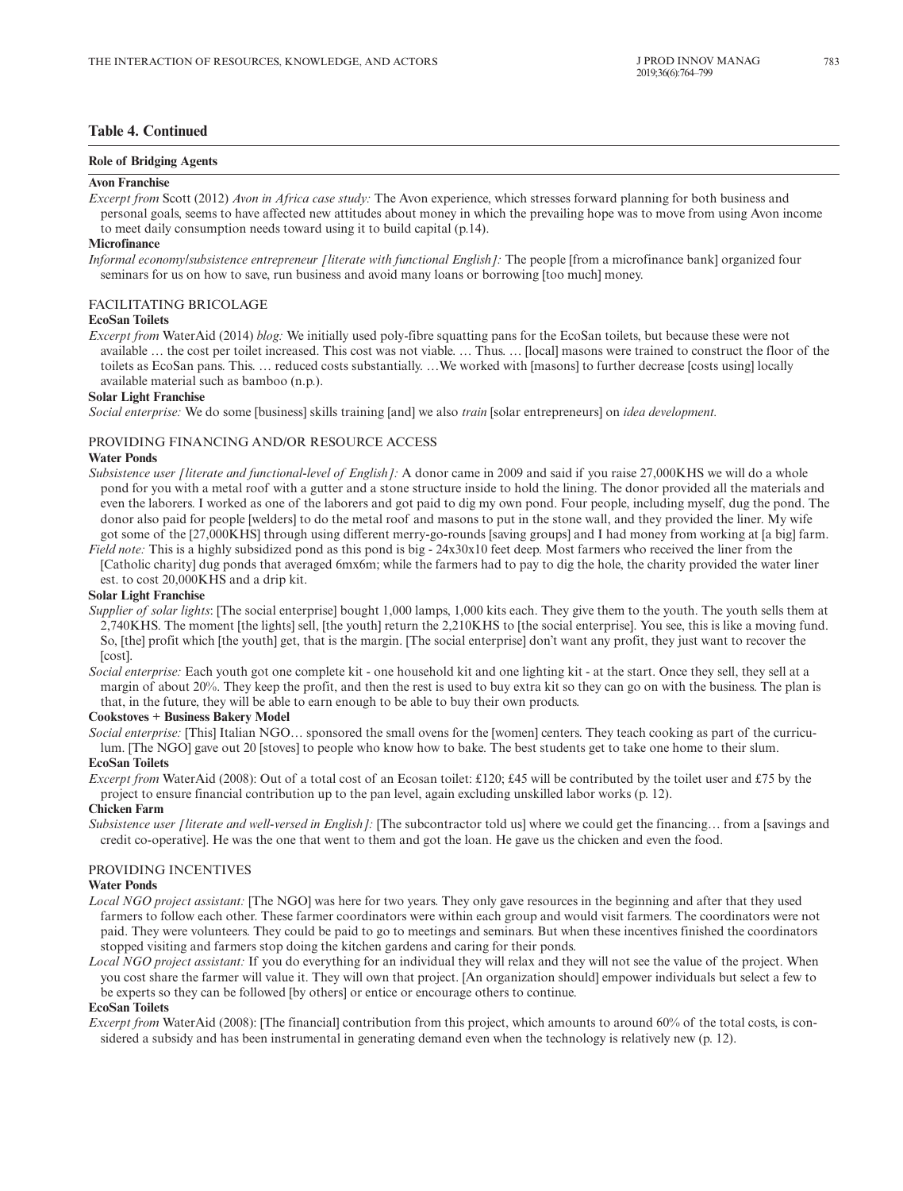**Table 4. Continued**

**Role of Bridging Agents**

**Avon Franchise**

*Excerpt from* Scott (2012) *Avon in Africa case study:* The Avon experience, which stresses forward planning for both business and personal goals, seems to have affected new attitudes about money in which the prevailing hope was to move from using Avon income to meet daily consumption needs toward using it to build capital (p.14).

**Microfinance**

*Informal economy/subsistence entrepreneur [literate with functional English]:* The people [from a microfinance bank] organized four seminars for us on how to save, run business and avoid many loans or borrowing [too much] money.

FACILITATING BRICOLAGE

**EcoSan Toilets**

*Excerpt from* WaterAid (2014) *blog:* We initially used poly-fibre squatting pans for the EcoSan toilets, but because these were not available … the cost per toilet increased. This cost was not viable. … Thus. … [local] masons were trained to construct the floor of the toilets as EcoSan pans. This. … reduced costs substantially. …We worked with [masons] to further decrease [costs using] locally available material such as bamboo (n.p.).

**Solar Light Franchise**

*Social enterprise:* We do some [business] skills training [and] we also *train* [solar entrepreneurs] on *idea development.*

PROVIDING FINANCING AND/OR RESOURCE ACCESS

**Water Ponds**

*Subsistence user [literate and functional-level of English]:* A donor came in 2009 and said if you raise 27,000KHS we will do a whole pond for you with a metal roof with a gutter and a stone structure inside to hold the lining. The donor provided all the materials and even the laborers. I worked as one of the laborers and got paid to dig my own pond. Four people, including myself, dug the pond. The donor also paid for people [welders] to do the metal roof and masons to put in the stone wall, and they provided the liner. My wife got some of the [27,000KHS] through using different merry-go-rounds [saving groups] and I had money from working at [a big] farm.

*Field note:* This is a highly subsidized pond as this pond is big - 24x30x10 feet deep. Most farmers who received the liner from the [Catholic charity] dug ponds that averaged 6mx6m; while the farmers had to pay to dig the hole, the charity provided the water liner est. to cost 20,000KHS and a drip kit.

**Solar Light Franchise**

*Supplier of solar lights*: [The social enterprise] bought 1,000 lamps, 1,000 kits each. They give them to the youth. The youth sells them at 2,740KHS. The moment [the lights] sell, [the youth] return the 2,210KHS to [the social enterprise]. You see, this is like a moving fund. So, [the] profit which [the youth] get, that is the margin. [The social enterprise] don't want any profit, they just want to recover the [cost].

*Social enterprise:* Each youth got one complete kit - one household kit and one lighting kit - at the start. Once they sell, they sell at a margin of about 20%. They keep the profit, and then the rest is used to buy extra kit so they can go on with the business. The plan is that, in the future, they will be able to earn enough to be able to buy their own products.

**Cookstoves + Business Bakery Model**

*Social enterprise:* [This] Italian NGO… sponsored the small ovens for the [women] centers. They teach cooking as part of the curriculum. [The NGO] gave out 20 [stoves] to people who know how to bake. The best students get to take one home to their slum.

**EcoSan Toilets**

*Excerpt from* WaterAid (2008): Out of a total cost of an Ecosan toilet: £120; £45 will be contributed by the toilet user and £75 by the project to ensure financial contribution up to the pan level, again excluding unskilled labor works (p. 12).

**Chicken Farm**

*Subsistence user [literate and well-versed in English]:* [The subcontractor told us] where we could get the financing… from a [savings and credit co-operative]. He was the one that went to them and got the loan. He gave us the chicken and even the food.

PROVIDING INCENTIVES

**Water Ponds**

*Local NGO project assistant:* [The NGO] was here for two years. They only gave resources in the beginning and after that they used farmers to follow each other. These farmer coordinators were within each group and would visit farmers. The coordinators were not paid. They were volunteers. They could be paid to go to meetings and seminars. But when these incentives finished the coordinators stopped visiting and farmers stop doing the kitchen gardens and caring for their ponds.

*Local NGO project assistant:* If you do everything for an individual they will relax and they will not see the value of the project. When you cost share the farmer will value it. They will own that project. [An organization should] empower individuals but select a few to be experts so they can be followed [by others] or entice or encourage others to continue.

**EcoSan Toilets**

*Excerpt from* WaterAid (2008): [The financial] contribution from this project, which amounts to around 60% of the total costs, is considered a subsidy and has been instrumental in generating demand even when the technology is relatively new (p. 12).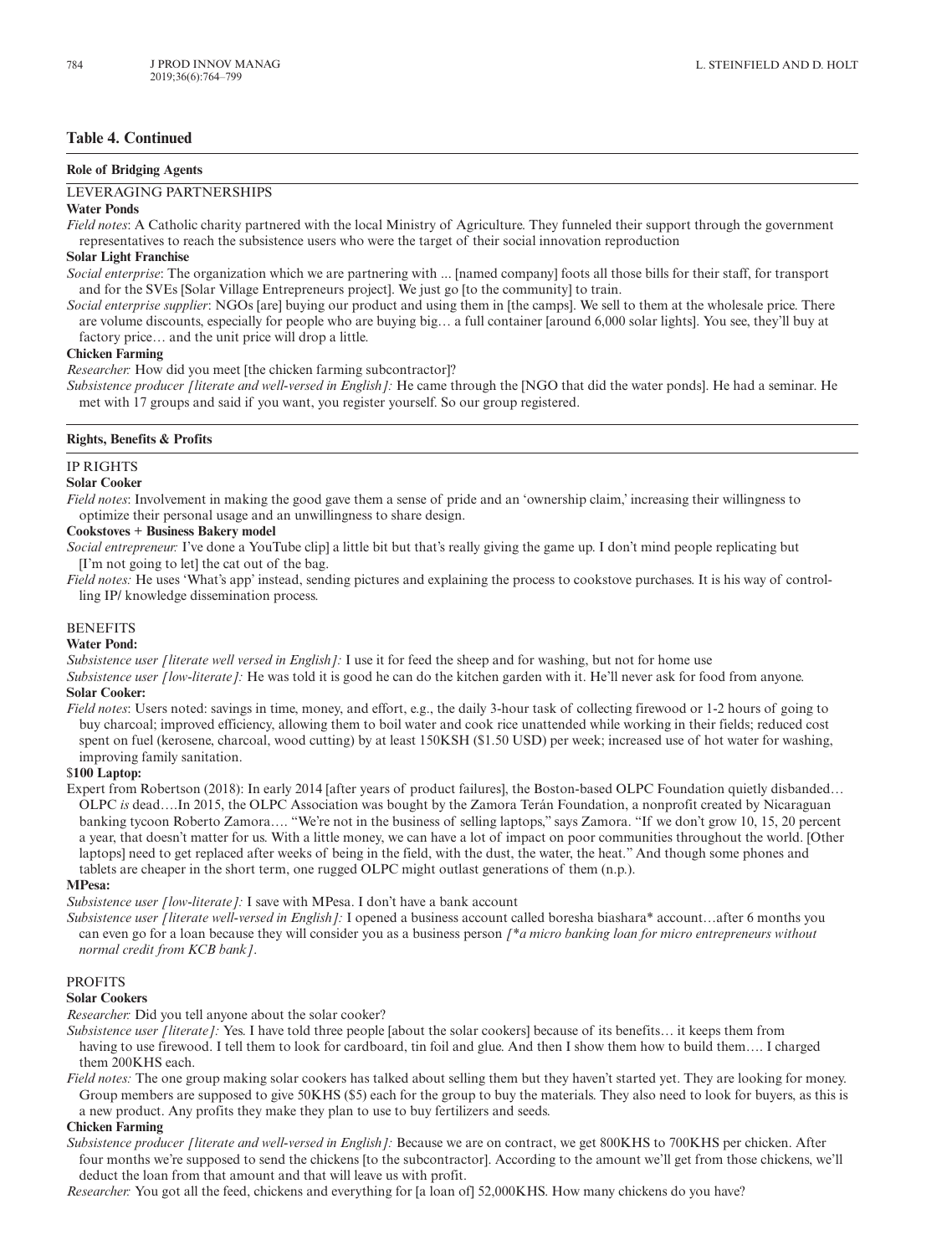**Table 4. Continued**

**Role of Bridging Agents**

LEVERAGING PARTNERSHIPS

**Water Ponds**

*Field notes*: A Catholic charity partnered with the local Ministry of Agriculture. They funneled their support through the government representatives to reach the subsistence users who were the target of their social innovation reproduction

**Solar Light Franchise**

*Social enterprise*: The organization which we are partnering with ... [named company] foots all those bills for their staff, for transport and for the SVEs [Solar Village Entrepreneurs project]. We just go [to the community] to train.

*Social enterprise supplier*: NGOs [are] buying our product and using them in [the camps]. We sell to them at the wholesale price. There are volume discounts, especially for people who are buying big… a full container [around 6,000 solar lights]. You see, they'll buy at factory price… and the unit price will drop a little.

**Chicken Farming**

*Researcher:* How did you meet [the chicken farming subcontractor]?

*Subsistence producer [literate and well-versed in English]:* He came through the [NGO that did the water ponds]. He had a seminar. He met with 17 groups and said if you want, you register yourself. So our group registered.

**Rights, Benefits & Profits**

IP RIGHTS

**Solar Cooker**

*Field notes*: Involvement in making the good gave them a sense of pride and an 'ownership claim,' increasing their willingness to optimize their personal usage and an unwillingness to share design.

**Cookstoves + Business Bakery model**

*Social entrepreneur:* I've done a YouTube clip] a little bit but that's really giving the game up. I don't mind people replicating but [I'm not going to let] the cat out of the bag.

*Field notes:* He uses 'What's app' instead, sending pictures and explaining the process to cookstove purchases. It is his way of controlling IP/ knowledge dissemination process.

BENEFITS

**Water Pond:**

*Subsistence user [literate well versed in English]:* I use it for feed the sheep and for washing, but not for home use

*Subsistence user [low-literate]:* He was told it is good he can do the kitchen garden with it. He'll never ask for food from anyone.

**Solar Cooker:**

*Field notes*: Users noted: savings in time, money, and effort, e.g., the daily 3-hour task of collecting firewood or 1-2 hours of going to buy charcoal; improved efficiency, allowing them to boil water and cook rice unattended while working in their fields; reduced cost spent on fuel (kerosene, charcoal, wood cutting) by at least 150KSH ($1.50 USD) per week; increased use of hot water for washing, improving family sanitation.

**$100 Laptop:**

Expert from Robertson (2018): In early 2014 [after years of product failures], the Boston-based OLPC Foundation quietly disbanded… OLPC *is* dead….In 2015, the OLPC Association was bought by the Zamora Terán Foundation, a nonprofit created by Nicaraguan banking tycoon Roberto Zamora…. "We're not in the business of selling laptops," says Zamora. "If we don't grow 10, 15, 20 percent a year, that doesn't matter for us. With a little money, we can have a lot of impact on poor communities throughout the world. [Other laptops] need to get replaced after weeks of being in the field, with the dust, the water, the heat." And though some phones and tablets are cheaper in the short term, one rugged OLPC might outlast generations of them (n.p.).

**MPesa:**

*Subsistence user [low-literate]:* I save with MPesa. I don't have a bank account

*Subsistence user [literate well-versed in English]:* I opened a business account called boresha biashara* account…after 6 months you can even go for a loan because they will consider you as a business person *[*a micro banking loan for micro entrepreneurs without normal credit from KCB bank]*.

PROFITS

**Solar Cookers**

*Researcher:* Did you tell anyone about the solar cooker?

*Subsistence user [literate]:* Yes. I have told three people [about the solar cookers] because of its benefits… it keeps them from having to use firewood. I tell them to look for cardboard, tin foil and glue. And then I show them how to build them…. I charged them 200KHS each.

*Field notes:* The one group making solar cookers has talked about selling them but they haven't started yet. They are looking for money. Group members are supposed to give 50KHS ($5) each for the group to buy the materials. They also need to look for buyers, as this is a new product. Any profits they make they plan to use to buy fertilizers and seeds.

**Chicken Farming**

*Subsistence producer [literate and well-versed in English]:* Because we are on contract, we get 800KHS to 700KHS per chicken. After four months we're supposed to send the chickens [to the subcontractor]. According to the amount we'll get from those chickens, we'll deduct the loan from that amount and that will leave us with profit.

*Researcher:* You got all the feed, chickens and everything for [a loan of] 52,000KHS. How many chickens do you have?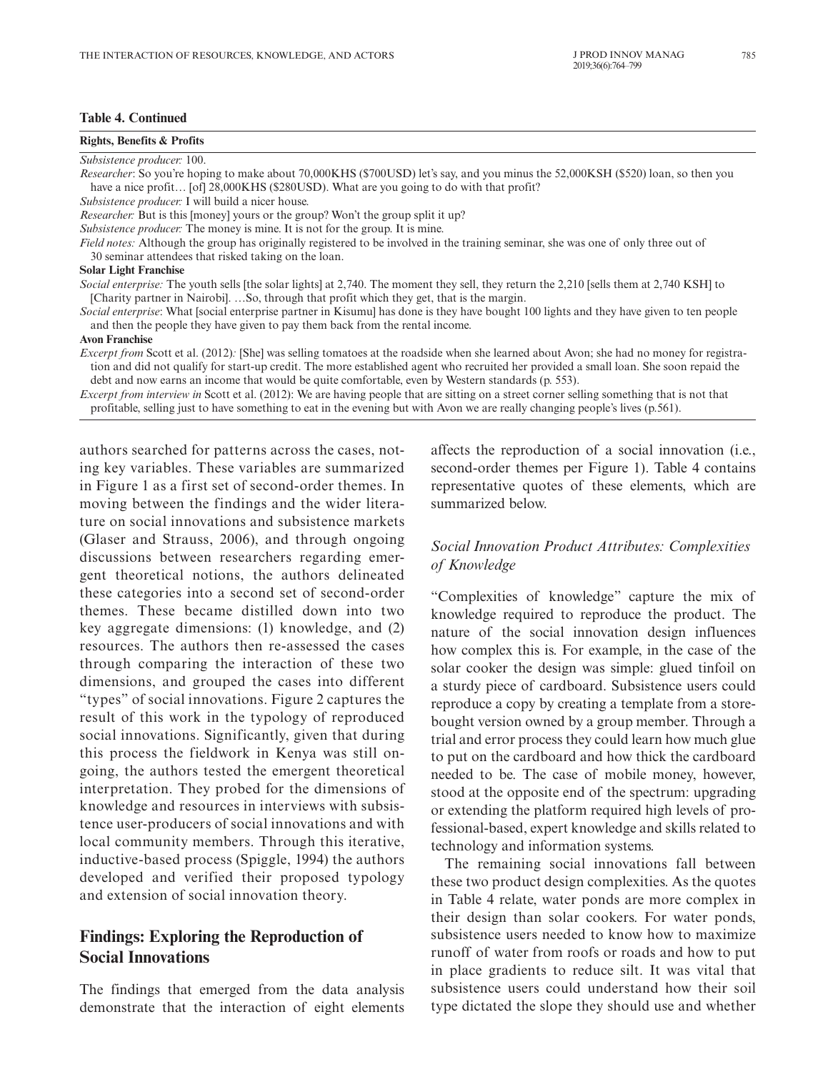**Table 4. Continued**

| Rights, Benefits & Profits |
|---|
| *Subsistence producer:* 100. |
| *Researcher*: So you're hoping to make about 70,000KHS ($700USD) let's say, and you minus the 52,000KSH ($520) loan, so then you have a nice profit… [of] 28,000KHS ($280USD). What are you going to do with that profit? |
| *Subsistence producer:* I will build a nicer house. |
| *Researcher:* But is this [money] yours or the group? Won't the group split it up? |
| *Subsistence producer:* The money is mine. It is not for the group. It is mine. |
| *Field notes:* Although the group has originally registered to be involved in the training seminar, she was one of only three out of 30 seminar attendees that risked taking on the loan. |
| **Solar Light Franchise** |
| *Social enterprise:* The youth sells [the solar lights] at 2,740. The moment they sell, they return the 2,210 [sells them at 2,740 KSH] to [Charity partner in Nairobi]. …So, through that profit which they get, that is the margin. |
| *Social enterprise*: What [social enterprise partner in Kisumu] has done is they have bought 100 lights and they have given to ten people and then the people they have given to pay them back from the rental income. |
| **Avon Franchise** |
| *Excerpt from* Scott et al. (2012)*:* [She] was selling tomatoes at the roadside when she learned about Avon; she had no money for registration and did not qualify for start-up credit. The more established agent who recruited her provided a small loan. She soon repaid the debt and now earns an income that would be quite comfortable, even by Western standards (p. 553). |
| *Excerpt from interview in* Scott et al. (2012): We are having people that are sitting on a street corner selling something that is not that profitable, selling just to have something to eat in the evening but with Avon we are really changing people's lives (p.561). |

authors searched for patterns across the cases, noting key variables. These variables are summarized in Figure 1 as a first set of second-order themes. In moving between the findings and the wider literature on social innovations and subsistence markets (Glaser and Strauss, 2006), and through ongoing discussions between researchers regarding emergent theoretical notions, the authors delineated these categories into a second set of second-order themes. These became distilled down into two key aggregate dimensions: (1) knowledge, and (2) resources. The authors then re-assessed the cases through comparing the interaction of these two dimensions, and grouped the cases into different "types" of social innovations. Figure 2 captures the result of this work in the typology of reproduced social innovations. Significantly, given that during this process the fieldwork in Kenya was still ongoing, the authors tested the emergent theoretical interpretation. They probed for the dimensions of knowledge and resources in interviews with subsistence user-producers of social innovations and with local community members. Through this iterative, inductive-based process (Spiggle, 1994) the authors developed and verified their proposed typology and extension of social innovation theory.

## Findings: Exploring the Reproduction of Social Innovations

The findings that emerged from the data analysis demonstrate that the interaction of eight elements affects the reproduction of a social innovation (i.e., second-order themes per Figure 1). Table 4 contains representative quotes of these elements, which are summarized below.

### *Social Innovation Product Attributes: Complexities of Knowledge*

"Complexities of knowledge" capture the mix of knowledge required to reproduce the product. The nature of the social innovation design influences how complex this is. For example, in the case of the solar cooker the design was simple: glued tinfoil on a sturdy piece of cardboard. Subsistence users could reproduce a copy by creating a template from a store-bought version owned by a group member. Through a trial and error process they could learn how much glue to put on the cardboard and how thick the cardboard needed to be. The case of mobile money, however, stood at the opposite end of the spectrum: upgrading or extending the platform required high levels of professional-based, expert knowledge and skills related to technology and information systems.

The remaining social innovations fall between these two product design complexities. As the quotes in Table 4 relate, water ponds are more complex in their design than solar cookers. For water ponds, subsistence users needed to know how to maximize runoff of water from roofs or roads and how to put in place gradients to reduce silt. It was vital that subsistence users could understand how their soil type dictated the slope they should use and whether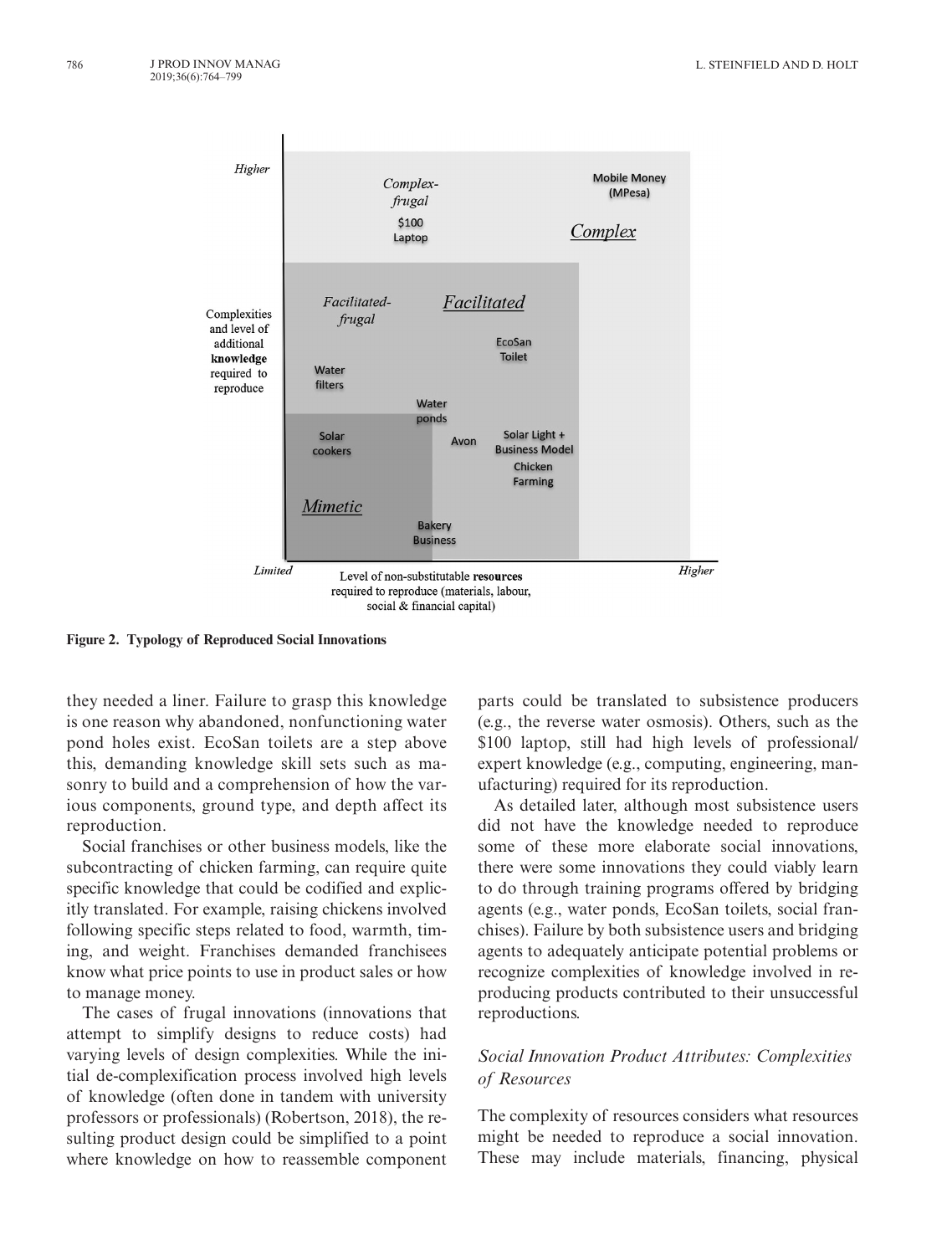Figure 2. Typology of Reproduced Social Innovations

they needed a liner. Failure to grasp this knowledge is one reason why abandoned, nonfunctioning water pond holes exist. EcoSan toilets are a step above this, demanding knowledge skill sets such as masonry to build and a comprehension of how the various components, ground type, and depth affect its reproduction.

Social franchises or other business models, like the subcontracting of chicken farming, can require quite specific knowledge that could be codified and explicitly translated. For example, raising chickens involved following specific steps related to food, warmth, timing, and weight. Franchises demanded franchisees know what price points to use in product sales or how to manage money.

The cases of frugal innovations (innovations that attempt to simplify designs to reduce costs) had varying levels of design complexities. While the initial de-complexification process involved high levels of knowledge (often done in tandem with university professors or professionals) (Robertson, 2018), the resulting product design could be simplified to a point where knowledge on how to reassemble component parts could be translated to subsistence producers (e.g., the reverse water osmosis). Others, such as the $100 laptop, still had high levels of professional/expert knowledge (e.g., computing, engineering, manufacturing) required for its reproduction.

As detailed later, although most subsistence users did not have the knowledge needed to reproduce some of these more elaborate social innovations, there were some innovations they could viably learn to do through training programs offered by bridging agents (e.g., water ponds, EcoSan toilets, social franchises). Failure by both subsistence users and bridging agents to adequately anticipate potential problems or recognize complexities of knowledge involved in reproducing products contributed to their unsuccessful reproductions.

### *Social Innovation Product Attributes: Complexities of Resources*

The complexity of resources considers what resources might be needed to reproduce a social innovation. These may include materials, financing, physical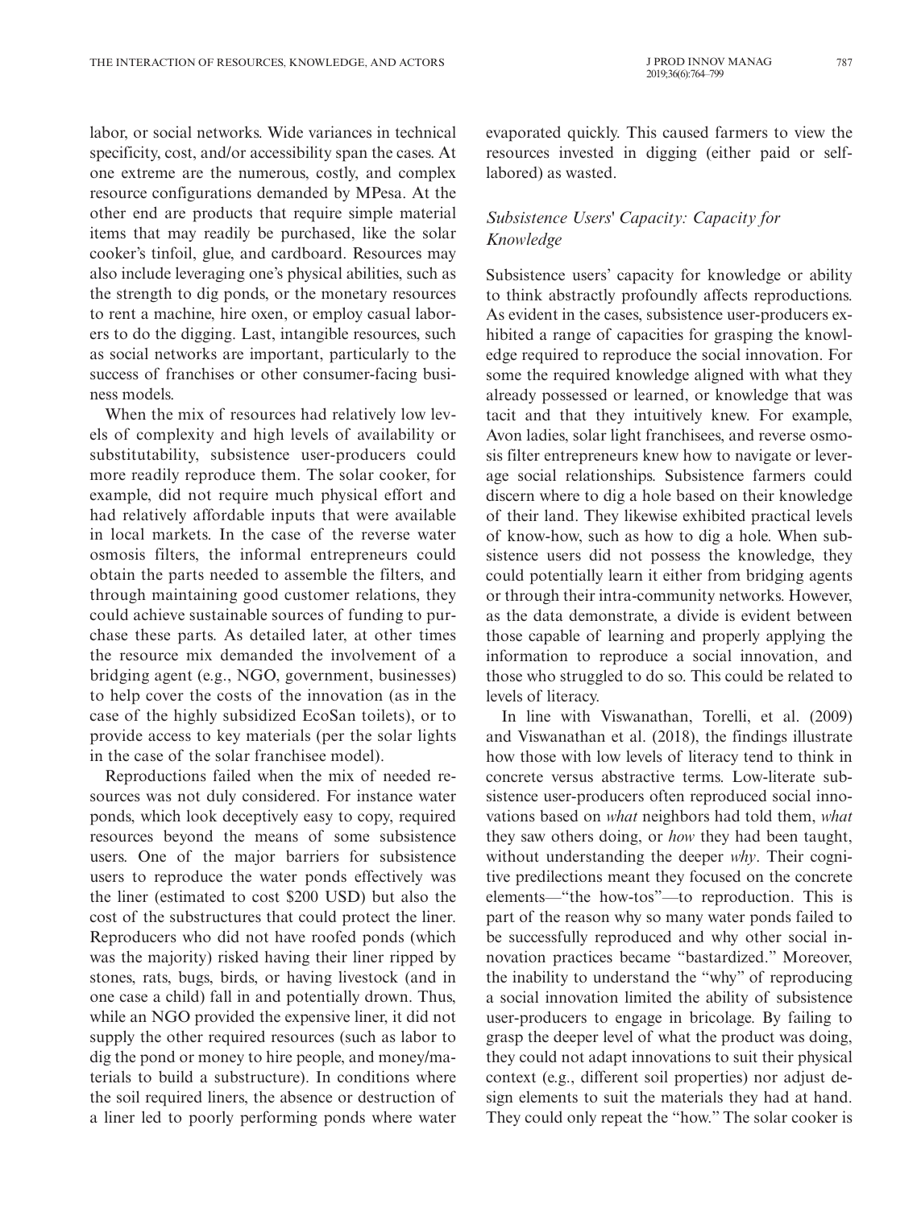labor, or social networks. Wide variances in technical specificity, cost, and/or accessibility span the cases. At one extreme are the numerous, costly, and complex resource configurations demanded by MPesa. At the other end are products that require simple material items that may readily be purchased, like the solar cooker's tinfoil, glue, and cardboard. Resources may also include leveraging one's physical abilities, such as the strength to dig ponds, or the monetary resources to rent a machine, hire oxen, or employ casual laborers to do the digging. Last, intangible resources, such as social networks are important, particularly to the success of franchises or other consumer-facing business models.

When the mix of resources had relatively low levels of complexity and high levels of availability or substitutability, subsistence user-producers could more readily reproduce them. The solar cooker, for example, did not require much physical effort and had relatively affordable inputs that were available in local markets. In the case of the reverse water osmosis filters, the informal entrepreneurs could obtain the parts needed to assemble the filters, and through maintaining good customer relations, they could achieve sustainable sources of funding to purchase these parts. As detailed later, at other times the resource mix demanded the involvement of a bridging agent (e.g., NGO, government, businesses) to help cover the costs of the innovation (as in the case of the highly subsidized EcoSan toilets), or to provide access to key materials (per the solar lights in the case of the solar franchisee model).

Reproductions failed when the mix of needed resources was not duly considered. For instance water ponds, which look deceptively easy to copy, required resources beyond the means of some subsistence users. One of the major barriers for subsistence users to reproduce the water ponds effectively was the liner (estimated to cost $200 USD) but also the cost of the substructures that could protect the liner. Reproducers who did not have roofed ponds (which was the majority) risked having their liner ripped by stones, rats, bugs, birds, or having livestock (and in one case a child) fall in and potentially drown. Thus, while an NGO provided the expensive liner, it did not supply the other required resources (such as labor to dig the pond or money to hire people, and money/materials to build a substructure). In conditions where the soil required liners, the absence or destruction of a liner led to poorly performing ponds where water evaporated quickly. This caused farmers to view the resources invested in digging (either paid or self-labored) as wasted.

### *Subsistence Users' Capacity: Capacity for Knowledge*

Subsistence users' capacity for knowledge or ability to think abstractly profoundly affects reproductions. As evident in the cases, subsistence user-producers exhibited a range of capacities for grasping the knowledge required to reproduce the social innovation. For some the required knowledge aligned with what they already possessed or learned, or knowledge that was tacit and that they intuitively knew. For example, Avon ladies, solar light franchisees, and reverse osmosis filter entrepreneurs knew how to navigate or leverage social relationships. Subsistence farmers could discern where to dig a hole based on their knowledge of their land. They likewise exhibited practical levels of know-how, such as how to dig a hole. When subsistence users did not possess the knowledge, they could potentially learn it either from bridging agents or through their intra-community networks. However, as the data demonstrate, a divide is evident between those capable of learning and properly applying the information to reproduce a social innovation, and those who struggled to do so. This could be related to levels of literacy.

In line with Viswanathan, Torelli, et al. (2009) and Viswanathan et al. (2018), the findings illustrate how those with low levels of literacy tend to think in concrete versus abstractive terms. Low-literate subsistence user-producers often reproduced social innovations based on *what* neighbors had told them, *what* they saw others doing, or *how* they had been taught, without understanding the deeper *why*. Their cognitive predilections meant they focused on the concrete elements—"the how-tos"—to reproduction. This is part of the reason why so many water ponds failed to be successfully reproduced and why other social innovation practices became "bastardized." Moreover, the inability to understand the "why" of reproducing a social innovation limited the ability of subsistence user-producers to engage in bricolage. By failing to grasp the deeper level of what the product was doing, they could not adapt innovations to suit their physical context (e.g., different soil properties) nor adjust design elements to suit the materials they had at hand. They could only repeat the "how." The solar cooker is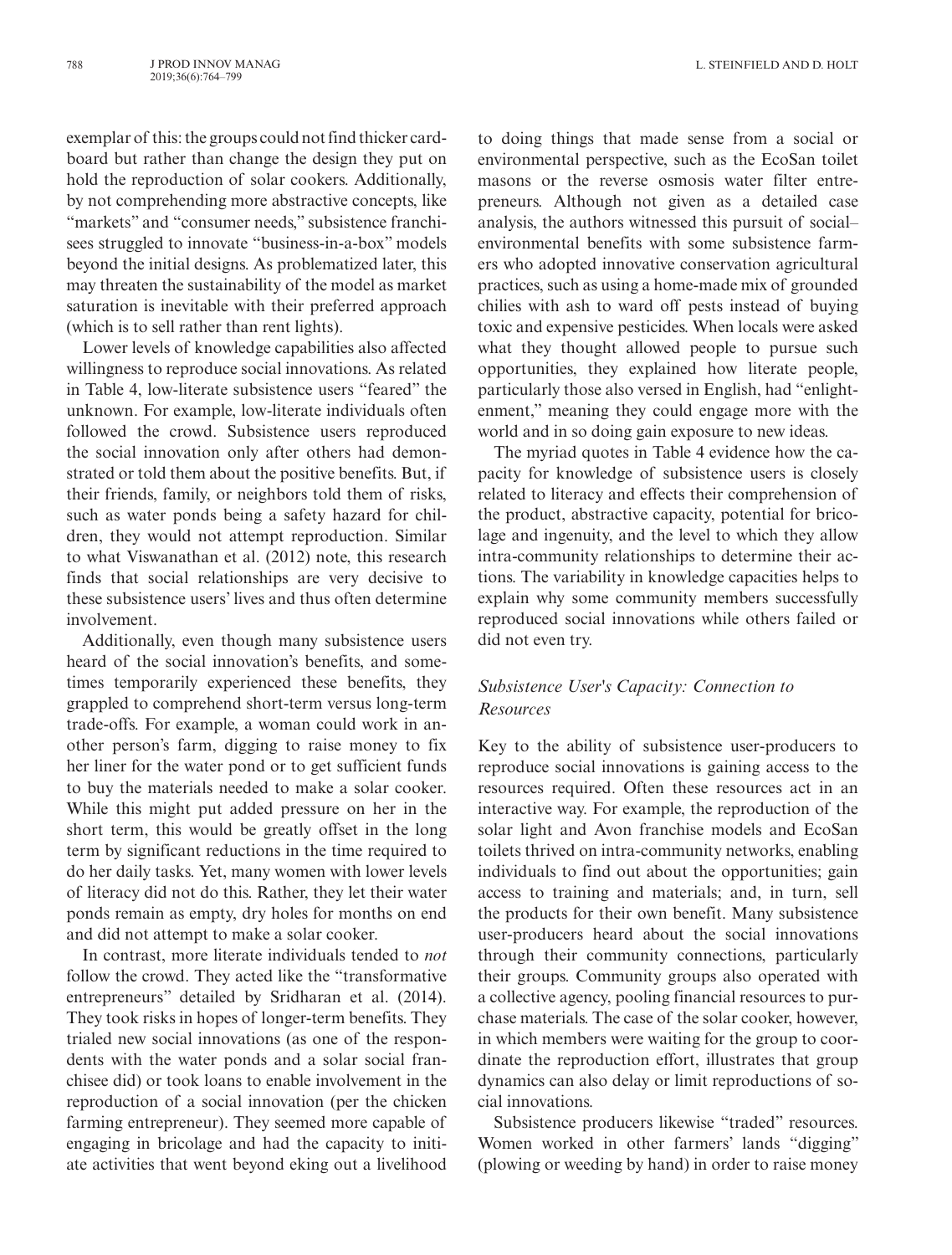exemplar of this: the groups could not find thicker cardboard but rather than change the design they put on hold the reproduction of solar cookers. Additionally, by not comprehending more abstractive concepts, like "markets" and "consumer needs," subsistence franchisees struggled to innovate "business-in-a-box" models beyond the initial designs. As problematized later, this may threaten the sustainability of the model as market saturation is inevitable with their preferred approach (which is to sell rather than rent lights).

Lower levels of knowledge capabilities also affected willingness to reproduce social innovations. As related in Table 4, low-literate subsistence users "feared" the unknown. For example, low-literate individuals often followed the crowd. Subsistence users reproduced the social innovation only after others had demonstrated or told them about the positive benefits. But, if their friends, family, or neighbors told them of risks, such as water ponds being a safety hazard for children, they would not attempt reproduction. Similar to what Viswanathan et al. (2012) note, this research finds that social relationships are very decisive to these subsistence users' lives and thus often determine involvement.

Additionally, even though many subsistence users heard of the social innovation's benefits, and sometimes temporarily experienced these benefits, they grappled to comprehend short-term versus long-term trade-offs. For example, a woman could work in another person's farm, digging to raise money to fix her liner for the water pond or to get sufficient funds to buy the materials needed to make a solar cooker. While this might put added pressure on her in the short term, this would be greatly offset in the long term by significant reductions in the time required to do her daily tasks. Yet, many women with lower levels of literacy did not do this. Rather, they let their water ponds remain as empty, dry holes for months on end and did not attempt to make a solar cooker.

In contrast, more literate individuals tended to *not* follow the crowd. They acted like the "transformative entrepreneurs" detailed by Sridharan et al. (2014). They took risks in hopes of longer-term benefits. They trialed new social innovations (as one of the respondents with the water ponds and a solar social franchisee did) or took loans to enable involvement in the reproduction of a social innovation (per the chicken farming entrepreneur). They seemed more capable of engaging in bricolage and had the capacity to initiate activities that went beyond eking out a livelihood to doing things that made sense from a social or environmental perspective, such as the EcoSan toilet masons or the reverse osmosis water filter entrepreneurs. Although not given as a detailed case analysis, the authors witnessed this pursuit of social–environmental benefits with some subsistence farmers who adopted innovative conservation agricultural practices, such as using a home-made mix of grounded chilies with ash to ward off pests instead of buying toxic and expensive pesticides. When locals were asked what they thought allowed people to pursue such opportunities, they explained how literate people, particularly those also versed in English, had "enlightenment," meaning they could engage more with the world and in so doing gain exposure to new ideas.

The myriad quotes in Table 4 evidence how the capacity for knowledge of subsistence users is closely related to literacy and effects their comprehension of the product, abstractive capacity, potential for bricolage and ingenuity, and the level to which they allow intra-community relationships to determine their actions. The variability in knowledge capacities helps to explain why some community members successfully reproduced social innovations while others failed or did not even try.

### *Subsistence User's Capacity: Connection to Resources*

Key to the ability of subsistence user-producers to reproduce social innovations is gaining access to the resources required. Often these resources act in an interactive way. For example, the reproduction of the solar light and Avon franchise models and EcoSan toilets thrived on intra-community networks, enabling individuals to find out about the opportunities; gain access to training and materials; and, in turn, sell the products for their own benefit. Many subsistence user-producers heard about the social innovations through their community connections, particularly their groups. Community groups also operated with a collective agency, pooling financial resources to purchase materials. The case of the solar cooker, however, in which members were waiting for the group to coordinate the reproduction effort, illustrates that group dynamics can also delay or limit reproductions of social innovations.

Subsistence producers likewise "traded" resources. Women worked in other farmers' lands "digging" (plowing or weeding by hand) in order to raise money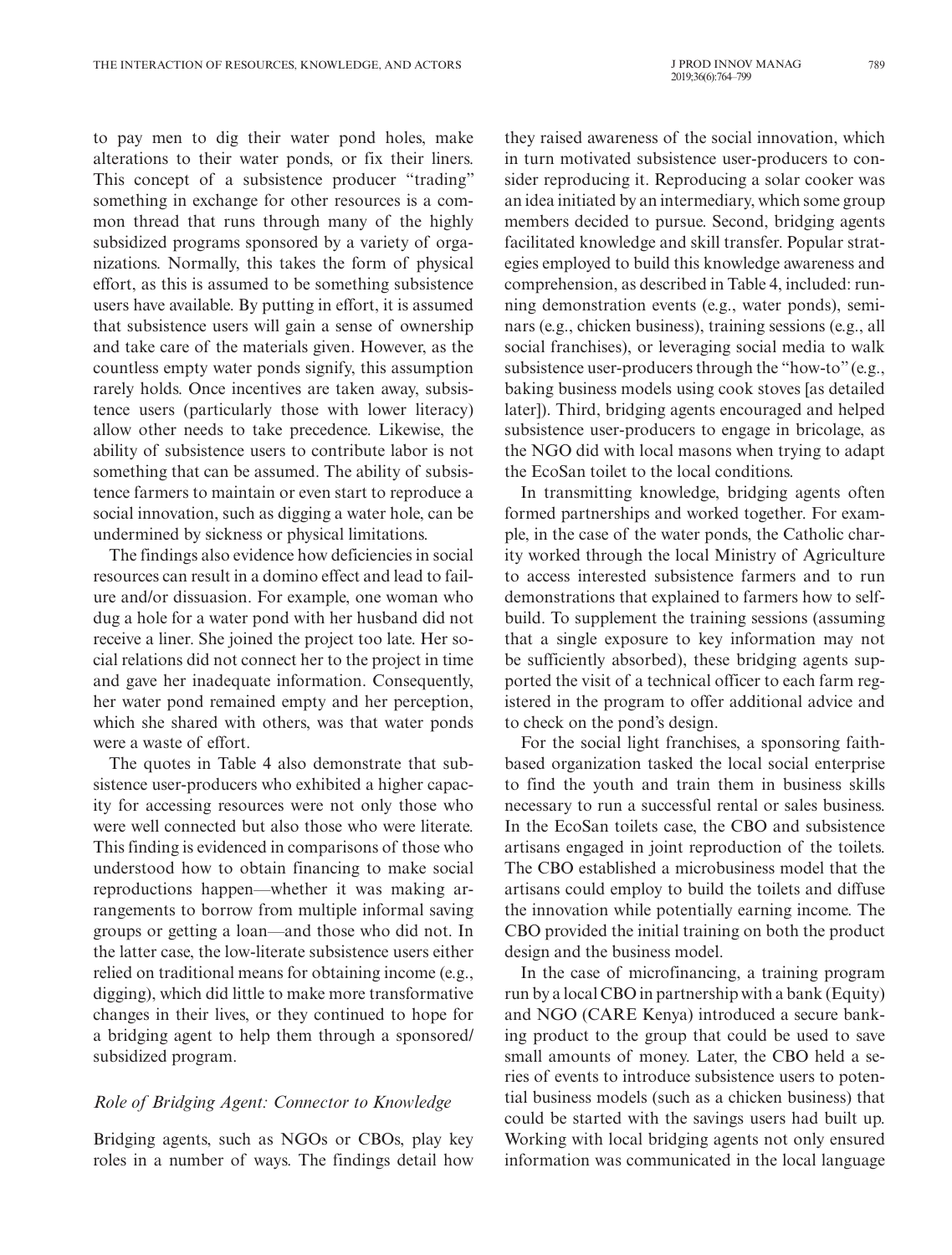to pay men to dig their water pond holes, make alterations to their water ponds, or fix their liners. This concept of a subsistence producer "trading" something in exchange for other resources is a common thread that runs through many of the highly subsidized programs sponsored by a variety of organizations. Normally, this takes the form of physical effort, as this is assumed to be something subsistence users have available. By putting in effort, it is assumed that subsistence users will gain a sense of ownership and take care of the materials given. However, as the countless empty water ponds signify, this assumption rarely holds. Once incentives are taken away, subsistence users (particularly those with lower literacy) allow other needs to take precedence. Likewise, the ability of subsistence users to contribute labor is not something that can be assumed. The ability of subsistence farmers to maintain or even start to reproduce a social innovation, such as digging a water hole, can be undermined by sickness or physical limitations.

The findings also evidence how deficiencies in social resources can result in a domino effect and lead to failure and/or dissuasion. For example, one woman who dug a hole for a water pond with her husband did not receive a liner. She joined the project too late. Her social relations did not connect her to the project in time and gave her inadequate information. Consequently, her water pond remained empty and her perception, which she shared with others, was that water ponds were a waste of effort.

The quotes in Table 4 also demonstrate that subsistence user-producers who exhibited a higher capacity for accessing resources were not only those who were well connected but also those who were literate. This finding is evidenced in comparisons of those who understood how to obtain financing to make social reproductions happen—whether it was making arrangements to borrow from multiple informal saving groups or getting a loan—and those who did not. In the latter case, the low-literate subsistence users either relied on traditional means for obtaining income (e.g., digging), which did little to make more transformative changes in their lives, or they continued to hope for a bridging agent to help them through a sponsored/subsidized program.

### *Role of Bridging Agent: Connector to Knowledge*

Bridging agents, such as NGOs or CBOs, play key roles in a number of ways. The findings detail how they raised awareness of the social innovation, which in turn motivated subsistence user-producers to consider reproducing it. Reproducing a solar cooker was an idea initiated by an intermediary, which some group members decided to pursue. Second, bridging agents facilitated knowledge and skill transfer. Popular strategies employed to build this knowledge awareness and comprehension, as described in Table 4, included: running demonstration events (e.g., water ponds), seminars (e.g., chicken business), training sessions (e.g., all social franchises), or leveraging social media to walk subsistence user-producers through the "how-to" (e.g., baking business models using cook stoves [as detailed later]). Third, bridging agents encouraged and helped subsistence user-producers to engage in bricolage, as the NGO did with local masons when trying to adapt the EcoSan toilet to the local conditions.

In transmitting knowledge, bridging agents often formed partnerships and worked together. For example, in the case of the water ponds, the Catholic charity worked through the local Ministry of Agriculture to access interested subsistence farmers and to run demonstrations that explained to farmers how to self-build. To supplement the training sessions (assuming that a single exposure to key information may not be sufficiently absorbed), these bridging agents supported the visit of a technical officer to each farm registered in the program to offer additional advice and to check on the pond's design.

For the social light franchises, a sponsoring faith-based organization tasked the local social enterprise to find the youth and train them in business skills necessary to run a successful rental or sales business. In the EcoSan toilets case, the CBO and subsistence artisans engaged in joint reproduction of the toilets. The CBO established a microbusiness model that the artisans could employ to build the toilets and diffuse the innovation while potentially earning income. The CBO provided the initial training on both the product design and the business model.

In the case of microfinancing, a training program run by a local CBO in partnership with a bank (Equity) and NGO (CARE Kenya) introduced a secure banking product to the group that could be used to save small amounts of money. Later, the CBO held a series of events to introduce subsistence users to potential business models (such as a chicken business) that could be started with the savings users had built up. Working with local bridging agents not only ensured information was communicated in the local language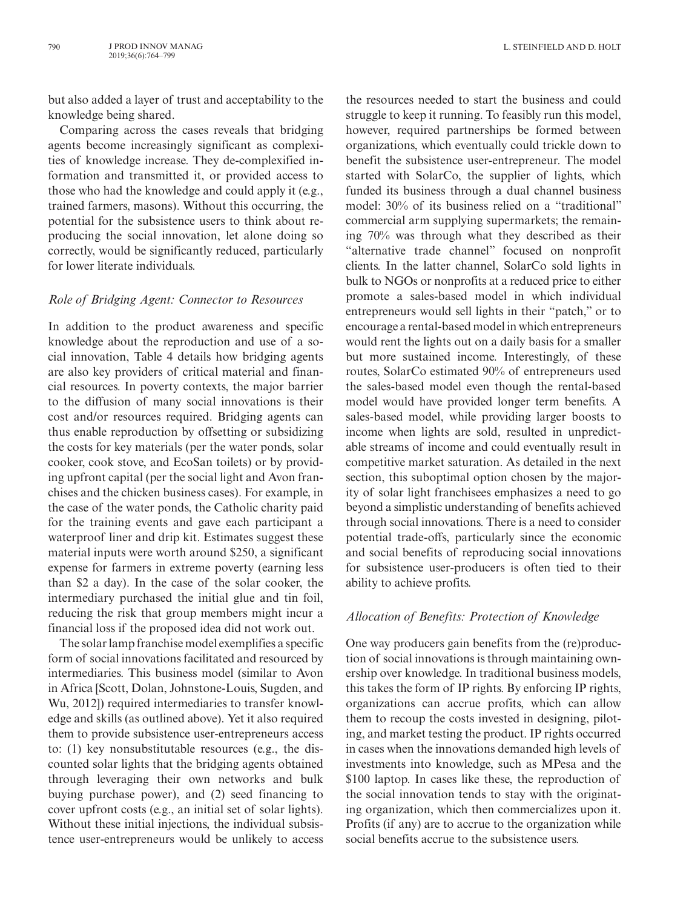but also added a layer of trust and acceptability to the knowledge being shared.

Comparing across the cases reveals that bridging agents become increasingly significant as complexities of knowledge increase. They de-complexified information and transmitted it, or provided access to those who had the knowledge and could apply it (e.g., trained farmers, masons). Without this occurring, the potential for the subsistence users to think about reproducing the social innovation, let alone doing so correctly, would be significantly reduced, particularly for lower literate individuals.

### *Role of Bridging Agent: Connector to Resources*

In addition to the product awareness and specific knowledge about the reproduction and use of a social innovation, Table 4 details how bridging agents are also key providers of critical material and financial resources. In poverty contexts, the major barrier to the diffusion of many social innovations is their cost and/or resources required. Bridging agents can thus enable reproduction by offsetting or subsidizing the costs for key materials (per the water ponds, solar cooker, cook stove, and EcoSan toilets) or by providing upfront capital (per the social light and Avon franchises and the chicken business cases). For example, in the case of the water ponds, the Catholic charity paid for the training events and gave each participant a waterproof liner and drip kit. Estimates suggest these material inputs were worth around \$250, a significant expense for farmers in extreme poverty (earning less than \$2 a day). In the case of the solar cooker, the intermediary purchased the initial glue and tin foil, reducing the risk that group members might incur a financial loss if the proposed idea did not work out.

The solar lamp franchise model exemplifies a specific form of social innovations facilitated and resourced by intermediaries. This business model (similar to Avon in Africa [Scott, Dolan, Johnstone-Louis, Sugden, and Wu, 2012]) required intermediaries to transfer knowledge and skills (as outlined above). Yet it also required them to provide subsistence user-entrepreneurs access to: (1) key nonsubstitutable resources (e.g., the discounted solar lights that the bridging agents obtained through leveraging their own networks and bulk buying purchase power), and (2) seed financing to cover upfront costs (e.g., an initial set of solar lights). Without these initial injections, the individual subsistence user-entrepreneurs would be unlikely to access the resources needed to start the business and could struggle to keep it running. To feasibly run this model, however, required partnerships be formed between organizations, which eventually could trickle down to benefit the subsistence user-entrepreneur. The model started with SolarCo, the supplier of lights, which funded its business through a dual channel business model: 30% of its business relied on a "traditional" commercial arm supplying supermarkets; the remaining 70% was through what they described as their "alternative trade channel" focused on nonprofit clients. In the latter channel, SolarCo sold lights in bulk to NGOs or nonprofits at a reduced price to either promote a sales-based model in which individual entrepreneurs would sell lights in their "patch," or to encourage a rental-based model in which entrepreneurs would rent the lights out on a daily basis for a smaller but more sustained income. Interestingly, of these routes, SolarCo estimated 90% of entrepreneurs used the sales-based model even though the rental-based model would have provided longer term benefits. A sales-based model, while providing larger boosts to income when lights are sold, resulted in unpredictable streams of income and could eventually result in competitive market saturation. As detailed in the next section, this suboptimal option chosen by the majority of solar light franchisees emphasizes a need to go beyond a simplistic understanding of benefits achieved through social innovations. There is a need to consider potential trade-offs, particularly since the economic and social benefits of reproducing social innovations for subsistence user-producers is often tied to their ability to achieve profits.

### *Allocation of Benefits: Protection of Knowledge*

One way producers gain benefits from the (re)production of social innovations is through maintaining ownership over knowledge. In traditional business models, this takes the form of IP rights. By enforcing IP rights, organizations can accrue profits, which can allow them to recoup the costs invested in designing, piloting, and market testing the product. IP rights occurred in cases when the innovations demanded high levels of investments into knowledge, such as MPesa and the \$100 laptop. In cases like these, the reproduction of the social innovation tends to stay with the originating organization, which then commercializes upon it. Profits (if any) are to accrue to the organization while social benefits accrue to the subsistence users.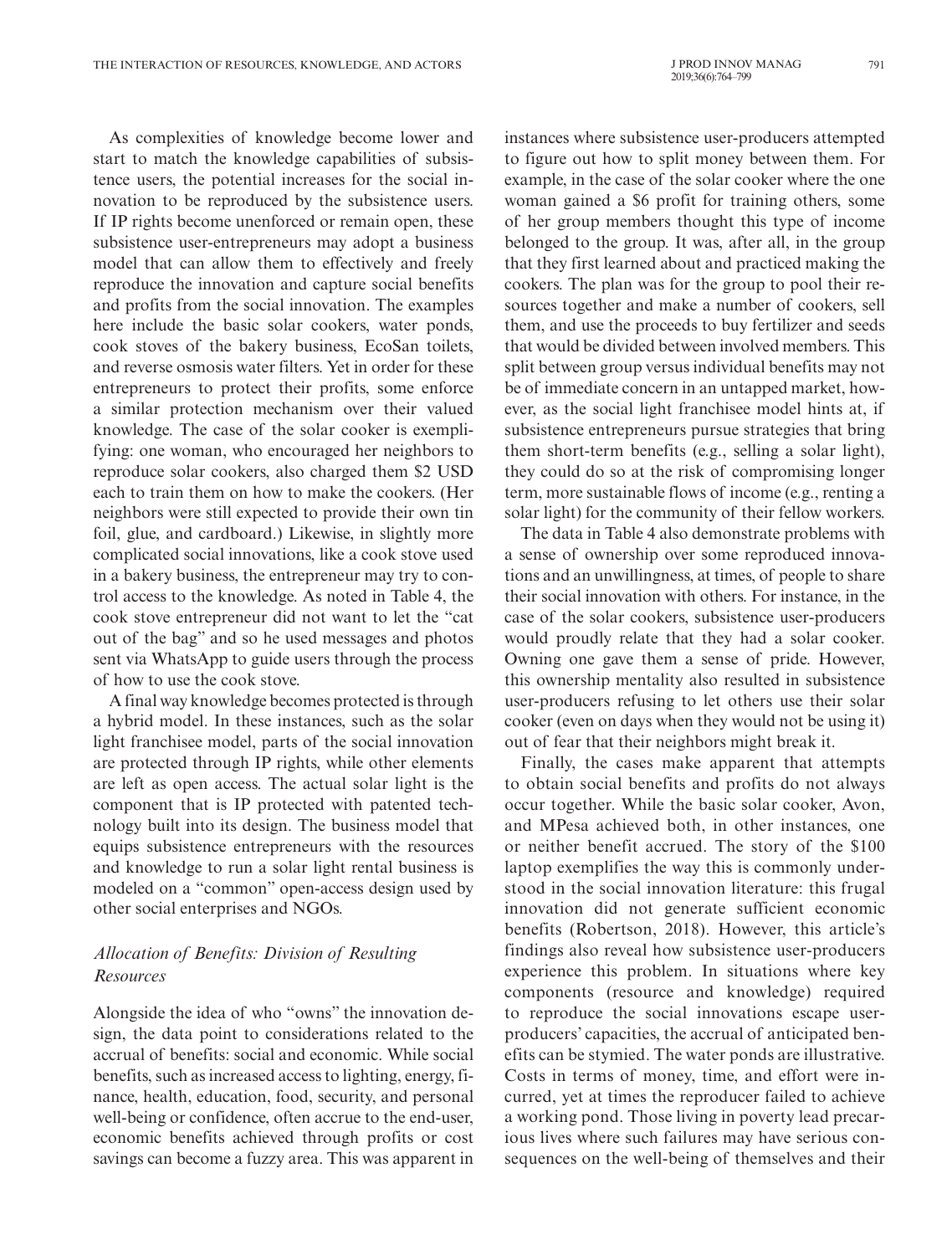As complexities of knowledge become lower and start to match the knowledge capabilities of subsistence users, the potential increases for the social innovation to be reproduced by the subsistence users. If IP rights become unenforced or remain open, these subsistence user-entrepreneurs may adopt a business model that can allow them to effectively and freely reproduce the innovation and capture social benefits and profits from the social innovation. The examples here include the basic solar cookers, water ponds, cook stoves of the bakery business, EcoSan toilets, and reverse osmosis water filters. Yet in order for these entrepreneurs to protect their profits, some enforce a similar protection mechanism over their valued knowledge. The case of the solar cooker is exemplifying: one woman, who encouraged her neighbors to reproduce solar cookers, also charged them $2 USD each to train them on how to make the cookers. (Her neighbors were still expected to provide their own tin foil, glue, and cardboard.) Likewise, in slightly more complicated social innovations, like a cook stove used in a bakery business, the entrepreneur may try to control access to the knowledge. As noted in Table 4, the cook stove entrepreneur did not want to let the "cat out of the bag" and so he used messages and photos sent via WhatsApp to guide users through the process of how to use the cook stove.

A final way knowledge becomes protected is through a hybrid model. In these instances, such as the solar light franchisee model, parts of the social innovation are protected through IP rights, while other elements are left as open access. The actual solar light is the component that is IP protected with patented technology built into its design. The business model that equips subsistence entrepreneurs with the resources and knowledge to run a solar light rental business is modeled on a "common" open-access design used by other social enterprises and NGOs.

### *Allocation of Benefits: Division of Resulting Resources*

Alongside the idea of who "owns" the innovation design, the data point to considerations related to the accrual of benefits: social and economic. While social benefits, such as increased access to lighting, energy, finance, health, education, food, security, and personal well-being or confidence, often accrue to the end-user, economic benefits achieved through profits or cost savings can become a fuzzy area. This was apparent in instances where subsistence user-producers attempted to figure out how to split money between them. For example, in the case of the solar cooker where the one woman gained a $6 profit for training others, some of her group members thought this type of income belonged to the group. It was, after all, in the group that they first learned about and practiced making the cookers. The plan was for the group to pool their resources together and make a number of cookers, sell them, and use the proceeds to buy fertilizer and seeds that would be divided between involved members. This split between group versus individual benefits may not be of immediate concern in an untapped market, however, as the social light franchisee model hints at, if subsistence entrepreneurs pursue strategies that bring them short-term benefits (e.g., selling a solar light), they could do so at the risk of compromising longer term, more sustainable flows of income (e.g., renting a solar light) for the community of their fellow workers.

The data in Table 4 also demonstrate problems with a sense of ownership over some reproduced innovations and an unwillingness, at times, of people to share their social innovation with others. For instance, in the case of the solar cookers, subsistence user-producers would proudly relate that they had a solar cooker. Owning one gave them a sense of pride. However, this ownership mentality also resulted in subsistence user-producers refusing to let others use their solar cooker (even on days when they would not be using it) out of fear that their neighbors might break it.

Finally, the cases make apparent that attempts to obtain social benefits and profits do not always occur together. While the basic solar cooker, Avon, and MPesa achieved both, in other instances, one or neither benefit accrued. The story of the $100 laptop exemplifies the way this is commonly understood in the social innovation literature: this frugal innovation did not generate sufficient economic benefits (Robertson, 2018). However, this article's findings also reveal how subsistence user-producers experience this problem. In situations where key components (resource and knowledge) required to reproduce the social innovations escape user-producers' capacities, the accrual of anticipated benefits can be stymied. The water ponds are illustrative. Costs in terms of money, time, and effort were incurred, yet at times the reproducer failed to achieve a working pond. Those living in poverty lead precarious lives where such failures may have serious consequences on the well-being of themselves and their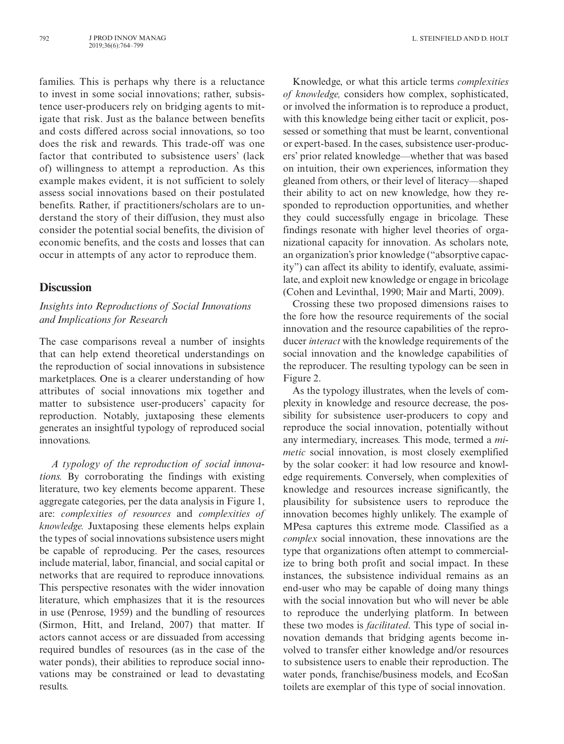families. This is perhaps why there is a reluctance to invest in some social innovations; rather, subsistence user-producers rely on bridging agents to mitigate that risk. Just as the balance between benefits and costs differed across social innovations, so too does the risk and rewards. This trade-off was one factor that contributed to subsistence users' (lack of) willingness to attempt a reproduction. As this example makes evident, it is not sufficient to solely assess social innovations based on their postulated benefits. Rather, if practitioners/scholars are to understand the story of their diffusion, they must also consider the potential social benefits, the division of economic benefits, and the costs and losses that can occur in attempts of any actor to reproduce them.

## Discussion

### *Insights into Reproductions of Social Innovations and Implications for Research*

The case comparisons reveal a number of insights that can help extend theoretical understandings on the reproduction of social innovations in subsistence marketplaces. One is a clearer understanding of how attributes of social innovations mix together and matter to subsistence user-producers' capacity for reproduction. Notably, juxtaposing these elements generates an insightful typology of reproduced social innovations.

*A typology of the reproduction of social innovations.* By corroborating the findings with existing literature, two key elements become apparent. These aggregate categories, per the data analysis in Figure 1, are: *complexities of resources* and *complexities of knowledge.* Juxtaposing these elements helps explain the types of social innovations subsistence users might be capable of reproducing. Per the cases, resources include material, labor, financial, and social capital or networks that are required to reproduce innovations. This perspective resonates with the wider innovation literature, which emphasizes that it is the resources in use (Penrose, 1959) and the bundling of resources (Sirmon, Hitt, and Ireland, 2007) that matter. If actors cannot access or are dissuaded from accessing required bundles of resources (as in the case of the water ponds), their abilities to reproduce social innovations may be constrained or lead to devastating results.

Knowledge, or what this article terms *complexities of knowledge,* considers how complex, sophisticated, or involved the information is to reproduce a product, with this knowledge being either tacit or explicit, possessed or something that must be learnt, conventional or expert-based. In the cases, subsistence user-producers' prior related knowledge—whether that was based on intuition, their own experiences, information they gleaned from others, or their level of literacy—shaped their ability to act on new knowledge, how they responded to reproduction opportunities, and whether they could successfully engage in bricolage. These findings resonate with higher level theories of organizational capacity for innovation. As scholars note, an organization's prior knowledge ("absorptive capacity") can affect its ability to identify, evaluate, assimilate, and exploit new knowledge or engage in bricolage (Cohen and Levinthal, 1990; Mair and Marti, 2009).

Crossing these two proposed dimensions raises to the fore how the resource requirements of the social innovation and the resource capabilities of the reproducer *interact* with the knowledge requirements of the social innovation and the knowledge capabilities of the reproducer. The resulting typology can be seen in Figure 2.

As the typology illustrates, when the levels of complexity in knowledge and resource decrease, the possibility for subsistence user-producers to copy and reproduce the social innovation, potentially without any intermediary, increases. This mode, termed a *mimetic* social innovation, is most closely exemplified by the solar cooker: it had low resource and knowledge requirements. Conversely, when complexities of knowledge and resources increase significantly, the plausibility for subsistence users to reproduce the innovation becomes highly unlikely. The example of MPesa captures this extreme mode. Classified as a *complex* social innovation, these innovations are the type that organizations often attempt to commercialize to bring both profit and social impact. In these instances, the subsistence individual remains as an end-user who may be capable of doing many things with the social innovation but who will never be able to reproduce the underlying platform. In between these two modes is *facilitated*. This type of social innovation demands that bridging agents become involved to transfer either knowledge and/or resources to subsistence users to enable their reproduction. The water ponds, franchise/business models, and EcoSan toilets are exemplar of this type of social innovation.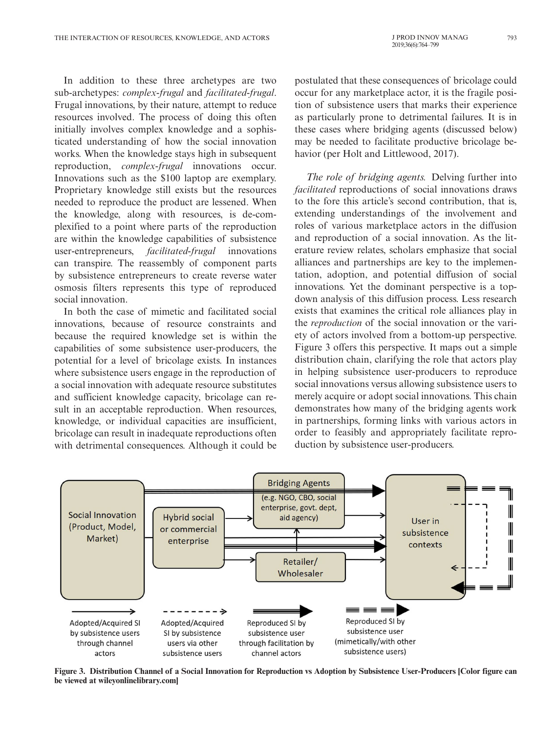In addition to these three archetypes are two sub-archetypes: *complex-frugal* and *facilitated-frugal*. Frugal innovations, by their nature, attempt to reduce resources involved. The process of doing this often initially involves complex knowledge and a sophisticated understanding of how the social innovation works. When the knowledge stays high in subsequent reproduction, *complex-frugal* innovations occur. Innovations such as the $100 laptop are exemplary. Proprietary knowledge still exists but the resources needed to reproduce the product are lessened. When the knowledge, along with resources, is de-complexified to a point where parts of the reproduction are within the knowledge capabilities of subsistence user-entrepreneurs, *facilitated-frugal* innovations can transpire. The reassembly of component parts by subsistence entrepreneurs to create reverse water osmosis filters represents this type of reproduced social innovation.

In both the case of mimetic and facilitated social innovations, because of resource constraints and because the required knowledge set is within the capabilities of some subsistence user-producers, the potential for a level of bricolage exists. In instances where subsistence users engage in the reproduction of a social innovation with adequate resource substitutes and sufficient knowledge capacity, bricolage can result in an acceptable reproduction. When resources, knowledge, or individual capacities are insufficient, bricolage can result in inadequate reproductions often with detrimental consequences. Although it could be postulated that these consequences of bricolage could occur for any marketplace actor, it is the fragile position of subsistence users that marks their experience as particularly prone to detrimental failures. It is in these cases where bridging agents (discussed below) may be needed to facilitate productive bricolage behavior (per Holt and Littlewood, 2017).

*The role of bridging agents.* Delving further into *facilitated* reproductions of social innovations draws to the fore this article's second contribution, that is, extending understandings of the involvement and roles of various marketplace actors in the diffusion and reproduction of a social innovation. As the literature review relates, scholars emphasize that social alliances and partnerships are key to the implementation, adoption, and potential diffusion of social innovations. Yet the dominant perspective is a top-down analysis of this diffusion process. Less research exists that examines the critical role alliances play in the *reproduction* of the social innovation or the variety of actors involved from a bottom-up perspective. Figure 3 offers this perspective. It maps out a simple distribution chain, clarifying the role that actors play in helping subsistence user-producers to reproduce social innovations versus allowing subsistence users to merely acquire or adopt social innovations. This chain demonstrates how many of the bridging agents work in partnerships, forming links with various actors in order to feasibly and appropriately facilitate reproduction by subsistence user-producers.

Social Innovation (Product, Model, Market)

Hybrid social or commercial enterprise

Bridging Agents (e.g. NGO, CBO, social enterprise, govt. dept, aid agency)

Retailer/ Wholesaler

User in subsistence contexts

Adopted/Acquired SI by subsistence users through channel actors

Adopted/Acquired SI by subsistence users via other subsistence users

Reproduced SI by subsistence user through facilitation by channel actors

Reproduced SI by subsistence user (mimetically/with other subsistence users)

**Figure 3. Distribution Channel of a Social Innovation for Reproduction vs Adoption by Subsistence User-Producers [Color figure can be viewed at wileyonlinelibrary.com]**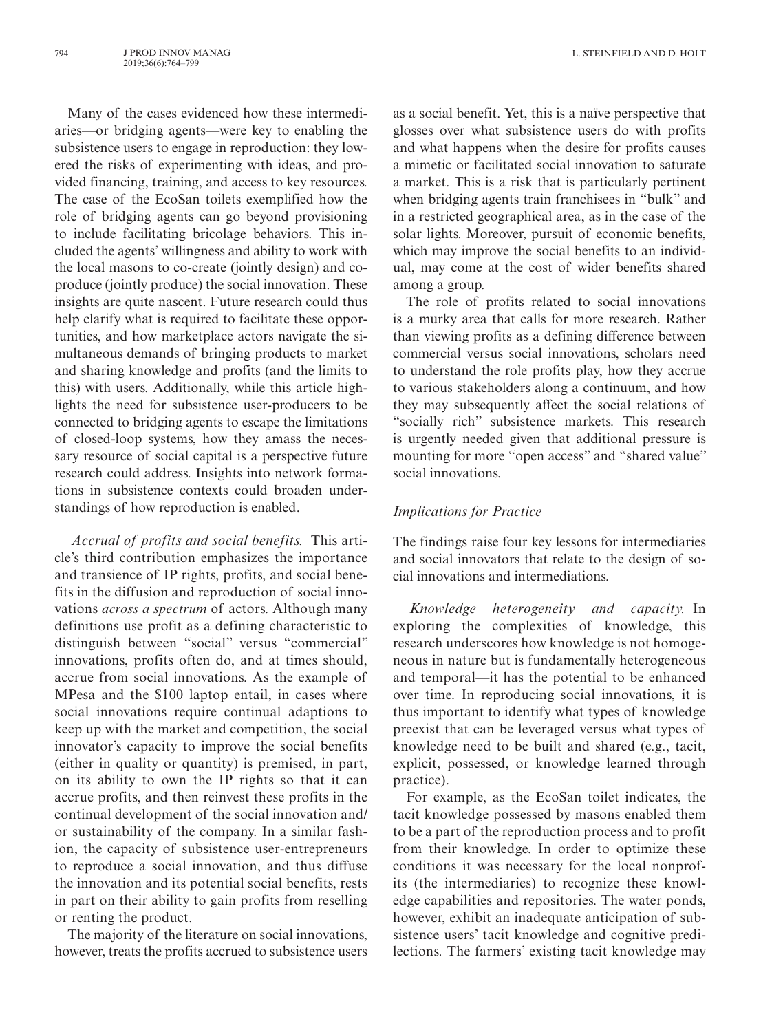Many of the cases evidenced how these intermediaries—or bridging agents—were key to enabling the subsistence users to engage in reproduction: they lowered the risks of experimenting with ideas, and provided financing, training, and access to key resources. The case of the EcoSan toilets exemplified how the role of bridging agents can go beyond provisioning to include facilitating bricolage behaviors. This included the agents' willingness and ability to work with the local masons to co-create (jointly design) and co-produce (jointly produce) the social innovation. These insights are quite nascent. Future research could thus help clarify what is required to facilitate these opportunities, and how marketplace actors navigate the simultaneous demands of bringing products to market and sharing knowledge and profits (and the limits to this) with users. Additionally, while this article highlights the need for subsistence user-producers to be connected to bridging agents to escape the limitations of closed-loop systems, how they amass the necessary resource of social capital is a perspective future research could address. Insights into network formations in subsistence contexts could broaden understandings of how reproduction is enabled.

*Accrual of profits and social benefits.* This article's third contribution emphasizes the importance and transience of IP rights, profits, and social benefits in the diffusion and reproduction of social innovations *across a spectrum* of actors. Although many definitions use profit as a defining characteristic to distinguish between "social" versus "commercial" innovations, profits often do, and at times should, accrue from social innovations. As the example of MPesa and the $100 laptop entail, in cases where social innovations require continual adaptions to keep up with the market and competition, the social innovator's capacity to improve the social benefits (either in quality or quantity) is premised, in part, on its ability to own the IP rights so that it can accrue profits, and then reinvest these profits in the continual development of the social innovation and/or sustainability of the company. In a similar fashion, the capacity of subsistence user-entrepreneurs to reproduce a social innovation, and thus diffuse the innovation and its potential social benefits, rests in part on their ability to gain profits from reselling or renting the product.

The majority of the literature on social innovations, however, treats the profits accrued to subsistence users as a social benefit. Yet, this is a naïve perspective that glosses over what subsistence users do with profits and what happens when the desire for profits causes a mimetic or facilitated social innovation to saturate a market. This is a risk that is particularly pertinent when bridging agents train franchisees in "bulk" and in a restricted geographical area, as in the case of the solar lights. Moreover, pursuit of economic benefits, which may improve the social benefits to an individual, may come at the cost of wider benefits shared among a group.

The role of profits related to social innovations is a murky area that calls for more research. Rather than viewing profits as a defining difference between commercial versus social innovations, scholars need to understand the role profits play, how they accrue to various stakeholders along a continuum, and how they may subsequently affect the social relations of "socially rich" subsistence markets. This research is urgently needed given that additional pressure is mounting for more "open access" and "shared value" social innovations.

### *Implications for Practice*

The findings raise four key lessons for intermediaries and social innovators that relate to the design of social innovations and intermediations.

*Knowledge heterogeneity and capacity.* In exploring the complexities of knowledge, this research underscores how knowledge is not homogeneous in nature but is fundamentally heterogeneous and temporal—it has the potential to be enhanced over time. In reproducing social innovations, it is thus important to identify what types of knowledge preexist that can be leveraged versus what types of knowledge need to be built and shared (e.g., tacit, explicit, possessed, or knowledge learned through practice).

For example, as the EcoSan toilet indicates, the tacit knowledge possessed by masons enabled them to be a part of the reproduction process and to profit from their knowledge. In order to optimize these conditions it was necessary for the local nonprofits (the intermediaries) to recognize these knowledge capabilities and repositories. The water ponds, however, exhibit an inadequate anticipation of subsistence users' tacit knowledge and cognitive predilections. The farmers' existing tacit knowledge may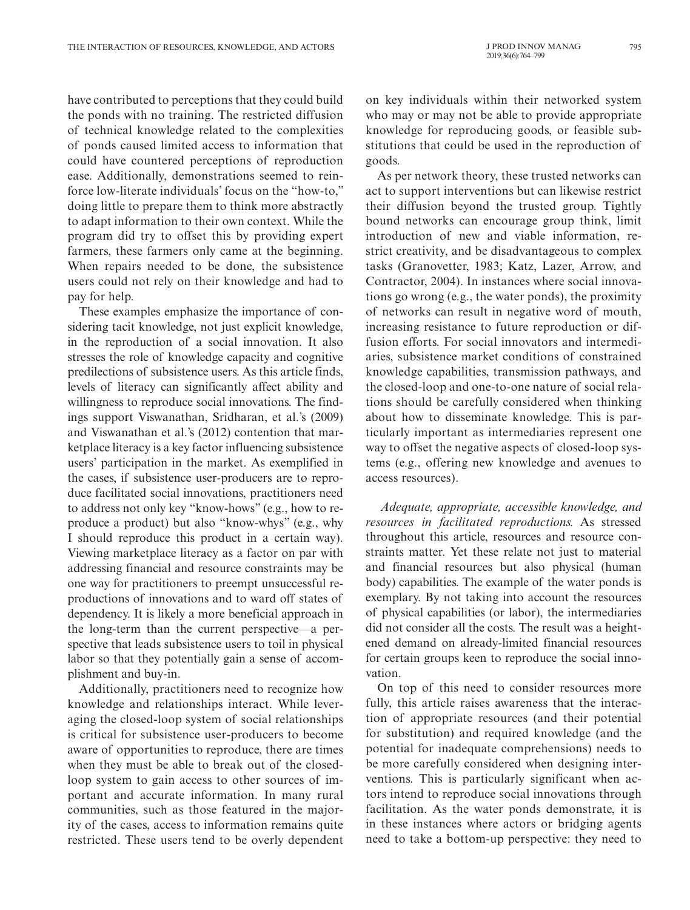have contributed to perceptions that they could build the ponds with no training. The restricted diffusion of technical knowledge related to the complexities of ponds caused limited access to information that could have countered perceptions of reproduction ease. Additionally, demonstrations seemed to reinforce low-literate individuals' focus on the "how-to," doing little to prepare them to think more abstractly to adapt information to their own context. While the program did try to offset this by providing expert farmers, these farmers only came at the beginning. When repairs needed to be done, the subsistence users could not rely on their knowledge and had to pay for help.

These examples emphasize the importance of considering tacit knowledge, not just explicit knowledge, in the reproduction of a social innovation. It also stresses the role of knowledge capacity and cognitive predilections of subsistence users. As this article finds, levels of literacy can significantly affect ability and willingness to reproduce social innovations. The findings support Viswanathan, Sridharan, et al.'s (2009) and Viswanathan et al.'s (2012) contention that marketplace literacy is a key factor influencing subsistence users' participation in the market. As exemplified in the cases, if subsistence user-producers are to reproduce facilitated social innovations, practitioners need to address not only key "know-hows" (e.g., how to reproduce a product) but also "know-whys" (e.g., why I should reproduce this product in a certain way). Viewing marketplace literacy as a factor on par with addressing financial and resource constraints may be one way for practitioners to preempt unsuccessful reproductions of innovations and to ward off states of dependency. It is likely a more beneficial approach in the long-term than the current perspective—a perspective that leads subsistence users to toil in physical labor so that they potentially gain a sense of accomplishment and buy-in.

Additionally, practitioners need to recognize how knowledge and relationships interact. While leveraging the closed-loop system of social relationships is critical for subsistence user-producers to become aware of opportunities to reproduce, there are times when they must be able to break out of the closed-loop system to gain access to other sources of important and accurate information. In many rural communities, such as those featured in the majority of the cases, access to information remains quite restricted. These users tend to be overly dependent on key individuals within their networked system who may or may not be able to provide appropriate knowledge for reproducing goods, or feasible substitutions that could be used in the reproduction of goods.

As per network theory, these trusted networks can act to support interventions but can likewise restrict their diffusion beyond the trusted group. Tightly bound networks can encourage group think, limit introduction of new and viable information, restrict creativity, and be disadvantageous to complex tasks (Granovetter, 1983; Katz, Lazer, Arrow, and Contractor, 2004). In instances where social innovations go wrong (e.g., the water ponds), the proximity of networks can result in negative word of mouth, increasing resistance to future reproduction or diffusion efforts. For social innovators and intermediaries, subsistence market conditions of constrained knowledge capabilities, transmission pathways, and the closed-loop and one-to-one nature of social relations should be carefully considered when thinking about how to disseminate knowledge. This is particularly important as intermediaries represent one way to offset the negative aspects of closed-loop systems (e.g., offering new knowledge and avenues to access resources).

*Adequate, appropriate, accessible knowledge, and resources in facilitated reproductions.* As stressed throughout this article, resources and resource constraints matter. Yet these relate not just to material and financial resources but also physical (human body) capabilities. The example of the water ponds is exemplary. By not taking into account the resources of physical capabilities (or labor), the intermediaries did not consider all the costs. The result was a heightened demand on already-limited financial resources for certain groups keen to reproduce the social innovation.

On top of this need to consider resources more fully, this article raises awareness that the interaction of appropriate resources (and their potential for substitution) and required knowledge (and the potential for inadequate comprehensions) needs to be more carefully considered when designing interventions. This is particularly significant when actors intend to reproduce social innovations through facilitation. As the water ponds demonstrate, it is in these instances where actors or bridging agents need to take a bottom-up perspective: they need to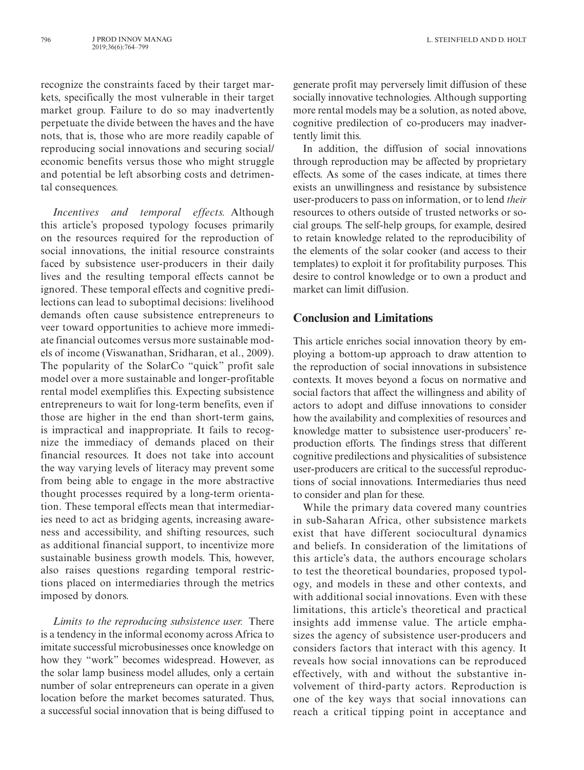recognize the constraints faced by their target markets, specifically the most vulnerable in their target market group. Failure to do so may inadvertently perpetuate the divide between the haves and the have nots, that is, those who are more readily capable of reproducing social innovations and securing social/economic benefits versus those who might struggle and potential be left absorbing costs and detrimental consequences.

*Incentives and temporal effects.* Although this article's proposed typology focuses primarily on the resources required for the reproduction of social innovations, the initial resource constraints faced by subsistence user-producers in their daily lives and the resulting temporal effects cannot be ignored. These temporal effects and cognitive predilections can lead to suboptimal decisions: livelihood demands often cause subsistence entrepreneurs to veer toward opportunities to achieve more immediate financial outcomes versus more sustainable models of income (Viswanathan, Sridharan, et al., 2009). The popularity of the SolarCo "quick" profit sale model over a more sustainable and longer-profitable rental model exemplifies this. Expecting subsistence entrepreneurs to wait for long-term benefits, even if those are higher in the end than short-term gains, is impractical and inappropriate. It fails to recognize the immediacy of demands placed on their financial resources. It does not take into account the way varying levels of literacy may prevent some from being able to engage in the more abstractive thought processes required by a long-term orientation. These temporal effects mean that intermediaries need to act as bridging agents, increasing awareness and accessibility, and shifting resources, such as additional financial support, to incentivize more sustainable business growth models. This, however, also raises questions regarding temporal restrictions placed on intermediaries through the metrics imposed by donors.

*Limits to the reproducing subsistence user.* There is a tendency in the informal economy across Africa to imitate successful microbusinesses once knowledge on how they "work" becomes widespread. However, as the solar lamp business model alludes, only a certain number of solar entrepreneurs can operate in a given location before the market becomes saturated. Thus, a successful social innovation that is being diffused to generate profit may perversely limit diffusion of these socially innovative technologies. Although supporting more rental models may be a solution, as noted above, cognitive predilection of co-producers may inadvertently limit this.

In addition, the diffusion of social innovations through reproduction may be affected by proprietary effects. As some of the cases indicate, at times there exists an unwillingness and resistance by subsistence user-producers to pass on information, or to lend *their* resources to others outside of trusted networks or social groups. The self-help groups, for example, desired to retain knowledge related to the reproducibility of the elements of the solar cooker (and access to their templates) to exploit it for profitability purposes. This desire to control knowledge or to own a product and market can limit diffusion.

## Conclusion and Limitations

This article enriches social innovation theory by employing a bottom-up approach to draw attention to the reproduction of social innovations in subsistence contexts. It moves beyond a focus on normative and social factors that affect the willingness and ability of actors to adopt and diffuse innovations to consider how the availability and complexities of resources and knowledge matter to subsistence user-producers' reproduction efforts. The findings stress that different cognitive predilections and physicalities of subsistence user-producers are critical to the successful reproductions of social innovations. Intermediaries thus need to consider and plan for these.

While the primary data covered many countries in sub-Saharan Africa, other subsistence markets exist that have different sociocultural dynamics and beliefs. In consideration of the limitations of this article's data, the authors encourage scholars to test the theoretical boundaries, proposed typology, and models in these and other contexts, and with additional social innovations. Even with these limitations, this article's theoretical and practical insights add immense value. The article emphasizes the agency of subsistence user-producers and considers factors that interact with this agency. It reveals how social innovations can be reproduced effectively, with and without the substantive involvement of third-party actors. Reproduction is one of the key ways that social innovations can reach a critical tipping point in acceptance and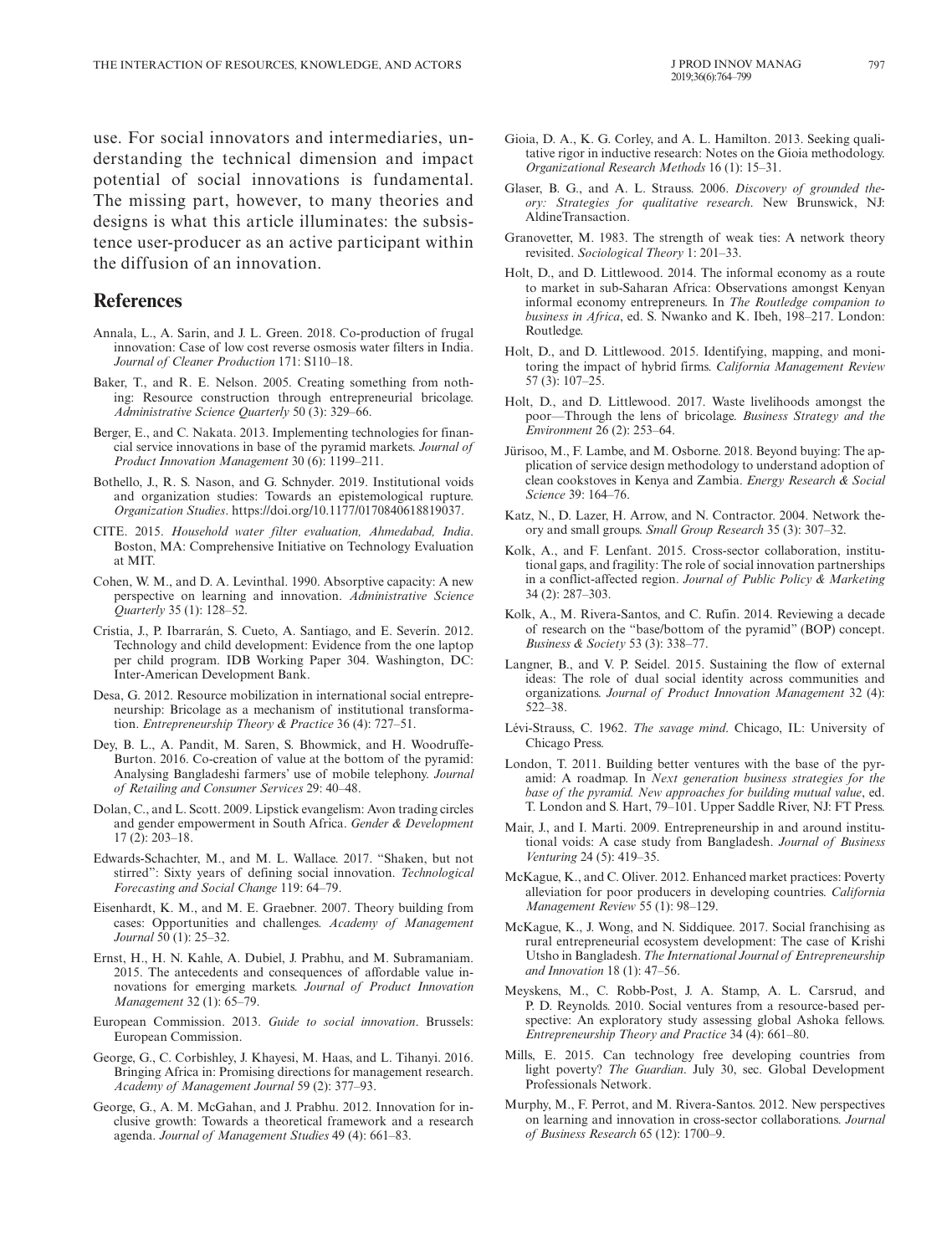use. For social innovators and intermediaries, understanding the technical dimension and impact potential of social innovations is fundamental. The missing part, however, to many theories and designs is what this article illuminates: the subsistence user-producer as an active participant within the diffusion of an innovation.

## References

Annala, L., A. Sarin, and J. L. Green. 2018. Co-production of frugal innovation: Case of low cost reverse osmosis water filters in India. *Journal of Cleaner Production* 171: S110–18.

Baker, T., and R. E. Nelson. 2005. Creating something from nothing: Resource construction through entrepreneurial bricolage. *Administrative Science Quarterly* 50 (3): 329–66.

Berger, E., and C. Nakata. 2013. Implementing technologies for financial service innovations in base of the pyramid markets. *Journal of Product Innovation Management* 30 (6): 1199–211.

Bothello, J., R. S. Nason, and G. Schnyder. 2019. Institutional voids and organization studies: Towards an epistemological rupture. *Organization Studies*. https://doi.org/10.1177/0170840618819037.

CITE. 2015. *Household water filter evaluation, Ahmedabad, India*. Boston, MA: Comprehensive Initiative on Technology Evaluation at MIT.

Cohen, W. M., and D. A. Levinthal. 1990. Absorptive capacity: A new perspective on learning and innovation. *Administrative Science Quarterly* 35 (1): 128–52.

Cristia, J., P. Ibarrarán, S. Cueto, A. Santiago, and E. Severín. 2012. Technology and child development: Evidence from the one laptop per child program. IDB Working Paper 304. Washington, DC: Inter-American Development Bank.

Desa, G. 2012. Resource mobilization in international social entrepreneurship: Bricolage as a mechanism of institutional transformation. *Entrepreneurship Theory & Practice* 36 (4): 727–51.

Dey, B. L., A. Pandit, M. Saren, S. Bhowmick, and H. Woodruffe-Burton. 2016. Co-creation of value at the bottom of the pyramid: Analysing Bangladeshi farmers' use of mobile telephony. *Journal of Retailing and Consumer Services* 29: 40–48.

Dolan, C., and L. Scott. 2009. Lipstick evangelism: Avon trading circles and gender empowerment in South Africa. *Gender & Development* 17 (2): 203–18.

Edwards-Schachter, M., and M. L. Wallace. 2017. "Shaken, but not stirred": Sixty years of defining social innovation. *Technological Forecasting and Social Change* 119: 64–79.

Eisenhardt, K. M., and M. E. Graebner. 2007. Theory building from cases: Opportunities and challenges. *Academy of Management Journal* 50 (1): 25–32.

Ernst, H., H. N. Kahle, A. Dubiel, J. Prabhu, and M. Subramaniam. 2015. The antecedents and consequences of affordable value innovations for emerging markets. *Journal of Product Innovation Management* 32 (1): 65–79.

European Commission. 2013. *Guide to social innovation*. Brussels: European Commission.

George, G., C. Corbishley, J. Khayesi, M. Haas, and L. Tihanyi. 2016. Bringing Africa in: Promising directions for management research. *Academy of Management Journal* 59 (2): 377–93.

George, G., A. M. McGahan, and J. Prabhu. 2012. Innovation for inclusive growth: Towards a theoretical framework and a research agenda. *Journal of Management Studies* 49 (4): 661–83.

Gioia, D. A., K. G. Corley, and A. L. Hamilton. 2013. Seeking qualitative rigor in inductive research: Notes on the Gioia methodology. *Organizational Research Methods* 16 (1): 15–31.

Glaser, B. G., and A. L. Strauss. 2006. *Discovery of grounded theory: Strategies for qualitative research*. New Brunswick, NJ: AldineTransaction.

Granovetter, M. 1983. The strength of weak ties: A network theory revisited. *Sociological Theory* 1: 201–33.

Holt, D., and D. Littlewood. 2014. The informal economy as a route to market in sub-Saharan Africa: Observations amongst Kenyan informal economy entrepreneurs. In *The Routledge companion to business in Africa*, ed. S. Nwanko and K. Ibeh, 198–217. London: Routledge.

Holt, D., and D. Littlewood. 2015. Identifying, mapping, and monitoring the impact of hybrid firms. *California Management Review* 57 (3): 107–25.

Holt, D., and D. Littlewood. 2017. Waste livelihoods amongst the poor—Through the lens of bricolage. *Business Strategy and the Environment* 26 (2): 253–64.

Jürisoo, M., F. Lambe, and M. Osborne. 2018. Beyond buying: The application of service design methodology to understand adoption of clean cookstoves in Kenya and Zambia. *Energy Research & Social Science* 39: 164–76.

Katz, N., D. Lazer, H. Arrow, and N. Contractor. 2004. Network theory and small groups. *Small Group Research* 35 (3): 307–32.

Kolk, A., and F. Lenfant. 2015. Cross-sector collaboration, institutional gaps, and fragility: The role of social innovation partnerships in a conflict-affected region. *Journal of Public Policy & Marketing* 34 (2): 287–303.

Kolk, A., M. Rivera-Santos, and C. Rufín. 2014. Reviewing a decade of research on the "base/bottom of the pyramid" (BOP) concept. *Business & Society* 53 (3): 338–77.

Langner, B., and V. P. Seidel. 2015. Sustaining the flow of external ideas: The role of dual social identity across communities and organizations. *Journal of Product Innovation Management* 32 (4): 522–38.

Lévi-Strauss, C. 1962. *The savage mind*. Chicago, IL: University of Chicago Press.

London, T. 2011. Building better ventures with the base of the pyramid: A roadmap. In *Next generation business strategies for the base of the pyramid. New approaches for building mutual value*, ed. T. London and S. Hart, 79–101. Upper Saddle River, NJ: FT Press.

Mair, J., and I. Marti. 2009. Entrepreneurship in and around institutional voids: A case study from Bangladesh. *Journal of Business Venturing* 24 (5): 419–35.

McKague, K., and C. Oliver. 2012. Enhanced market practices: Poverty alleviation for poor producers in developing countries. *California Management Review* 55 (1): 98–129.

McKague, K., J. Wong, and N. Siddiquee. 2017. Social franchising as rural entrepreneurial ecosystem development: The case of Krishi Utsho in Bangladesh. *The International Journal of Entrepreneurship and Innovation* 18 (1): 47–56.

Meyskens, M., C. Robb-Post, J. A. Stamp, A. L. Carsrud, and P. D. Reynolds. 2010. Social ventures from a resource-based perspective: An exploratory study assessing global Ashoka fellows. *Entrepreneurship Theory and Practice* 34 (4): 661–80.

Mills, E. 2015. Can technology free developing countries from light poverty? *The Guardian*. July 30, sec. Global Development Professionals Network.

Murphy, M., F. Perrot, and M. Rivera-Santos. 2012. New perspectives on learning and innovation in cross-sector collaborations. *Journal of Business Research* 65 (12): 1700–9.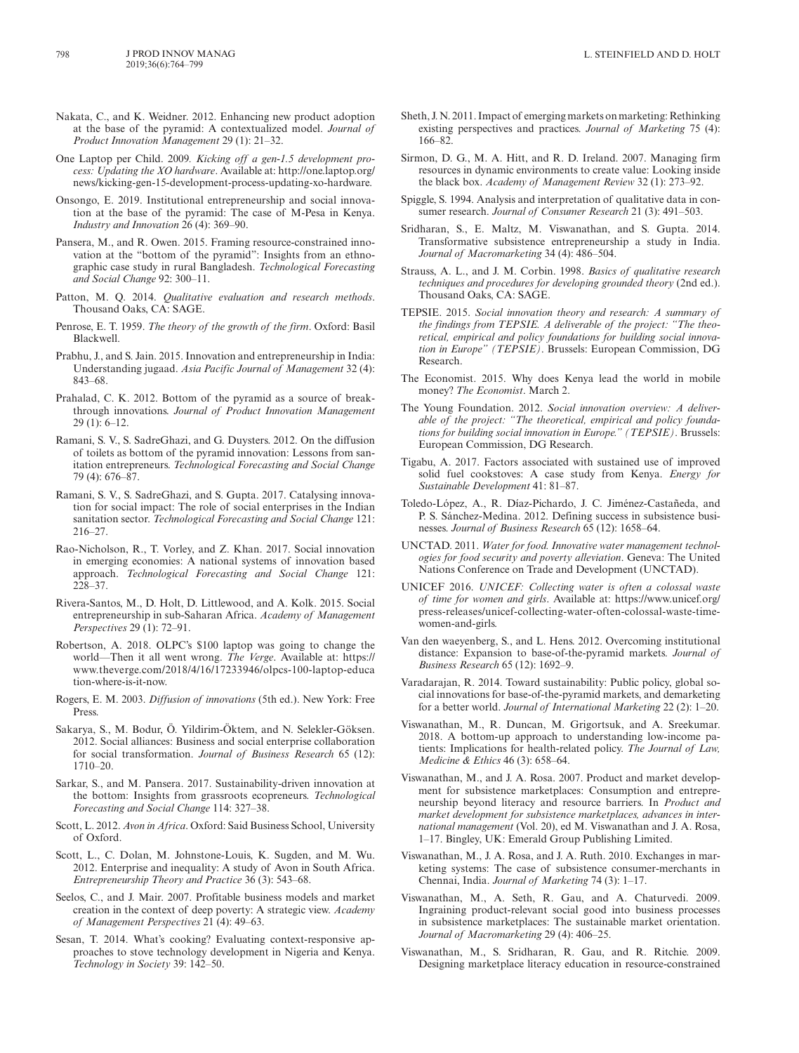Nakata, C., and K. Weidner. 2012. Enhancing new product adoption at the base of the pyramid: A contextualized model. *Journal of Product Innovation Management* 29 (1): 21–32.

One Laptop per Child. 2009. *Kicking off a gen-1.5 development process: Updating the XO hardware*. Available at: http://one.laptop.org/news/kicking-gen-15-development-process-updating-xo-hardware.

Onsongo, E. 2019. Institutional entrepreneurship and social innovation at the base of the pyramid: The case of M-Pesa in Kenya. *Industry and Innovation* 26 (4): 369–90.

Pansera, M., and R. Owen. 2015. Framing resource-constrained innovation at the "bottom of the pyramid": Insights from an ethnographic case study in rural Bangladesh. *Technological Forecasting and Social Change* 92: 300–11.

Patton, M. Q. 2014. *Qualitative evaluation and research methods*. Thousand Oaks, CA: SAGE.

Penrose, E. T. 1959. *The theory of the growth of the firm*. Oxford: Basil Blackwell.

Prabhu, J., and S. Jain. 2015. Innovation and entrepreneurship in India: Understanding jugaad. *Asia Pacific Journal of Management* 32 (4): 843–68.

Prahalad, C. K. 2012. Bottom of the pyramid as a source of breakthrough innovations. *Journal of Product Innovation Management* 29 (1): 6–12.

Ramani, S. V., S. SadreGhazi, and G. Duysters. 2012. On the diffusion of toilets as bottom of the pyramid innovation: Lessons from sanitation entrepreneurs. *Technological Forecasting and Social Change* 79 (4): 676–87.

Ramani, S. V., S. SadreGhazi, and S. Gupta. 2017. Catalysing innovation for social impact: The role of social enterprises in the Indian sanitation sector. *Technological Forecasting and Social Change* 121: 216–27.

Rao-Nicholson, R., T. Vorley, and Z. Khan. 2017. Social innovation in emerging economies: A national systems of innovation based approach. *Technological Forecasting and Social Change* 121: 228–37.

Rivera-Santos, M., D. Holt, D. Littlewood, and A. Kolk. 2015. Social entrepreneurship in sub-Saharan Africa. *Academy of Management Perspectives* 29 (1): 72–91.

Robertson, A. 2018. OLPC's $100 laptop was going to change the world—Then it all went wrong. *The Verge*. Available at: https://www.theverge.com/2018/4/16/17233946/olpcs-100-laptop-education-where-is-it-now.

Rogers, E. M. 2003. *Diffusion of innovations* (5th ed.). New York: Free Press.

Sakarya, S., M. Bodur, Ö. Yildirim-Öktem, and N. Selekler-Göksen. 2012. Social alliances: Business and social enterprise collaboration for social transformation. *Journal of Business Research* 65 (12): 1710–20.

Sarkar, S., and M. Pansera. 2017. Sustainability-driven innovation at the bottom: Insights from grassroots ecopreneurs. *Technological Forecasting and Social Change* 114: 327–38.

Scott, L. 2012. *Avon in Africa*. Oxford: Said Business School, University of Oxford.

Scott, L., C. Dolan, M. Johnstone-Louis, K. Sugden, and M. Wu. 2012. Enterprise and inequality: A study of Avon in South Africa. *Entrepreneurship Theory and Practice* 36 (3): 543–68.

Seelos, C., and J. Mair. 2007. Profitable business models and market creation in the context of deep poverty: A strategic view. *Academy of Management Perspectives* 21 (4): 49–63.

Sesan, T. 2014. What's cooking? Evaluating context-responsive approaches to stove technology development in Nigeria and Kenya. *Technology in Society* 39: 142–50.

Sheth, J. N. 2011. Impact of emerging markets on marketing: Rethinking existing perspectives and practices. *Journal of Marketing* 75 (4): 166–82.

Sirmon, D. G., M. A. Hitt, and R. D. Ireland. 2007. Managing firm resources in dynamic environments to create value: Looking inside the black box. *Academy of Management Review* 32 (1): 273–92.

Spiggle, S. 1994. Analysis and interpretation of qualitative data in consumer research. *Journal of Consumer Research* 21 (3): 491–503.

Sridharan, S., E. Maltz, M. Viswanathan, and S. Gupta. 2014. Transformative subsistence entrepreneurship a study in India. *Journal of Macromarketing* 34 (4): 486–504.

Strauss, A. L., and J. M. Corbin. 1998. *Basics of qualitative research techniques and procedures for developing grounded theory* (2nd ed.). Thousand Oaks, CA: SAGE.

TEPSIE. 2015. *Social innovation theory and research: A summary of the findings from TEPSIE. A deliverable of the project: "The theoretical, empirical and policy foundations for building social innovation in Europe" (TEPSIE)*. Brussels: European Commission, DG Research.

The Economist. 2015. Why does Kenya lead the world in mobile money? *The Economist*. March 2.

The Young Foundation. 2012. *Social innovation overview: A deliverable of the project: "The theoretical, empirical and policy foundations for building social innovation in Europe." (TEPSIE)*. Brussels: European Commission, DG Research.

Tigabu, A. 2017. Factors associated with sustained use of improved solid fuel cookstoves: A case study from Kenya. *Energy for Sustainable Development* 41: 81–87.

Toledo-López, A., R. Díaz-Pichardo, J. C. Jiménez-Castañeda, and P. S. Sánchez-Medina. 2012. Defining success in subsistence businesses. *Journal of Business Research* 65 (12): 1658–64.

UNCTAD. 2011. *Water for food. Innovative water management technologies for food security and poverty alleviation*. Geneva: The United Nations Conference on Trade and Development (UNCTAD).

UNICEF 2016. *UNICEF: Collecting water is often a colossal waste of time for women and girls*. Available at: https://www.unicef.org/press-releases/unicef-collecting-water-often-colossal-waste-time-women-and-girls.

Van den waeyenberg, S., and L. Hens. 2012. Overcoming institutional distance: Expansion to base-of-the-pyramid markets. *Journal of Business Research* 65 (12): 1692–9.

Varadarajan, R. 2014. Toward sustainability: Public policy, global social innovations for base-of-the-pyramid markets, and demarketing for a better world. *Journal of International Marketing* 22 (2): 1–20.

Viswanathan, M., R. Duncan, M. Grigortsuk, and A. Sreekumar. 2018. A bottom-up approach to understanding low-income patients: Implications for health-related policy. *The Journal of Law, Medicine & Ethics* 46 (3): 658–64.

Viswanathan, M., and J. A. Rosa. 2007. Product and market development for subsistence marketplaces: Consumption and entrepreneurship beyond literacy and resource barriers. In *Product and market development for subsistence marketplaces, advances in international management* (Vol. 20), ed M. Viswanathan and J. A. Rosa, 1–17. Bingley, UK: Emerald Group Publishing Limited.

Viswanathan, M., J. A. Rosa, and J. A. Ruth. 2010. Exchanges in marketing systems: The case of subsistence consumer-merchants in Chennai, India. *Journal of Marketing* 74 (3): 1–17.

Viswanathan, M., A. Seth, R. Gau, and A. Chaturvedi. 2009. Ingraining product-relevant social good into business processes in subsistence marketplaces: The sustainable market orientation. *Journal of Macromarketing* 29 (4): 406–25.

Viswanathan, M., S. Sridharan, R. Gau, and R. Ritchie. 2009. Designing marketplace literacy education in resource-constrained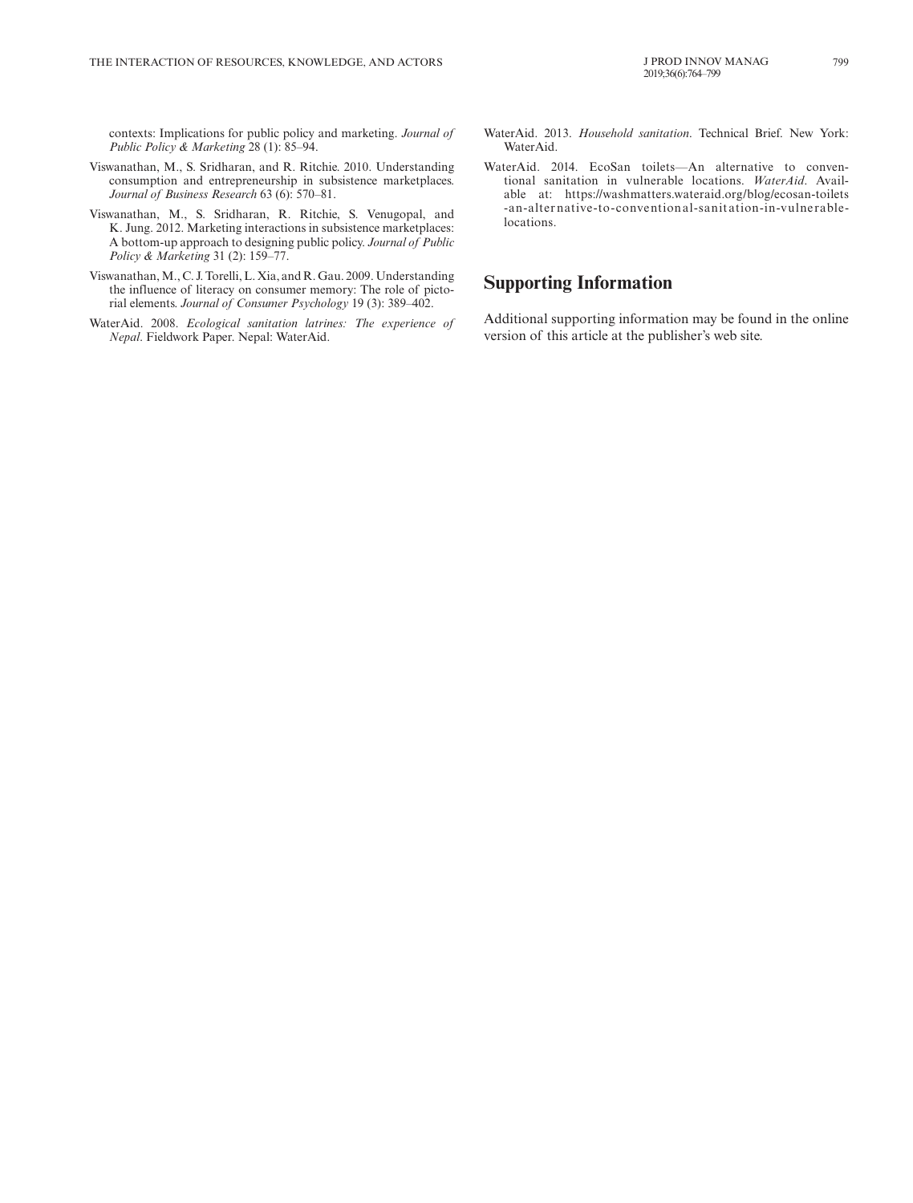contexts: Implications for public policy and marketing. *Journal of Public Policy & Marketing* 28 (1): 85–94.

Viswanathan, M., S. Sridharan, and R. Ritchie. 2010. Understanding consumption and entrepreneurship in subsistence marketplaces. *Journal of Business Research* 63 (6): 570–81.

Viswanathan, M., S. Sridharan, R. Ritchie, S. Venugopal, and K. Jung. 2012. Marketing interactions in subsistence marketplaces: A bottom-up approach to designing public policy. *Journal of Public Policy & Marketing* 31 (2): 159–77.

Viswanathan, M., C. J. Torelli, L. Xia, and R. Gau. 2009. Understanding the influence of literacy on consumer memory: The role of pictorial elements. *Journal of Consumer Psychology* 19 (3): 389–402.

WaterAid. 2008. *Ecological sanitation latrines: The experience of Nepal*. Fieldwork Paper. Nepal: WaterAid.

WaterAid. 2013. *Household sanitation*. Technical Brief. New York: WaterAid.

WaterAid. 2014. EcoSan toilets—An alternative to conventional sanitation in vulnerable locations. *WaterAid*. Available at: https://washmatters.wateraid.org/blog/ecosan-toilets-an-alternative-to-conventional-sanitation-in-vulnerable-locations.

## Supporting Information

Additional supporting information may be found in the online version of this article at the publisher's web site.